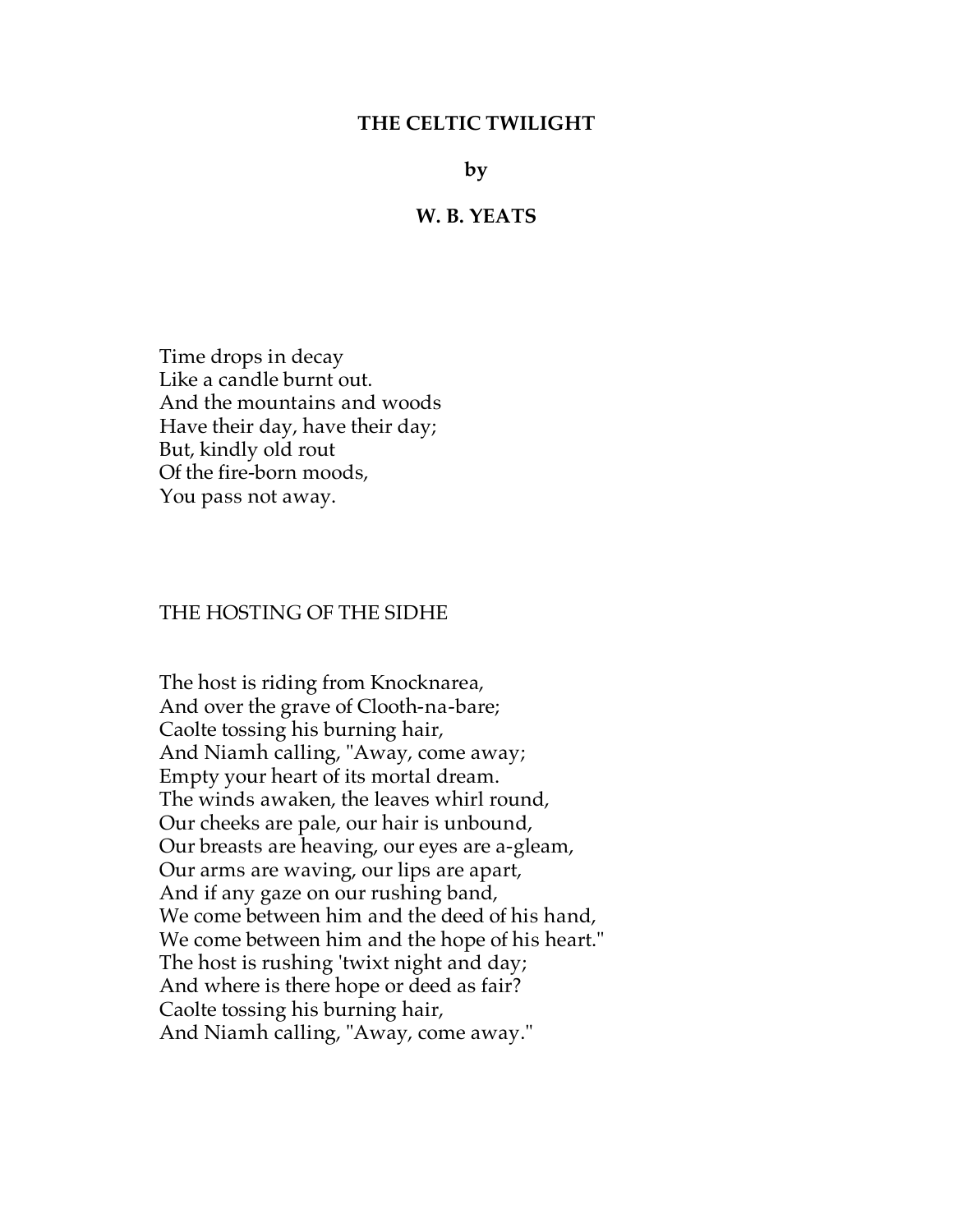# THE CELTIC TWILIGHT

**by**

**W. B. YEATS**

Time drops in decay  
Like a candle burnt out.  
And the mountains and woods  
Have their day, have their day;  
But, kindly old rout  
Of the fire-born moods,  
You pass not away.

## THE HOSTING OF THE SIDHE

The host is riding from Knocknarea,  
And over the grave of Clooth-na-bare;  
Caolte tossing his burning hair,  
And Niamh calling, "Away, come away;  
Empty your heart of its mortal dream.  
The winds awaken, the leaves whirl round,  
Our cheeks are pale, our hair is unbound,  
Our breasts are heaving, our eyes are a-gleam,  
Our arms are waving, our lips are apart,  
And if any gaze on our rushing band,  
We come between him and the deed of his hand,  
We come between him and the hope of his heart."  
The host is rushing 'twixt night and day;  
And where is there hope or deed as fair?  
Caolte tossing his burning hair,  
And Niamh calling, "Away, come away."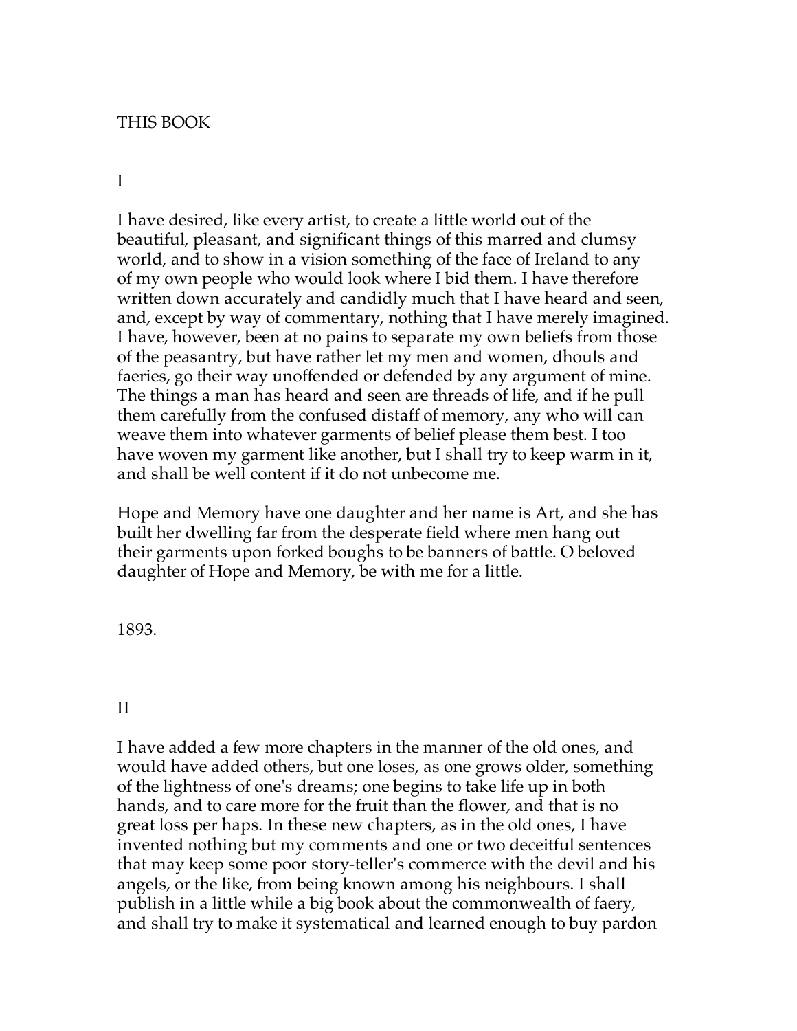# THIS BOOK

## I

I have desired, like every artist, to create a little world out of the beautiful, pleasant, and significant things of this marred and clumsy world, and to show in a vision something of the face of Ireland to any of my own people who would look where I bid them. I have therefore written down accurately and candidly much that I have heard and seen, and, except by way of commentary, nothing that I have merely imagined. I have, however, been at no pains to separate my own beliefs from those of the peasantry, but have rather let my men and women, dhouls and faeries, go their way unoffended or defended by any argument of mine. The things a man has heard and seen are threads of life, and if he pull them carefully from the confused distaff of memory, any who will can weave them into whatever garments of belief please them best. I too have woven my garment like another, but I shall try to keep warm in it, and shall be well content if it do not unbecome me.

Hope and Memory have one daughter and her name is Art, and she has built her dwelling far from the desperate field where men hang out their garments upon forked boughs to be banners of battle. O beloved daughter of Hope and Memory, be with me for a little.

1893.

## II

I have added a few more chapters in the manner of the old ones, and would have added others, but one loses, as one grows older, something of the lightness of one's dreams; one begins to take life up in both hands, and to care more for the fruit than the flower, and that is no great loss per haps. In these new chapters, as in the old ones, I have invented nothing but my comments and one or two deceitful sentences that may keep some poor story-teller's commerce with the devil and his angels, or the like, from being known among his neighbours. I shall publish in a little while a big book about the commonwealth of faery, and shall try to make it systematical and learned enough to buy pardon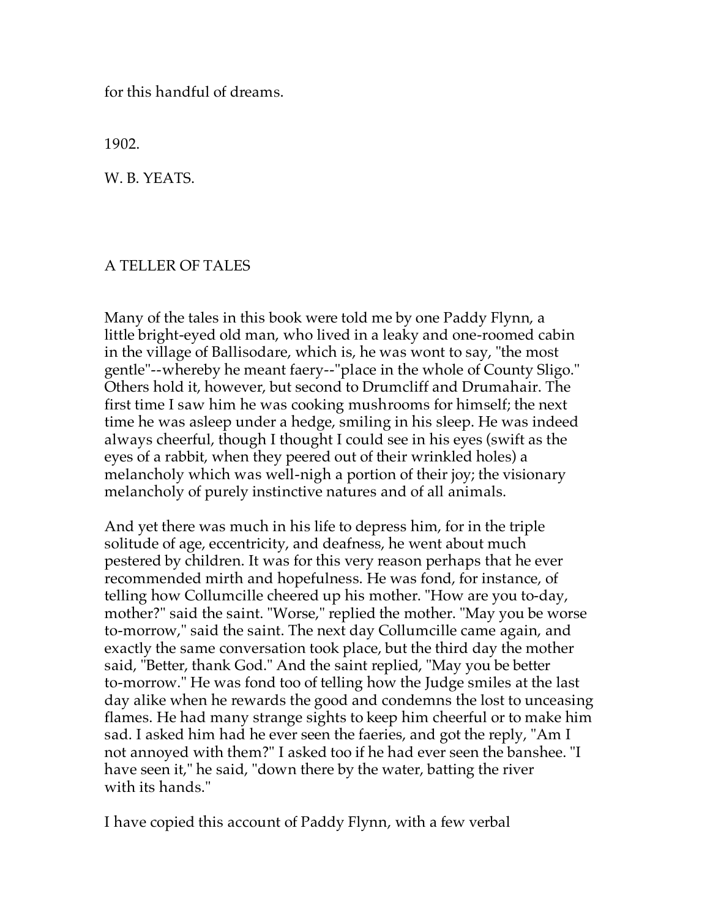for this handful of dreams.

1902.

W. B. YEATS.

## A TELLER OF TALES

Many of the tales in this book were told me by one Paddy Flynn, a little bright-eyed old man, who lived in a leaky and one-roomed cabin in the village of Ballisodare, which is, he was wont to say, "the most gentle"--whereby he meant faery--"place in the whole of County Sligo." Others hold it, however, but second to Drumcliff and Drumahair. The first time I saw him he was cooking mushrooms for himself; the next time he was asleep under a hedge, smiling in his sleep. He was indeed always cheerful, though I thought I could see in his eyes (swift as the eyes of a rabbit, when they peered out of their wrinkled holes) a melancholy which was well-nigh a portion of their joy; the visionary melancholy of purely instinctive natures and of all animals.

And yet there was much in his life to depress him, for in the triple solitude of age, eccentricity, and deafness, he went about much pestered by children. It was for this very reason perhaps that he ever recommended mirth and hopefulness. He was fond, for instance, of telling how Collumcille cheered up his mother. "How are you to-day, mother?" said the saint. "Worse," replied the mother. "May you be worse to-morrow," said the saint. The next day Collumcille came again, and exactly the same conversation took place, but the third day the mother said, "Better, thank God." And the saint replied, "May you be better to-morrow." He was fond too of telling how the Judge smiles at the last day alike when he rewards the good and condemns the lost to unceasing flames. He had many strange sights to keep him cheerful or to make him sad. I asked him had he ever seen the faeries, and got the reply, "Am I not annoyed with them?" I asked too if he had ever seen the banshee. "I have seen it," he said, "down there by the water, batting the river with its hands."

I have copied this account of Paddy Flynn, with a few verbal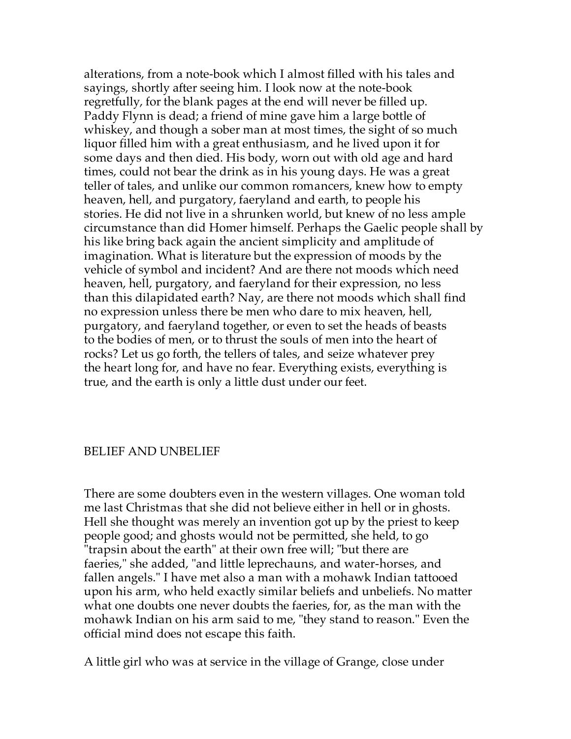alterations, from a note-book which I almost filled with his tales and sayings, shortly after seeing him. I look now at the note-book regretfully, for the blank pages at the end will never be filled up. Paddy Flynn is dead; a friend of mine gave him a large bottle of whiskey, and though a sober man at most times, the sight of so much liquor filled him with a great enthusiasm, and he lived upon it for some days and then died. His body, worn out with old age and hard times, could not bear the drink as in his young days. He was a great teller of tales, and unlike our common romancers, knew how to empty heaven, hell, and purgatory, faeryland and earth, to people his stories. He did not live in a shrunken world, but knew of no less ample circumstance than did Homer himself. Perhaps the Gaelic people shall by his like bring back again the ancient simplicity and amplitude of imagination. What is literature but the expression of moods by the vehicle of symbol and incident? And are there not moods which need heaven, hell, purgatory, and faeryland for their expression, no less than this dilapidated earth? Nay, are there not moods which shall find no expression unless there be men who dare to mix heaven, hell, purgatory, and faeryland together, or even to set the heads of beasts to the bodies of men, or to thrust the souls of men into the heart of rocks? Let us go forth, the tellers of tales, and seize whatever prey the heart long for, and have no fear. Everything exists, everything is true, and the earth is only a little dust under our feet.

## BELIEF AND UNBELIEF

There are some doubters even in the western villages. One woman told me last Christmas that she did not believe either in hell or in ghosts. Hell she thought was merely an invention got up by the priest to keep people good; and ghosts would not be permitted, she held, to go "trapsin about the earth" at their own free will; "but there are faeries," she added, "and little leprechauns, and water-horses, and fallen angels." I have met also a man with a mohawk Indian tattooed upon his arm, who held exactly similar beliefs and unbeliefs. No matter what one doubts one never doubts the faeries, for, as the man with the mohawk Indian on his arm said to me, "they stand to reason." Even the official mind does not escape this faith.

A little girl who was at service in the village of Grange, close under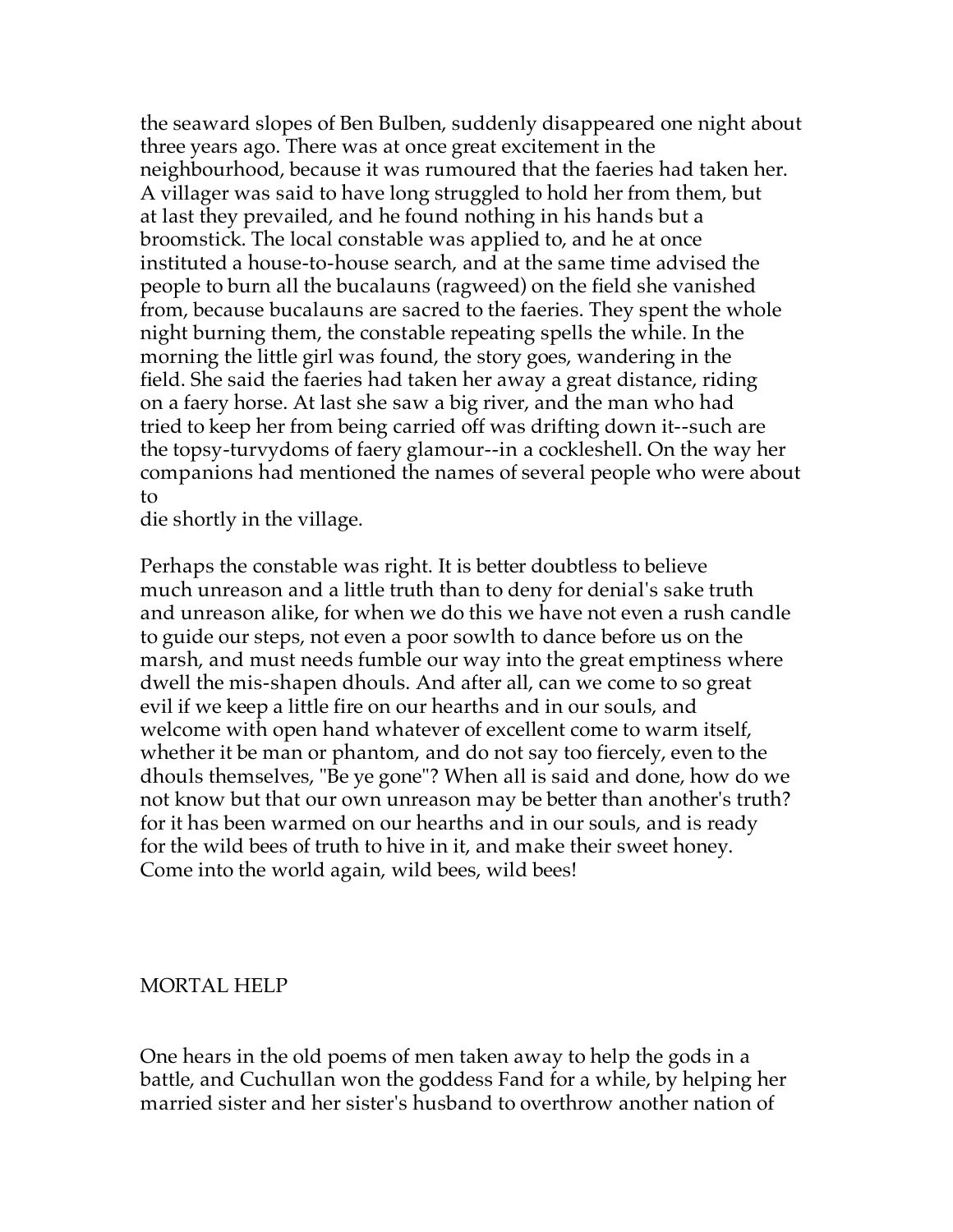the seaward slopes of Ben Bulben, suddenly disappeared one night about three years ago. There was at once great excitement in the neighbourhood, because it was rumoured that the faeries had taken her. A villager was said to have long struggled to hold her from them, but at last they prevailed, and he found nothing in his hands but a broomstick. The local constable was applied to, and he at once instituted a house-to-house search, and at the same time advised the people to burn all the bucalauns (ragweed) on the field she vanished from, because bucalauns are sacred to the faeries. They spent the whole night burning them, the constable repeating spells the while. In the morning the little girl was found, the story goes, wandering in the field. She said the faeries had taken her away a great distance, riding on a faery horse. At last she saw a big river, and the man who had tried to keep her from being carried off was drifting down it--such are the topsy-turvydoms of faery glamour--in a cockleshell. On the way her companions had mentioned the names of several people who were about to die shortly in the village.

Perhaps the constable was right. It is better doubtless to believe much unreason and a little truth than to deny for denial's sake truth and unreason alike, for when we do this we have not even a rush candle to guide our steps, not even a poor sowlth to dance before us on the marsh, and must needs fumble our way into the great emptiness where dwell the mis-shapen dhouls. And after all, can we come to so great evil if we keep a little fire on our hearths and in our souls, and welcome with open hand whatever of excellent come to warm itself, whether it be man or phantom, and do not say too fiercely, even to the dhouls themselves, "Be ye gone"? When all is said and done, how do we not know but that our own unreason may be better than another's truth? for it has been warmed on our hearths and in our souls, and is ready for the wild bees of truth to hive in it, and make their sweet honey. Come into the world again, wild bees, wild bees!

## MORTAL HELP

One hears in the old poems of men taken away to help the gods in a battle, and Cuchullan won the goddess Fand for a while, by helping her married sister and her sister's husband to overthrow another nation of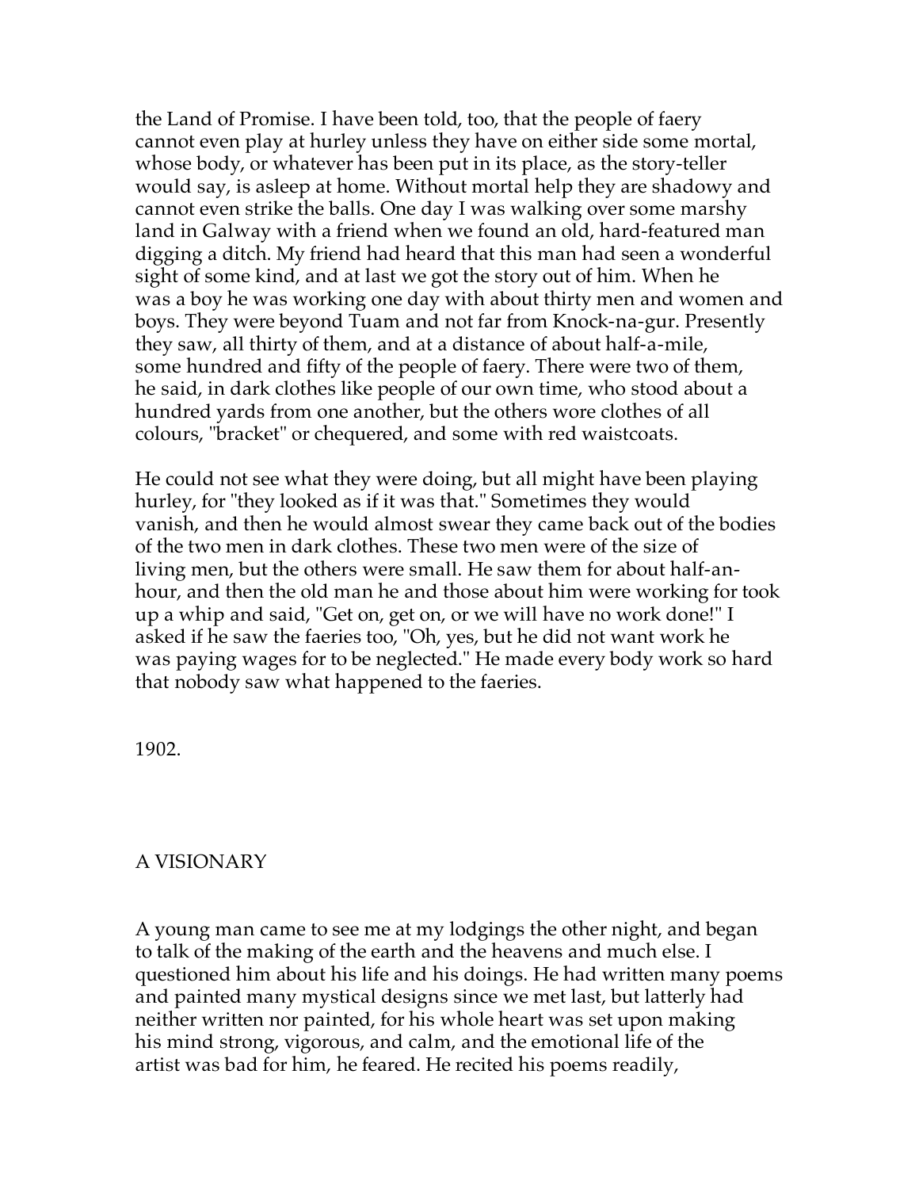the Land of Promise. I have been told, too, that the people of faery cannot even play at hurley unless they have on either side some mortal, whose body, or whatever has been put in its place, as the story-teller would say, is asleep at home. Without mortal help they are shadowy and cannot even strike the balls. One day I was walking over some marshy land in Galway with a friend when we found an old, hard-featured man digging a ditch. My friend had heard that this man had seen a wonderful sight of some kind, and at last we got the story out of him. When he was a boy he was working one day with about thirty men and women and boys. They were beyond Tuam and not far from Knock-na-gur. Presently they saw, all thirty of them, and at a distance of about half-a-mile, some hundred and fifty of the people of faery. There were two of them, he said, in dark clothes like people of our own time, who stood about a hundred yards from one another, but the others wore clothes of all colours, "bracket" or chequered, and some with red waistcoats.

He could not see what they were doing, but all might have been playing hurley, for "they looked as if it was that." Sometimes they would vanish, and then he would almost swear they came back out of the bodies of the two men in dark clothes. These two men were of the size of living men, but the others were small. He saw them for about half-an-hour, and then the old man he and those about him were working for took up a whip and said, "Get on, get on, or we will have no work done!" I asked if he saw the faeries too, "Oh, yes, but he did not want work he was paying wages for to be neglected." He made every body work so hard that nobody saw what happened to the faeries.

1902.

## A VISIONARY

A young man came to see me at my lodgings the other night, and began to talk of the making of the earth and the heavens and much else. I questioned him about his life and his doings. He had written many poems and painted many mystical designs since we met last, but latterly had neither written nor painted, for his whole heart was set upon making his mind strong, vigorous, and calm, and the emotional life of the artist was bad for him, he feared. He recited his poems readily,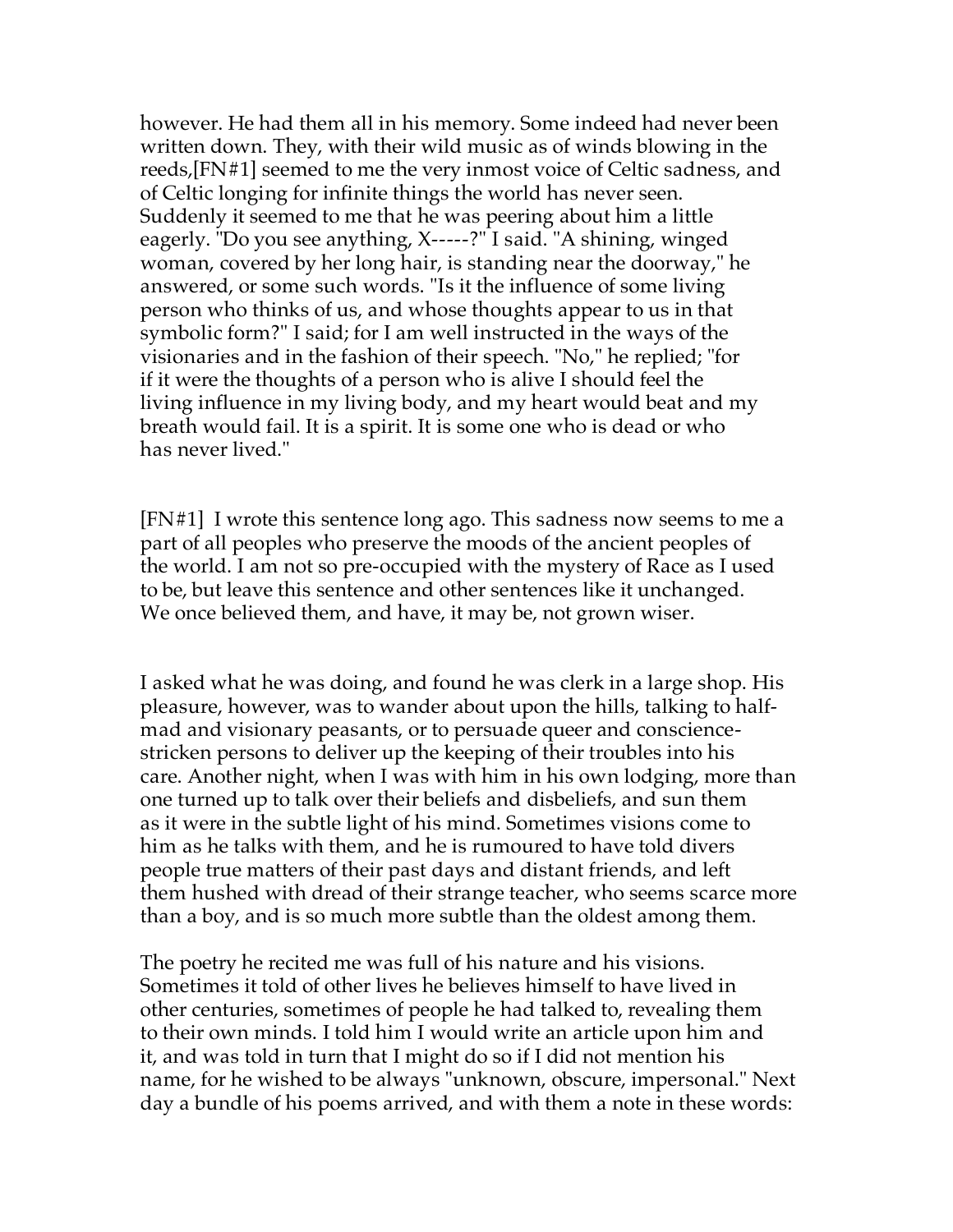however. He had them all in his memory. Some indeed had never been written down. They, with their wild music as of winds blowing in the reeds,[FN#1] seemed to me the very inmost voice of Celtic sadness, and of Celtic longing for infinite things the world has never seen. Suddenly it seemed to me that he was peering about him a little eagerly. "Do you see anything, X-----?" I said. "A shining, winged woman, covered by her long hair, is standing near the doorway," he answered, or some such words. "Is it the influence of some living person who thinks of us, and whose thoughts appear to us in that symbolic form?" I said; for I am well instructed in the ways of the visionaries and in the fashion of their speech. "No," he replied; "for if it were the thoughts of a person who is alive I should feel the living influence in my living body, and my heart would beat and my breath would fail. It is a spirit. It is some one who is dead or who has never lived."

[FN#1] I wrote this sentence long ago. This sadness now seems to me a part of all peoples who preserve the moods of the ancient peoples of the world. I am not so pre-occupied with the mystery of Race as I used to be, but leave this sentence and other sentences like it unchanged. We once believed them, and have, it may be, not grown wiser.

I asked what he was doing, and found he was clerk in a large shop. His pleasure, however, was to wander about upon the hills, talking to half-mad and visionary peasants, or to persuade queer and conscience-stricken persons to deliver up the keeping of their troubles into his care. Another night, when I was with him in his own lodging, more than one turned up to talk over their beliefs and disbeliefs, and sun them as it were in the subtle light of his mind. Sometimes visions come to him as he talks with them, and he is rumoured to have told divers people true matters of their past days and distant friends, and left them hushed with dread of their strange teacher, who seems scarce more than a boy, and is so much more subtle than the oldest among them.

The poetry he recited me was full of his nature and his visions. Sometimes it told of other lives he believes himself to have lived in other centuries, sometimes of people he had talked to, revealing them to their own minds. I told him I would write an article upon him and it, and was told in turn that I might do so if I did not mention his name, for he wished to be always "unknown, obscure, impersonal." Next day a bundle of his poems arrived, and with them a note in these words: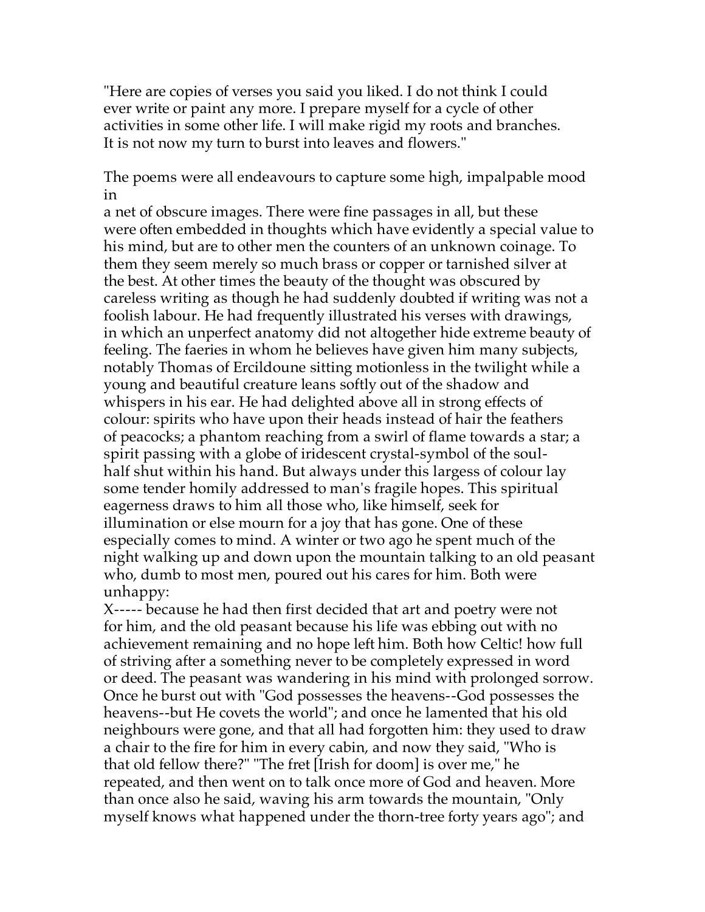"Here are copies of verses you said you liked. I do not think I could ever write or paint any more. I prepare myself for a cycle of other activities in some other life. I will make rigid my roots and branches. It is not now my turn to burst into leaves and flowers."

The poems were all endeavours to capture some high, impalpable mood in a net of obscure images. There were fine passages in all, but these were often embedded in thoughts which have evidently a special value to his mind, but are to other men the counters of an unknown coinage. To them they seem merely so much brass or copper or tarnished silver at the best. At other times the beauty of the thought was obscured by careless writing as though he had suddenly doubted if writing was not a foolish labour. He had frequently illustrated his verses with drawings, in which an unperfect anatomy did not altogether hide extreme beauty of feeling. The faeries in whom he believes have given him many subjects, notably Thomas of Ercildoune sitting motionless in the twilight while a young and beautiful creature leans softly out of the shadow and whispers in his ear. He had delighted above all in strong effects of colour: spirits who have upon their heads instead of hair the feathers of peacocks; a phantom reaching from a swirl of flame towards a star; a spirit passing with a globe of iridescent crystal-symbol of the soul-half shut within his hand. But always under this largess of colour lay some tender homily addressed to man's fragile hopes. This spiritual eagerness draws to him all those who, like himself, seek for illumination or else mourn for a joy that has gone. One of these especially comes to mind. A winter or two ago he spent much of the night walking up and down upon the mountain talking to an old peasant who, dumb to most men, poured out his cares for him. Both were unhappy:
X----- because he had then first decided that art and poetry were not for him, and the old peasant because his life was ebbing out with no achievement remaining and no hope left him. Both how Celtic! how full of striving after a something never to be completely expressed in word or deed. The peasant was wandering in his mind with prolonged sorrow. Once he burst out with "God possesses the heavens--God possesses the heavens--but He covets the world"; and once he lamented that his old neighbours were gone, and that all had forgotten him: they used to draw a chair to the fire for him in every cabin, and now they said, "Who is that old fellow there?" "The fret [Irish for doom] is over me," he repeated, and then went on to talk once more of God and heaven. More than once also he said, waving his arm towards the mountain, "Only myself knows what happened under the thorn-tree forty years ago"; and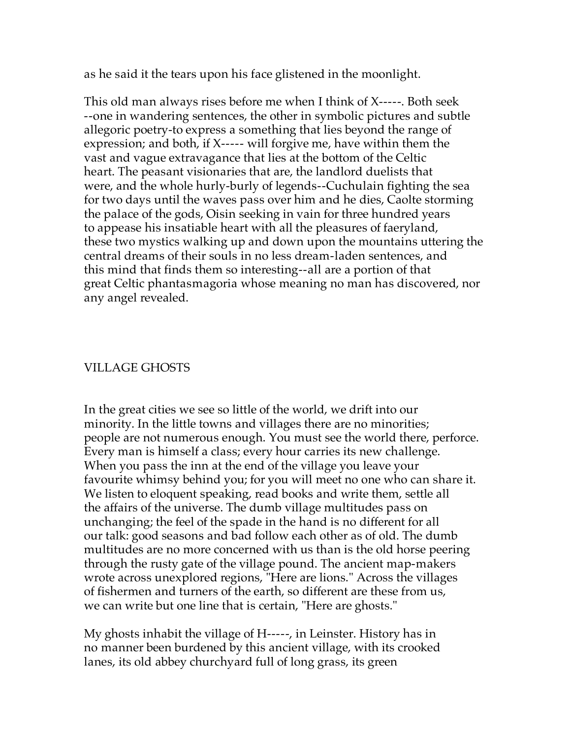as he said it the tears upon his face glistened in the moonlight.

This old man always rises before me when I think of X-----. Both seek --one in wandering sentences, the other in symbolic pictures and subtle allegoric poetry-to express a something that lies beyond the range of expression; and both, if X----- will forgive me, have within them the vast and vague extravagance that lies at the bottom of the Celtic heart. The peasant visionaries that are, the landlord duelists that were, and the whole hurly-burly of legends--Cuchulain fighting the sea for two days until the waves pass over him and he dies, Caolte storming the palace of the gods, Oisin seeking in vain for three hundred years to appease his insatiable heart with all the pleasures of faeryland, these two mystics walking up and down upon the mountains uttering the central dreams of their souls in no less dream-laden sentences, and this mind that finds them so interesting--all are a portion of that great Celtic phantasmagoria whose meaning no man has discovered, nor any angel revealed.

## VILLAGE GHOSTS

In the great cities we see so little of the world, we drift into our minority. In the little towns and villages there are no minorities; people are not numerous enough. You must see the world there, perforce. Every man is himself a class; every hour carries its new challenge. When you pass the inn at the end of the village you leave your favourite whimsy behind you; for you will meet no one who can share it. We listen to eloquent speaking, read books and write them, settle all the affairs of the universe. The dumb village multitudes pass on unchanging; the feel of the spade in the hand is no different for all our talk: good seasons and bad follow each other as of old. The dumb multitudes are no more concerned with us than is the old horse peering through the rusty gate of the village pound. The ancient map-makers wrote across unexplored regions, "Here are lions." Across the villages of fishermen and turners of the earth, so different are these from us, we can write but one line that is certain, "Here are ghosts."

My ghosts inhabit the village of H-----, in Leinster. History has in no manner been burdened by this ancient village, with its crooked lanes, its old abbey churchyard full of long grass, its green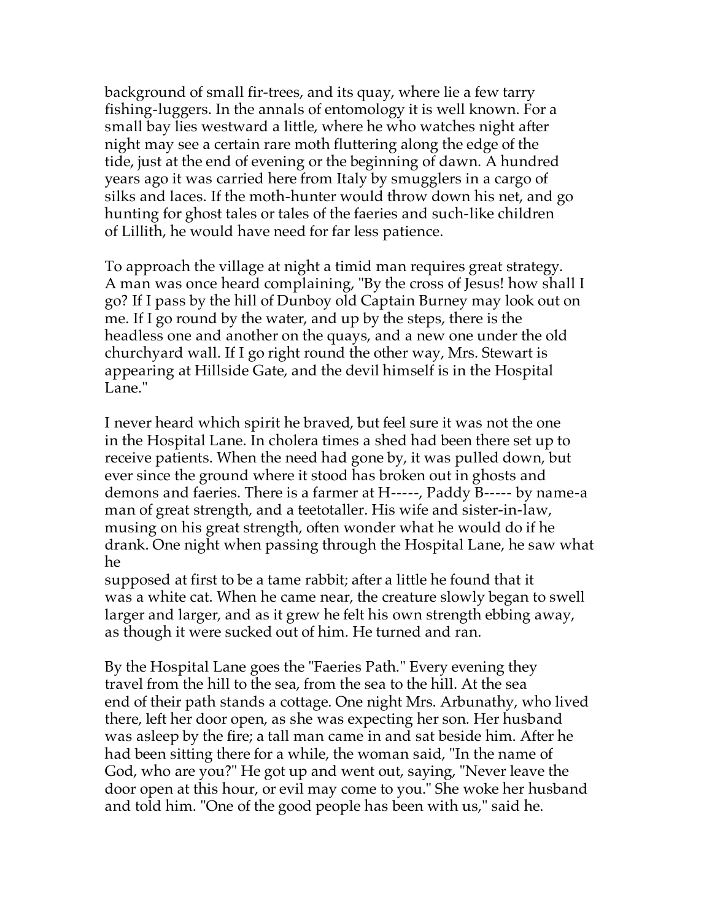background of small fir-trees, and its quay, where lie a few tarry fishing-luggers. In the annals of entomology it is well known. For a small bay lies westward a little, where he who watches night after night may see a certain rare moth fluttering along the edge of the tide, just at the end of evening or the beginning of dawn. A hundred years ago it was carried here from Italy by smugglers in a cargo of silks and laces. If the moth-hunter would throw down his net, and go hunting for ghost tales or tales of the faeries and such-like children of Lillith, he would have need for far less patience.

To approach the village at night a timid man requires great strategy. A man was once heard complaining, "By the cross of Jesus! how shall I go? If I pass by the hill of Dunboy old Captain Burney may look out on me. If I go round by the water, and up by the steps, there is the headless one and another on the quays, and a new one under the old churchyard wall. If I go right round the other way, Mrs. Stewart is appearing at Hillside Gate, and the devil himself is in the Hospital Lane."

I never heard which spirit he braved, but feel sure it was not the one in the Hospital Lane. In cholera times a shed had been there set up to receive patients. When the need had gone by, it was pulled down, but ever since the ground where it stood has broken out in ghosts and demons and faeries. There is a farmer at H-----, Paddy B----- by name-a man of great strength, and a teetotaller. His wife and sister-in-law, musing on his great strength, often wonder what he would do if he drank. One night when passing through the Hospital Lane, he saw what he supposed at first to be a tame rabbit; after a little he found that it was a white cat. When he came near, the creature slowly began to swell larger and larger, and as it grew he felt his own strength ebbing away, as though it were sucked out of him. He turned and ran.

By the Hospital Lane goes the "Faeries Path." Every evening they travel from the hill to the sea, from the sea to the hill. At the sea end of their path stands a cottage. One night Mrs. Arbunathy, who lived there, left her door open, as she was expecting her son. Her husband was asleep by the fire; a tall man came in and sat beside him. After he had been sitting there for a while, the woman said, "In the name of God, who are you?" He got up and went out, saying, "Never leave the door open at this hour, or evil may come to you." She woke her husband and told him. "One of the good people has been with us," said he.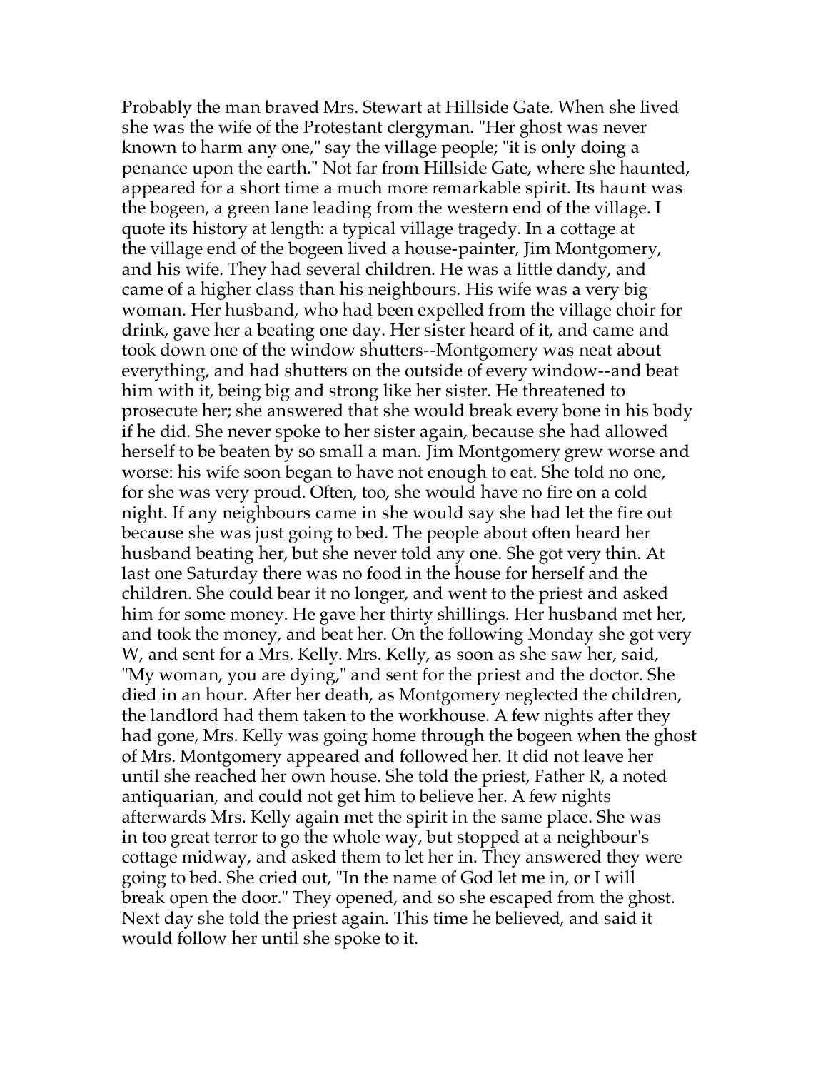Probably the man braved Mrs. Stewart at Hillside Gate. When she lived she was the wife of the Protestant clergyman. "Her ghost was never known to harm any one," say the village people; "it is only doing a penance upon the earth." Not far from Hillside Gate, where she haunted, appeared for a short time a much more remarkable spirit. Its haunt was the bogeen, a green lane leading from the western end of the village. I quote its history at length: a typical village tragedy. In a cottage at the village end of the bogeen lived a house-painter, Jim Montgomery, and his wife. They had several children. He was a little dandy, and came of a higher class than his neighbours. His wife was a very big woman. Her husband, who had been expelled from the village choir for drink, gave her a beating one day. Her sister heard of it, and came and took down one of the window shutters--Montgomery was neat about everything, and had shutters on the outside of every window--and beat him with it, being big and strong like her sister. He threatened to prosecute her; she answered that she would break every bone in his body if he did. She never spoke to her sister again, because she had allowed herself to be beaten by so small a man. Jim Montgomery grew worse and worse: his wife soon began to have not enough to eat. She told no one, for she was very proud. Often, too, she would have no fire on a cold night. If any neighbours came in she would say she had let the fire out because she was just going to bed. The people about often heard her husband beating her, but she never told any one. She got very thin. At last one Saturday there was no food in the house for herself and the children. She could bear it no longer, and went to the priest and asked him for some money. He gave her thirty shillings. Her husband met her, and took the money, and beat her. On the following Monday she got very W, and sent for a Mrs. Kelly. Mrs. Kelly, as soon as she saw her, said, "My woman, you are dying," and sent for the priest and the doctor. She died in an hour. After her death, as Montgomery neglected the children, the landlord had them taken to the workhouse. A few nights after they had gone, Mrs. Kelly was going home through the bogeen when the ghost of Mrs. Montgomery appeared and followed her. It did not leave her until she reached her own house. She told the priest, Father R, a noted antiquarian, and could not get him to believe her. A few nights afterwards Mrs. Kelly again met the spirit in the same place. She was in too great terror to go the whole way, but stopped at a neighbour's cottage midway, and asked them to let her in. They answered they were going to bed. She cried out, "In the name of God let me in, or I will break open the door." They opened, and so she escaped from the ghost. Next day she told the priest again. This time he believed, and said it would follow her until she spoke to it.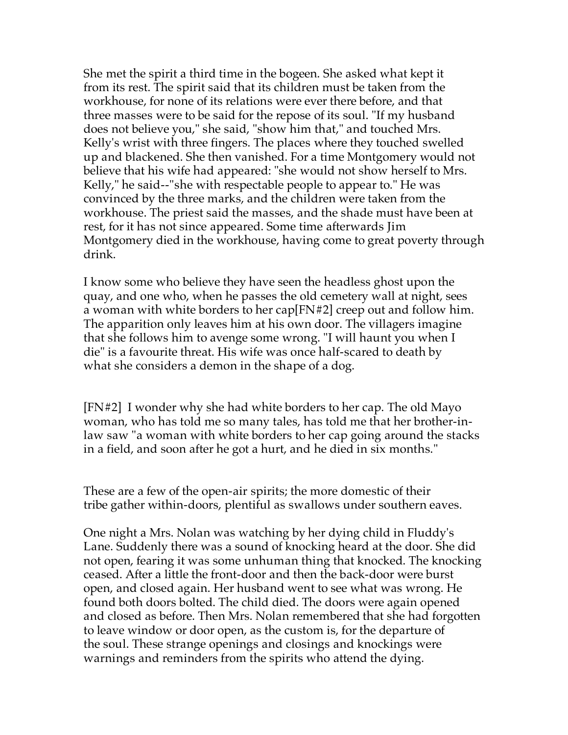She met the spirit a third time in the bogeen. She asked what kept it from its rest. The spirit said that its children must be taken from the workhouse, for none of its relations were ever there before, and that three masses were to be said for the repose of its soul. "If my husband does not believe you," she said, "show him that," and touched Mrs. Kelly's wrist with three fingers. The places where they touched swelled up and blackened. She then vanished. For a time Montgomery would not believe that his wife had appeared: "she would not show herself to Mrs. Kelly," he said--"she with respectable people to appear to." He was convinced by the three marks, and the children were taken from the workhouse. The priest said the masses, and the shade must have been at rest, for it has not since appeared. Some time afterwards Jim Montgomery died in the workhouse, having come to great poverty through drink.

I know some who believe they have seen the headless ghost upon the quay, and one who, when he passes the old cemetery wall at night, sees a woman with white borders to her cap[FN#2] creep out and follow him. The apparition only leaves him at his own door. The villagers imagine that she follows him to avenge some wrong. "I will haunt you when I die" is a favourite threat. His wife was once half-scared to death by what she considers a demon in the shape of a dog.

[FN#2] I wonder why she had white borders to her cap. The old Mayo woman, who has told me so many tales, has told me that her brother-in-law saw "a woman with white borders to her cap going around the stacks in a field, and soon after he got a hurt, and he died in six months."

These are a few of the open-air spirits; the more domestic of their tribe gather within-doors, plentiful as swallows under southern eaves.

One night a Mrs. Nolan was watching by her dying child in Fluddy's Lane. Suddenly there was a sound of knocking heard at the door. She did not open, fearing it was some unhuman thing that knocked. The knocking ceased. After a little the front-door and then the back-door were burst open, and closed again. Her husband went to see what was wrong. He found both doors bolted. The child died. The doors were again opened and closed as before. Then Mrs. Nolan remembered that she had forgotten to leave window or door open, as the custom is, for the departure of the soul. These strange openings and closings and knockings were warnings and reminders from the spirits who attend the dying.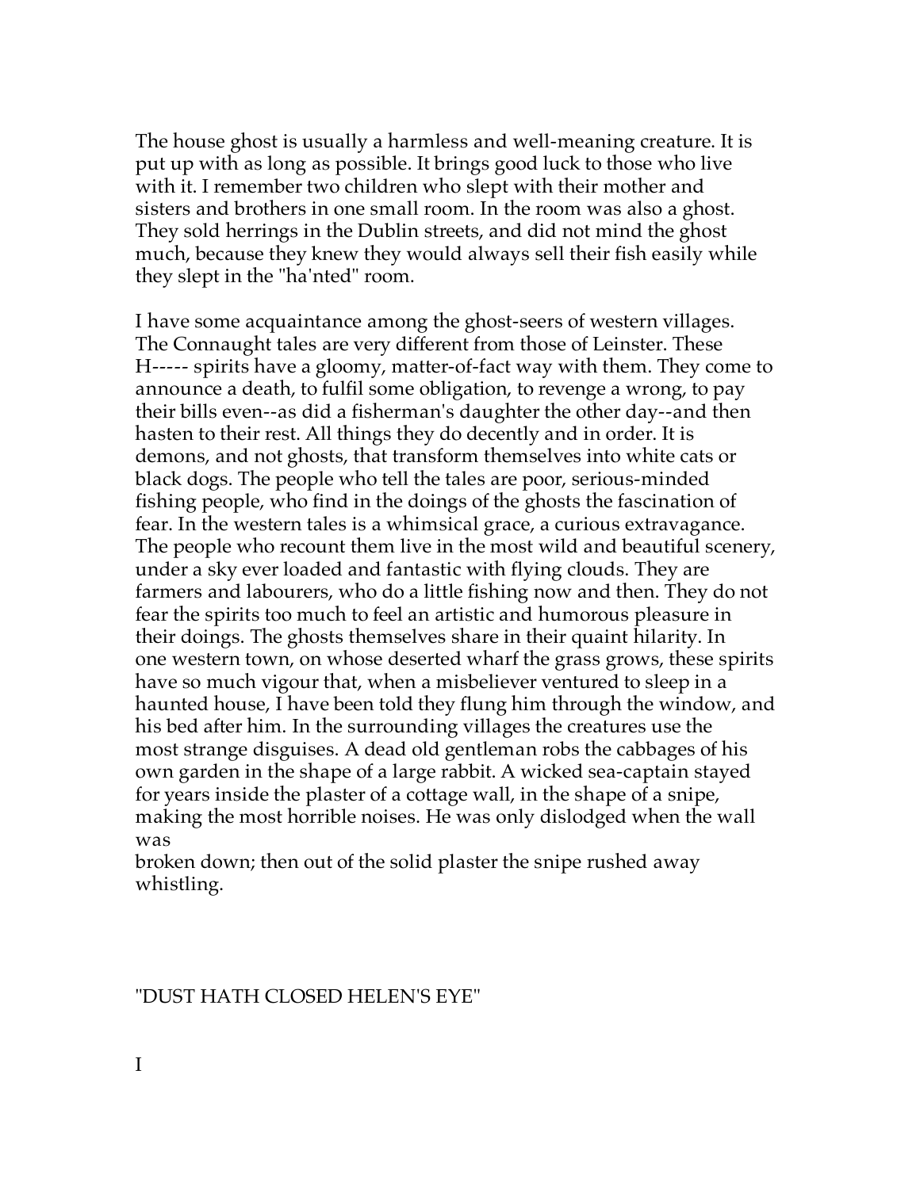The house ghost is usually a harmless and well-meaning creature. It is put up with as long as possible. It brings good luck to those who live with it. I remember two children who slept with their mother and sisters and brothers in one small room. In the room was also a ghost. They sold herrings in the Dublin streets, and did not mind the ghost much, because they knew they would always sell their fish easily while they slept in the "ha'nted" room.

I have some acquaintance among the ghost-seers of western villages. The Connaught tales are very different from those of Leinster. These H----- spirits have a gloomy, matter-of-fact way with them. They come to announce a death, to fulfil some obligation, to revenge a wrong, to pay their bills even--as did a fisherman's daughter the other day--and then hasten to their rest. All things they do decently and in order. It is demons, and not ghosts, that transform themselves into white cats or black dogs. The people who tell the tales are poor, serious-minded fishing people, who find in the doings of the ghosts the fascination of fear. In the western tales is a whimsical grace, a curious extravagance. The people who recount them live in the most wild and beautiful scenery, under a sky ever loaded and fantastic with flying clouds. They are farmers and labourers, who do a little fishing now and then. They do not fear the spirits too much to feel an artistic and humorous pleasure in their doings. The ghosts themselves share in their quaint hilarity. In one western town, on whose deserted wharf the grass grows, these spirits have so much vigour that, when a misbeliever ventured to sleep in a haunted house, I have been told they flung him through the window, and his bed after him. In the surrounding villages the creatures use the most strange disguises. A dead old gentleman robs the cabbages of his own garden in the shape of a large rabbit. A wicked sea-captain stayed for years inside the plaster of a cottage wall, in the shape of a snipe, making the most horrible noises. He was only dislodged when the wall was broken down; then out of the solid plaster the snipe rushed away whistling.

## "DUST HATH CLOSED HELEN'S EYE"

### I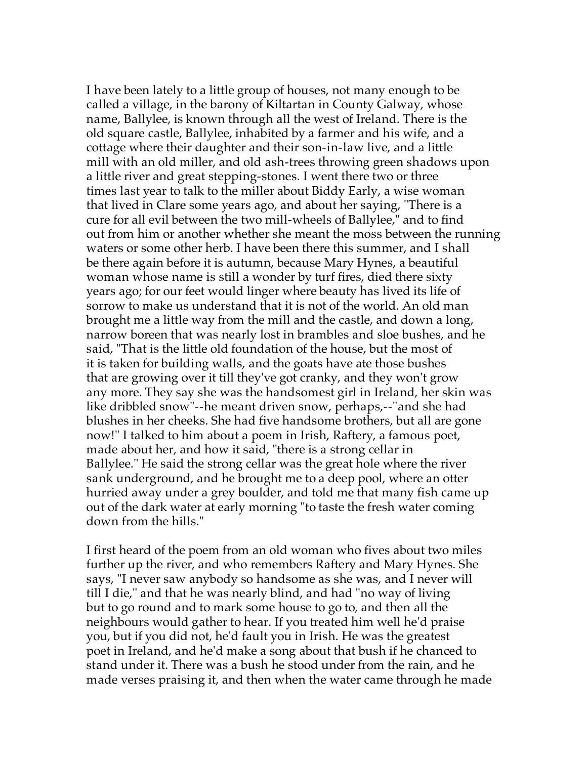I have been lately to a little group of houses, not many enough to be called a village, in the barony of Kiltartan in County Galway, whose name, Ballylee, is known through all the west of Ireland. There is the old square castle, Ballylee, inhabited by a farmer and his wife, and a cottage where their daughter and their son-in-law live, and a little mill with an old miller, and old ash-trees throwing green shadows upon a little river and great stepping-stones. I went there two or three times last year to talk to the miller about Biddy Early, a wise woman that lived in Clare some years ago, and about her saying, "There is a cure for all evil between the two mill-wheels of Ballylee," and to find out from him or another whether she meant the moss between the running waters or some other herb. I have been there this summer, and I shall be there again before it is autumn, because Mary Hynes, a beautiful woman whose name is still a wonder by turf fires, died there sixty years ago; for our feet would linger where beauty has lived its life of sorrow to make us understand that it is not of the world. An old man brought me a little way from the mill and the castle, and down a long, narrow boreen that was nearly lost in brambles and sloe bushes, and he said, "That is the little old foundation of the house, but the most of it is taken for building walls, and the goats have ate those bushes that are growing over it till they've got cranky, and they won't grow any more. They say she was the handsomest girl in Ireland, her skin was like dribbled snow"--he meant driven snow, perhaps,--"and she had blushes in her cheeks. She had five handsome brothers, but all are gone now!" I talked to him about a poem in Irish, Raftery, a famous poet, made about her, and how it said, "there is a strong cellar in Ballylee." He said the strong cellar was the great hole where the river sank underground, and he brought me to a deep pool, where an otter hurried away under a grey boulder, and told me that many fish came up out of the dark water at early morning "to taste the fresh water coming down from the hills."

I first heard of the poem from an old woman who fives about two miles further up the river, and who remembers Raftery and Mary Hynes. She says, "I never saw anybody so handsome as she was, and I never will till I die," and that he was nearly blind, and had "no way of living but to go round and to mark some house to go to, and then all the neighbours would gather to hear. If you treated him well he'd praise you, but if you did not, he'd fault you in Irish. He was the greatest poet in Ireland, and he'd make a song about that bush if he chanced to stand under it. There was a bush he stood under from the rain, and he made verses praising it, and then when the water came through he made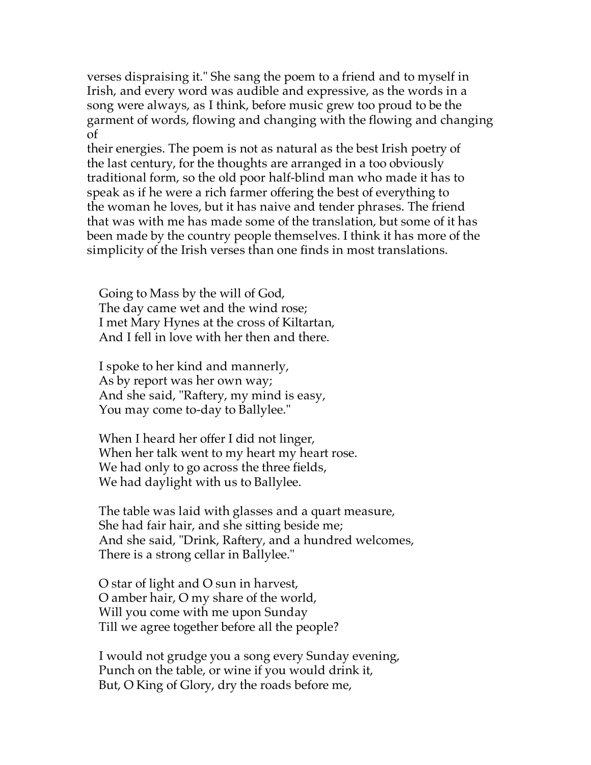verses dispraising it." She sang the poem to a friend and to myself in Irish, and every word was audible and expressive, as the words in a song were always, as I think, before music grew too proud to be the garment of words, flowing and changing with the flowing and changing of their energies. The poem is not as natural as the best Irish poetry of the last century, for the thoughts are arranged in a too obviously traditional form, so the old poor half-blind man who made it has to speak as if he were a rich farmer offering the best of everything to the woman he loves, but it has naive and tender phrases. The friend that was with me has made some of the translation, but some of it has been made by the country people themselves. I think it has more of the simplicity of the Irish verses than one finds in most translations.

Going to Mass by the will of God,
The day came wet and the wind rose;
I met Mary Hynes at the cross of Kiltartan,
And I fell in love with her then and there.

I spoke to her kind and mannerly,
As by report was her own way;
And she said, "Raftery, my mind is easy,
You may come to-day to Ballylee."

When I heard her offer I did not linger,
When her talk went to my heart my heart rose.
We had only to go across the three fields,
We had daylight with us to Ballylee.

The table was laid with glasses and a quart measure,
She had fair hair, and she sitting beside me;
And she said, "Drink, Raftery, and a hundred welcomes,
There is a strong cellar in Ballylee."

O star of light and O sun in harvest,
O amber hair, O my share of the world,
Will you come with me upon Sunday
Till we agree together before all the people?

I would not grudge you a song every Sunday evening,
Punch on the table, or wine if you would drink it,
But, O King of Glory, dry the roads before me,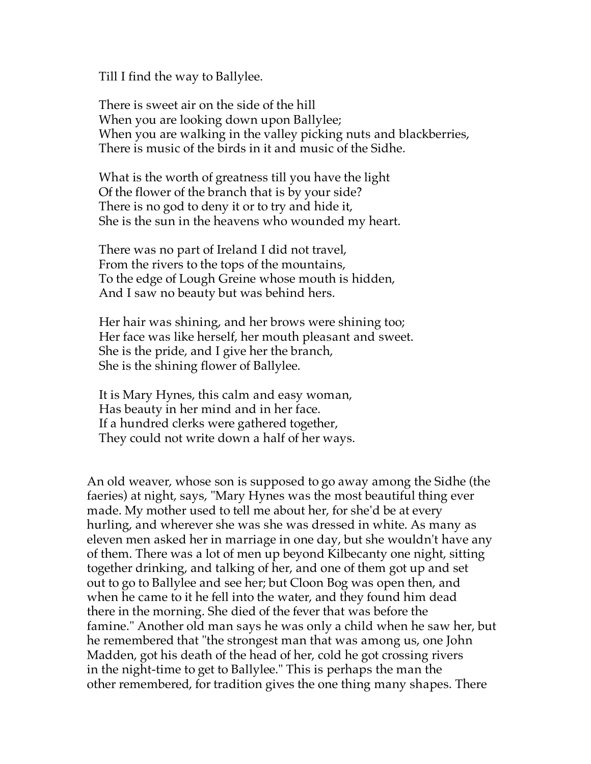Till I find the way to Ballylee.

There is sweet air on the side of the hill  
When you are looking down upon Ballylee;  
When you are walking in the valley picking nuts and blackberries,  
There is music of the birds in it and music of the Sidhe.

What is the worth of greatness till you have the light  
Of the flower of the branch that is by your side?  
There is no god to deny it or to try and hide it,  
She is the sun in the heavens who wounded my heart.

There was no part of Ireland I did not travel,  
From the rivers to the tops of the mountains,  
To the edge of Lough Greine whose mouth is hidden,  
And I saw no beauty but was behind hers.

Her hair was shining, and her brows were shining too;  
Her face was like herself, her mouth pleasant and sweet.  
She is the pride, and I give her the branch,  
She is the shining flower of Ballylee.

It is Mary Hynes, this calm and easy woman,  
Has beauty in her mind and in her face.  
If a hundred clerks were gathered together,  
They could not write down a half of her ways.

An old weaver, whose son is supposed to go away among the Sidhe (the faeries) at night, says, "Mary Hynes was the most beautiful thing ever made. My mother used to tell me about her, for she'd be at every hurling, and wherever she was she was dressed in white. As many as eleven men asked her in marriage in one day, but she wouldn't have any of them. There was a lot of men up beyond Kilbecanty one night, sitting together drinking, and talking of her, and one of them got up and set out to go to Ballylee and see her; but Cloon Bog was open then, and when he came to it he fell into the water, and they found him dead there in the morning. She died of the fever that was before the famine." Another old man says he was only a child when he saw her, but he remembered that "the strongest man that was among us, one John Madden, got his death of the head of her, cold he got crossing rivers in the night-time to get to Ballylee." This is perhaps the man the other remembered, for tradition gives the one thing many shapes. There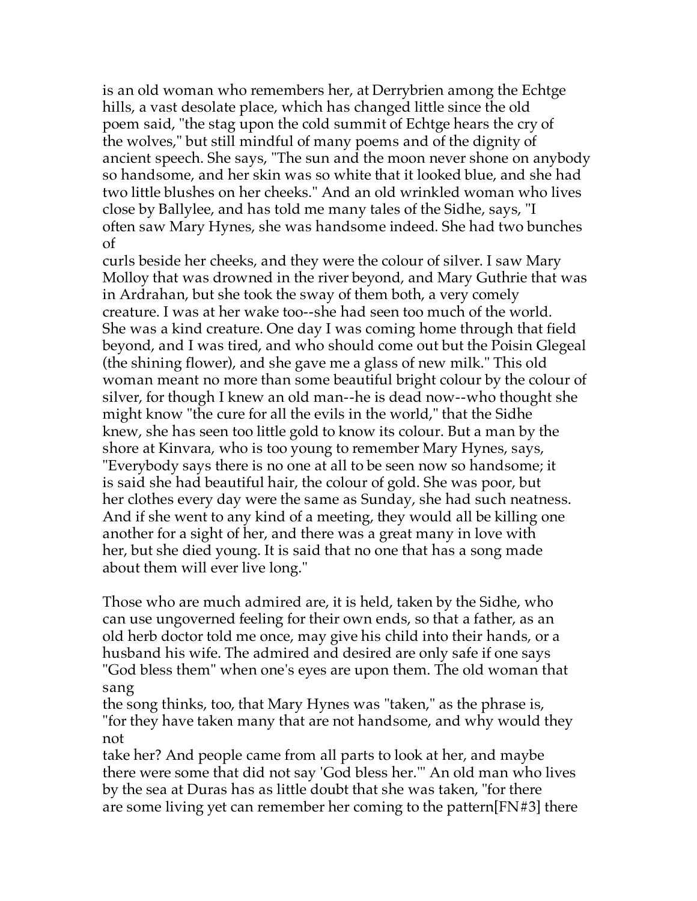is an old woman who remembers her, at Derrybrien among the Echtge hills, a vast desolate place, which has changed little since the old poem said, "the stag upon the cold summit of Echtge hears the cry of the wolves," but still mindful of many poems and of the dignity of ancient speech. She says, "The sun and the moon never shone on anybody so handsome, and her skin was so white that it looked blue, and she had two little blushes on her cheeks." And an old wrinkled woman who lives close by Ballylee, and has told me many tales of the Sidhe, says, "I often saw Mary Hynes, she was handsome indeed. She had two bunches of curls beside her cheeks, and they were the colour of silver. I saw Mary Molloy that was drowned in the river beyond, and Mary Guthrie that was in Ardrahan, but she took the sway of them both, a very comely creature. I was at her wake too--she had seen too much of the world. She was a kind creature. One day I was coming home through that field beyond, and I was tired, and who should come out but the Poisin Glegeal (the shining flower), and she gave me a glass of new milk." This old woman meant no more than some beautiful bright colour by the colour of silver, for though I knew an old man--he is dead now--who thought she might know "the cure for all the evils in the world," that the Sidhe knew, she has seen too little gold to know its colour. But a man by the shore at Kinvara, who is too young to remember Mary Hynes, says, "Everybody says there is no one at all to be seen now so handsome; it is said she had beautiful hair, the colour of gold. She was poor, but her clothes every day were the same as Sunday, she had such neatness. And if she went to any kind of a meeting, they would all be killing one another for a sight of her, and there was a great many in love with her, but she died young. It is said that no one that has a song made about them will ever live long."

Those who are much admired are, it is held, taken by the Sidhe, who can use ungoverned feeling for their own ends, so that a father, as an old herb doctor told me once, may give his child into their hands, or a husband his wife. The admired and desired are only safe if one says "God bless them" when one's eyes are upon them. The old woman that sang the song thinks, too, that Mary Hynes was "taken," as the phrase is, "for they have taken many that are not handsome, and why would they not take her? And people came from all parts to look at her, and maybe there were some that did not say 'God bless her.'" An old man who lives by the sea at Duras has as little doubt that she was taken, "for there are some living yet can remember her coming to the pattern[FN#3] there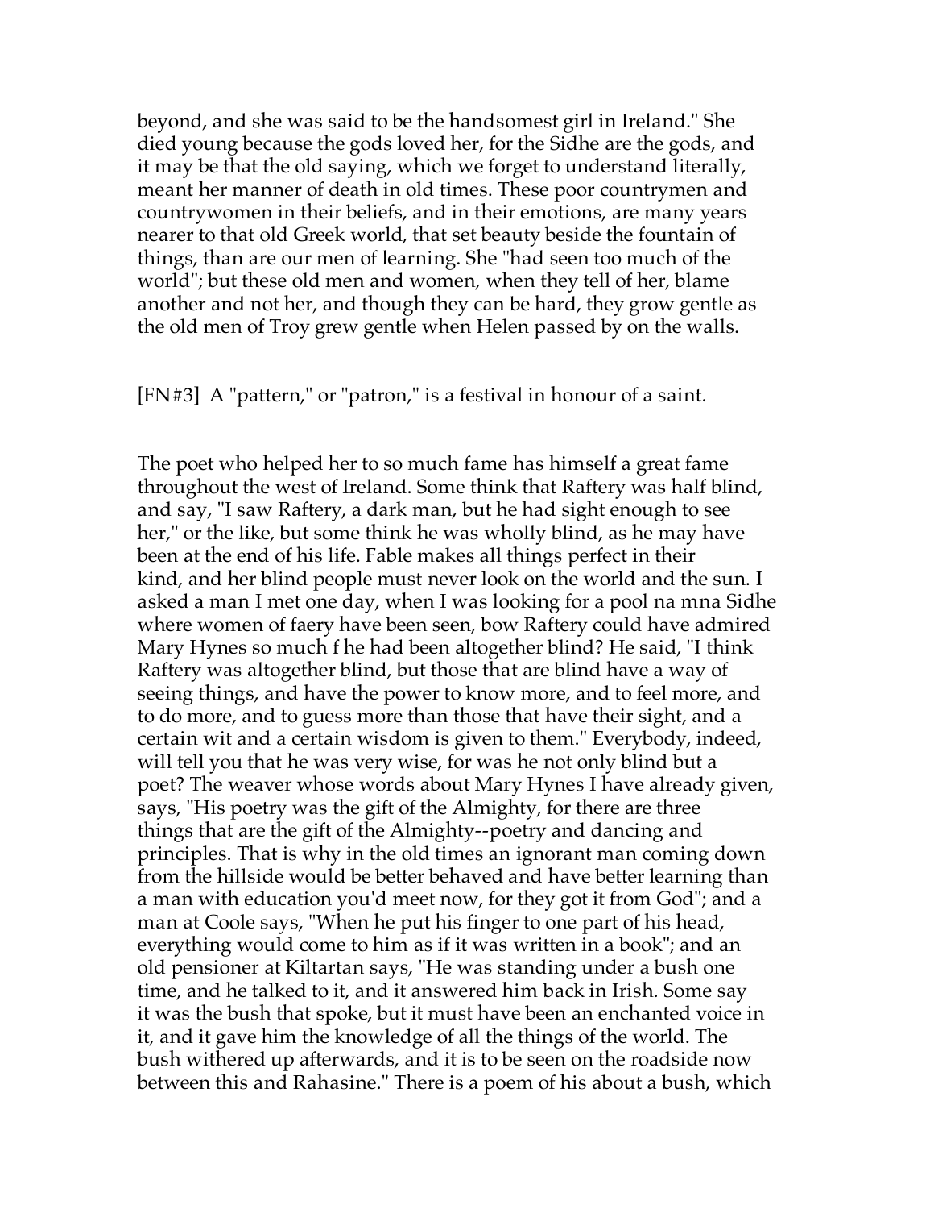beyond, and she was said to be the handsomest girl in Ireland." She died young because the gods loved her, for the Sidhe are the gods, and it may be that the old saying, which we forget to understand literally, meant her manner of death in old times. These poor countrymen and countrywomen in their beliefs, and in their emotions, are many years nearer to that old Greek world, that set beauty beside the fountain of things, than are our men of learning. She "had seen too much of the world"; but these old men and women, when they tell of her, blame another and not her, and though they can be hard, they grow gentle as the old men of Troy grew gentle when Helen passed by on the walls.

[FN#3] A "pattern," or "patron," is a festival in honour of a saint.

The poet who helped her to so much fame has himself a great fame throughout the west of Ireland. Some think that Raftery was half blind, and say, "I saw Raftery, a dark man, but he had sight enough to see her," or the like, but some think he was wholly blind, as he may have been at the end of his life. Fable makes all things perfect in their kind, and her blind people must never look on the world and the sun. I asked a man I met one day, when I was looking for a pool na mna Sidhe where women of faery have been seen, bow Raftery could have admired Mary Hynes so much f he had been altogether blind? He said, "I think Raftery was altogether blind, but those that are blind have a way of seeing things, and have the power to know more, and to feel more, and to do more, and to guess more than those that have their sight, and a certain wit and a certain wisdom is given to them." Everybody, indeed, will tell you that he was very wise, for was he not only blind but a poet? The weaver whose words about Mary Hynes I have already given, says, "His poetry was the gift of the Almighty, for there are three things that are the gift of the Almighty--poetry and dancing and principles. That is why in the old times an ignorant man coming down from the hillside would be better behaved and have better learning than a man with education you'd meet now, for they got it from God"; and a man at Coole says, "When he put his finger to one part of his head, everything would come to him as if it was written in a book"; and an old pensioner at Kiltartan says, "He was standing under a bush one time, and he talked to it, and it answered him back in Irish. Some say it was the bush that spoke, but it must have been an enchanted voice in it, and it gave him the knowledge of all the things of the world. The bush withered up afterwards, and it is to be seen on the roadside now between this and Rahasine." There is a poem of his about a bush, which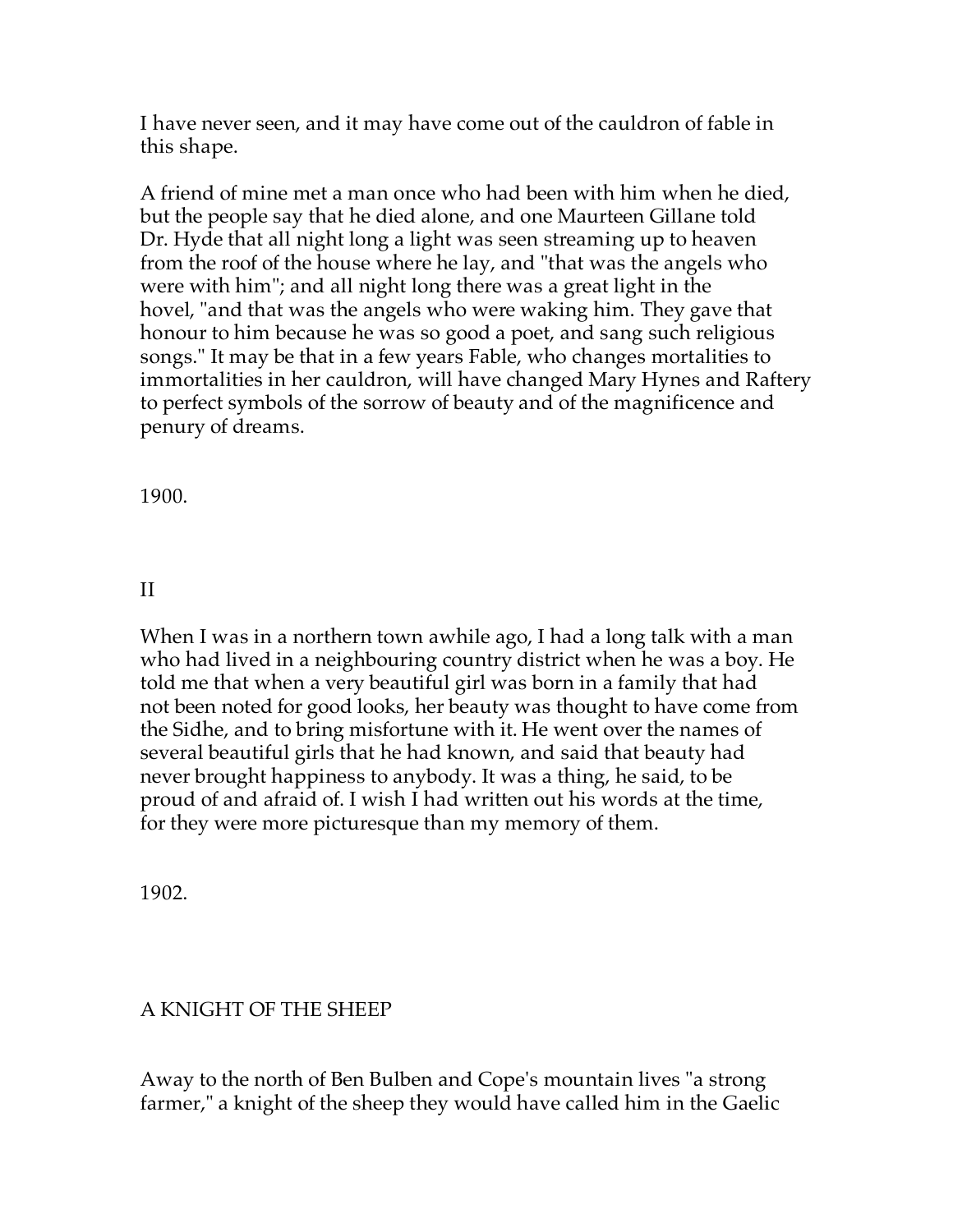I have never seen, and it may have come out of the cauldron of fable in this shape.

A friend of mine met a man once who had been with him when he died, but the people say that he died alone, and one Maurteen Gillane told Dr. Hyde that all night long a light was seen streaming up to heaven from the roof of the house where he lay, and "that was the angels who were with him"; and all night long there was a great light in the hovel, "and that was the angels who were waking him. They gave that honour to him because he was so good a poet, and sang such religious songs." It may be that in a few years Fable, who changes mortalities to immortalities in her cauldron, will have changed Mary Hynes and Raftery to perfect symbols of the sorrow of beauty and of the magnificence and penury of dreams.

1900.

## II

When I was in a northern town awhile ago, I had a long talk with a man who had lived in a neighbouring country district when he was a boy. He told me that when a very beautiful girl was born in a family that had not been noted for good looks, her beauty was thought to have come from the Sidhe, and to bring misfortune with it. He went over the names of several beautiful girls that he had known, and said that beauty had never brought happiness to anybody. It was a thing, he said, to be proud of and afraid of. I wish I had written out his words at the time, for they were more picturesque than my memory of them.

1902.

# A KNIGHT OF THE SHEEP

Away to the north of Ben Bulben and Cope's mountain lives "a strong farmer," a knight of the sheep they would have called him in the Gaelic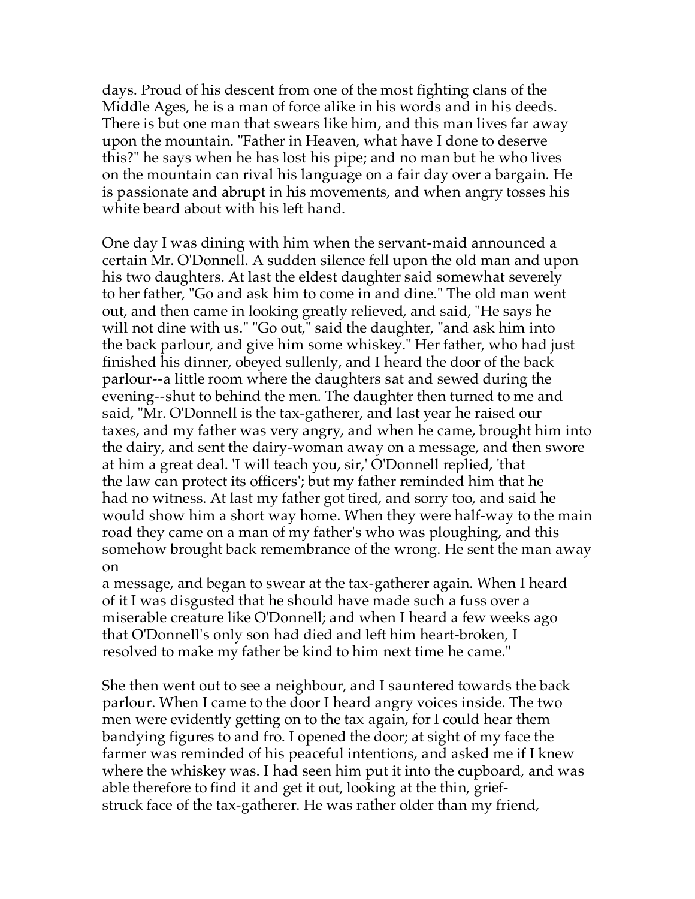days. Proud of his descent from one of the most fighting clans of the Middle Ages, he is a man of force alike in his words and in his deeds. There is but one man that swears like him, and this man lives far away upon the mountain. "Father in Heaven, what have I done to deserve this?" he says when he has lost his pipe; and no man but he who lives on the mountain can rival his language on a fair day over a bargain. He is passionate and abrupt in his movements, and when angry tosses his white beard about with his left hand.

One day I was dining with him when the servant-maid announced a certain Mr. O'Donnell. A sudden silence fell upon the old man and upon his two daughters. At last the eldest daughter said somewhat severely to her father, "Go and ask him to come in and dine." The old man went out, and then came in looking greatly relieved, and said, "He says he will not dine with us." "Go out," said the daughter, "and ask him into the back parlour, and give him some whiskey." Her father, who had just finished his dinner, obeyed sullenly, and I heard the door of the back parlour--a little room where the daughters sat and sewed during the evening--shut to behind the men. The daughter then turned to me and said, "Mr. O'Donnell is the tax-gatherer, and last year he raised our taxes, and my father was very angry, and when he came, brought him into the dairy, and sent the dairy-woman away on a message, and then swore at him a great deal. 'I will teach you, sir,' O'Donnell replied, 'that the law can protect its officers'; but my father reminded him that he had no witness. At last my father got tired, and sorry too, and said he would show him a short way home. When they were half-way to the main road they came on a man of my father's who was ploughing, and this somehow brought back remembrance of the wrong. He sent the man away on a message, and began to swear at the tax-gatherer again. When I heard of it I was disgusted that he should have made such a fuss over a miserable creature like O'Donnell; and when I heard a few weeks ago that O'Donnell's only son had died and left him heart-broken, I resolved to make my father be kind to him next time he came."

She then went out to see a neighbour, and I sauntered towards the back parlour. When I came to the door I heard angry voices inside. The two men were evidently getting on to the tax again, for I could hear them bandying figures to and fro. I opened the door; at sight of my face the farmer was reminded of his peaceful intentions, and asked me if I knew where the whiskey was. I had seen him put it into the cupboard, and was able therefore to find it and get it out, looking at the thin, grief-struck face of the tax-gatherer. He was rather older than my friend,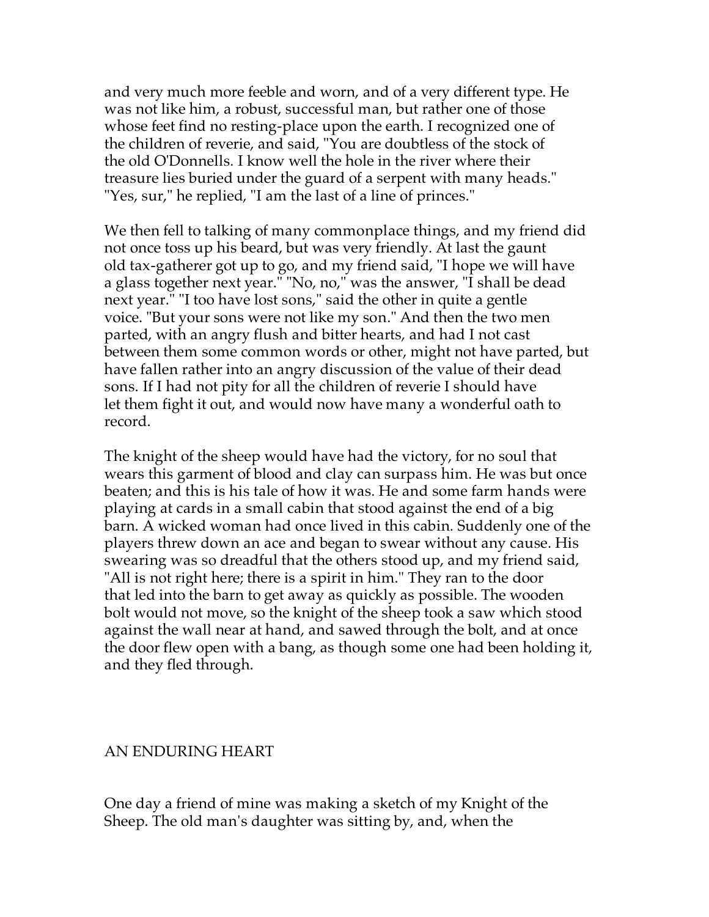and very much more feeble and worn, and of a very different type. He was not like him, a robust, successful man, but rather one of those whose feet find no resting-place upon the earth. I recognized one of the children of reverie, and said, "You are doubtless of the stock of the old O'Donnells. I know well the hole in the river where their treasure lies buried under the guard of a serpent with many heads." "Yes, sur," he replied, "I am the last of a line of princes."

We then fell to talking of many commonplace things, and my friend did not once toss up his beard, but was very friendly. At last the gaunt old tax-gatherer got up to go, and my friend said, "I hope we will have a glass together next year." "No, no," was the answer, "I shall be dead next year." "I too have lost sons," said the other in quite a gentle voice. "But your sons were not like my son." And then the two men parted, with an angry flush and bitter hearts, and had I not cast between them some common words or other, might not have parted, but have fallen rather into an angry discussion of the value of their dead sons. If I had not pity for all the children of reverie I should have let them fight it out, and would now have many a wonderful oath to record.

The knight of the sheep would have had the victory, for no soul that wears this garment of blood and clay can surpass him. He was but once beaten; and this is his tale of how it was. He and some farm hands were playing at cards in a small cabin that stood against the end of a big barn. A wicked woman had once lived in this cabin. Suddenly one of the players threw down an ace and began to swear without any cause. His swearing was so dreadful that the others stood up, and my friend said, "All is not right here; there is a spirit in him." They ran to the door that led into the barn to get away as quickly as possible. The wooden bolt would not move, so the knight of the sheep took a saw which stood against the wall near at hand, and sawed through the bolt, and at once the door flew open with a bang, as though some one had been holding it, and they fled through.

## AN ENDURING HEART

One day a friend of mine was making a sketch of my Knight of the Sheep. The old man's daughter was sitting by, and, when the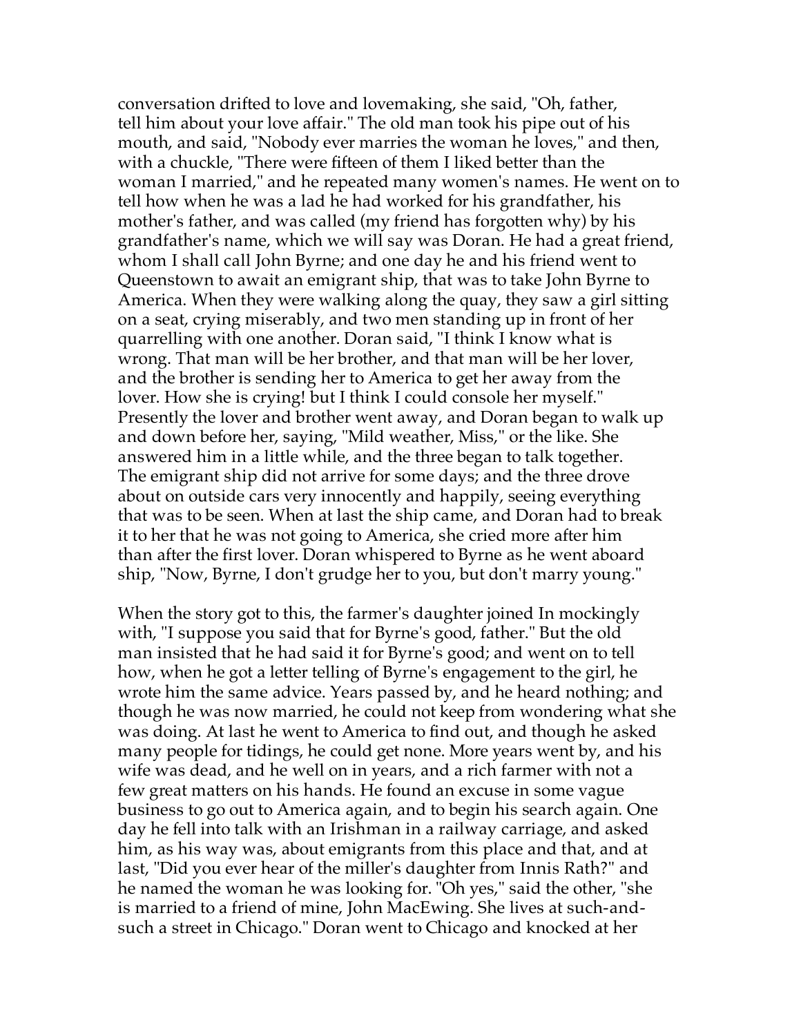conversation drifted to love and lovemaking, she said, "Oh, father, tell him about your love affair." The old man took his pipe out of his mouth, and said, "Nobody ever marries the woman he loves," and then, with a chuckle, "There were fifteen of them I liked better than the woman I married," and he repeated many women's names. He went on to tell how when he was a lad he had worked for his grandfather, his mother's father, and was called (my friend has forgotten why) by his grandfather's name, which we will say was Doran. He had a great friend, whom I shall call John Byrne; and one day he and his friend went to Queenstown to await an emigrant ship, that was to take John Byrne to America. When they were walking along the quay, they saw a girl sitting on a seat, crying miserably, and two men standing up in front of her quarrelling with one another. Doran said, "I think I know what is wrong. That man will be her brother, and that man will be her lover, and the brother is sending her to America to get her away from the lover. How she is crying! but I think I could console her myself." Presently the lover and brother went away, and Doran began to walk up and down before her, saying, "Mild weather, Miss," or the like. She answered him in a little while, and the three began to talk together. The emigrant ship did not arrive for some days; and the three drove about on outside cars very innocently and happily, seeing everything that was to be seen. When at last the ship came, and Doran had to break it to her that he was not going to America, she cried more after him than after the first lover. Doran whispered to Byrne as he went aboard ship, "Now, Byrne, I don't grudge her to you, but don't marry young."

When the story got to this, the farmer's daughter joined In mockingly with, "I suppose you said that for Byrne's good, father." But the old man insisted that he had said it for Byrne's good; and went on to tell how, when he got a letter telling of Byrne's engagement to the girl, he wrote him the same advice. Years passed by, and he heard nothing; and though he was now married, he could not keep from wondering what she was doing. At last he went to America to find out, and though he asked many people for tidings, he could get none. More years went by, and his wife was dead, and he well on in years, and a rich farmer with not a few great matters on his hands. He found an excuse in some vague business to go out to America again, and to begin his search again. One day he fell into talk with an Irishman in a railway carriage, and asked him, as his way was, about emigrants from this place and that, and at last, "Did you ever hear of the miller's daughter from Innis Rath?" and he named the woman he was looking for. "Oh yes," said the other, "she is married to a friend of mine, John MacEwing. She lives at such-and-such a street in Chicago." Doran went to Chicago and knocked at her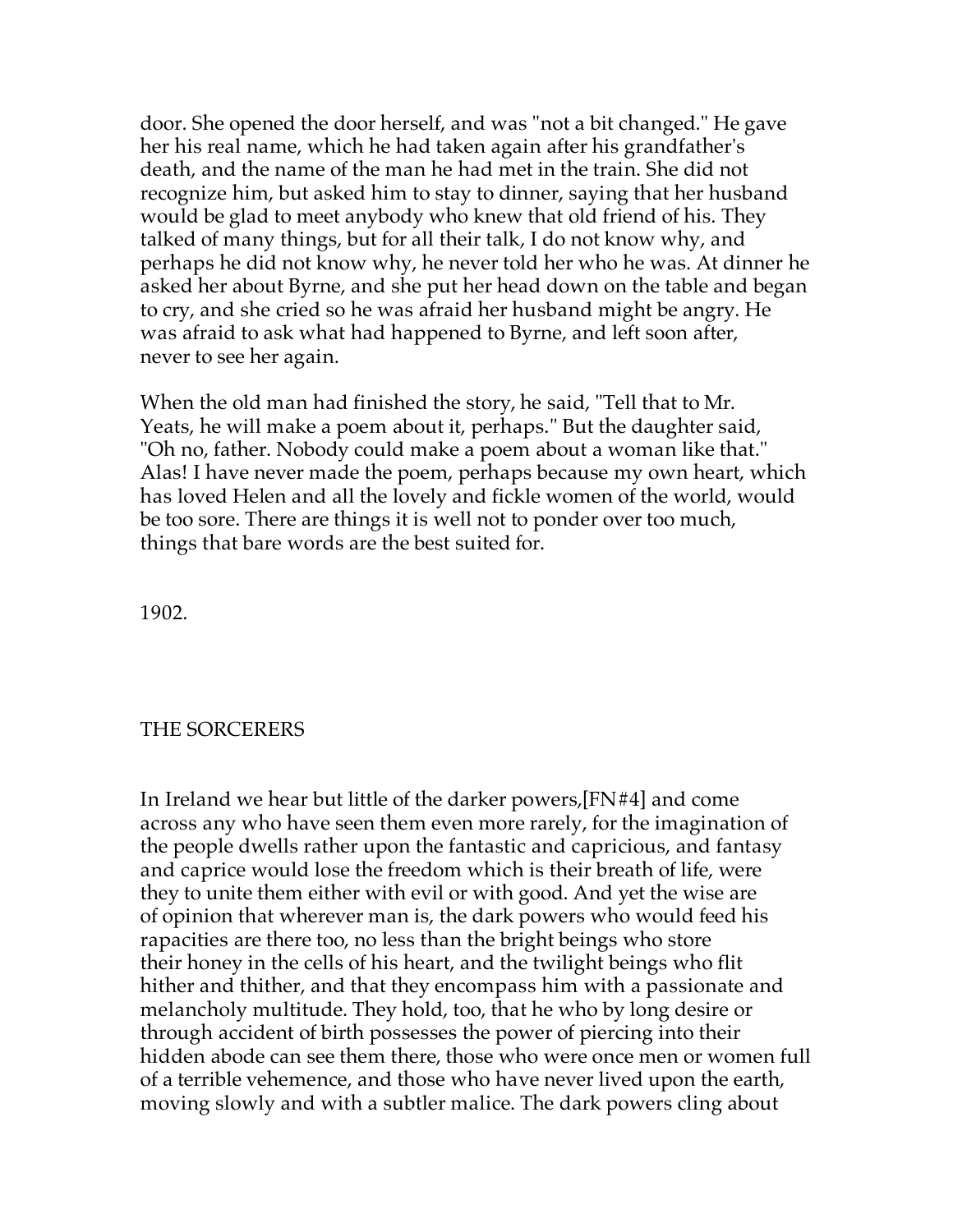door. She opened the door herself, and was "not a bit changed." He gave her his real name, which he had taken again after his grandfather's death, and the name of the man he had met in the train. She did not recognize him, but asked him to stay to dinner, saying that her husband would be glad to meet anybody who knew that old friend of his. They talked of many things, but for all their talk, I do not know why, and perhaps he did not know why, he never told her who he was. At dinner he asked her about Byrne, and she put her head down on the table and began to cry, and she cried so he was afraid her husband might be angry. He was afraid to ask what had happened to Byrne, and left soon after, never to see her again.

When the old man had finished the story, he said, "Tell that to Mr. Yeats, he will make a poem about it, perhaps." But the daughter said, "Oh no, father. Nobody could make a poem about a woman like that." Alas! I have never made the poem, perhaps because my own heart, which has loved Helen and all the lovely and fickle women of the world, would be too sore. There are things it is well not to ponder over too much, things that bare words are the best suited for.

1902.

## THE SORCERERS

In Ireland we hear but little of the darker powers,[FN#4] and come across any who have seen them even more rarely, for the imagination of the people dwells rather upon the fantastic and capricious, and fantasy and caprice would lose the freedom which is their breath of life, were they to unite them either with evil or with good. And yet the wise are of opinion that wherever man is, the dark powers who would feed his rapacities are there too, no less than the bright beings who store their honey in the cells of his heart, and the twilight beings who flit hither and thither, and that they encompass him with a passionate and melancholy multitude. They hold, too, that he who by long desire or through accident of birth possesses the power of piercing into their hidden abode can see them there, those who were once men or women full of a terrible vehemence, and those who have never lived upon the earth, moving slowly and with a subtler malice. The dark powers cling about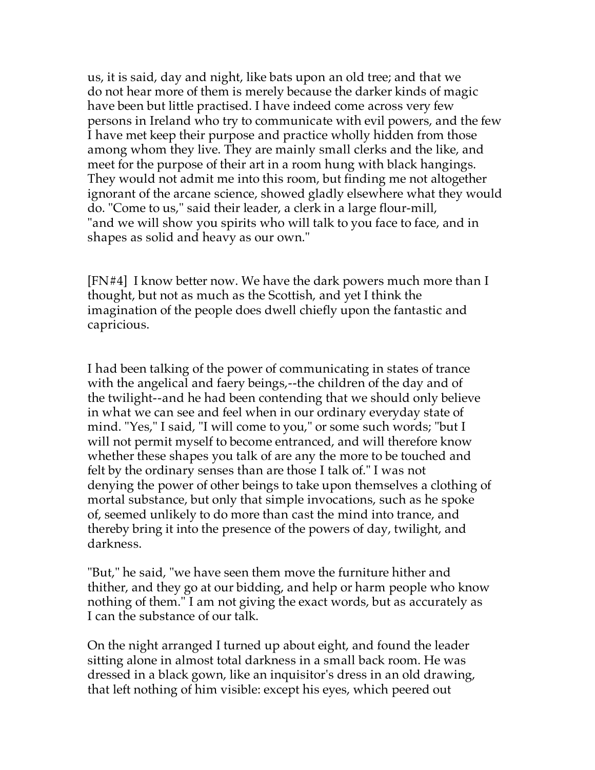us, it is said, day and night, like bats upon an old tree; and that we do not hear more of them is merely because the darker kinds of magic have been but little practised. I have indeed come across very few persons in Ireland who try to communicate with evil powers, and the few I have met keep their purpose and practice wholly hidden from those among whom they live. They are mainly small clerks and the like, and meet for the purpose of their art in a room hung with black hangings. They would not admit me into this room, but finding me not altogether ignorant of the arcane science, showed gladly elsewhere what they would do. "Come to us," said their leader, a clerk in a large flour-mill, "and we will show you spirits who will talk to you face to face, and in shapes as solid and heavy as our own."

[FN#4] I know better now. We have the dark powers much more than I thought, but not as much as the Scottish, and yet I think the imagination of the people does dwell chiefly upon the fantastic and capricious.

I had been talking of the power of communicating in states of trance with the angelical and faery beings,--the children of the day and of the twilight--and he had been contending that we should only believe in what we can see and feel when in our ordinary everyday state of mind. "Yes," I said, "I will come to you," or some such words; "but I will not permit myself to become entranced, and will therefore know whether these shapes you talk of are any the more to be touched and felt by the ordinary senses than are those I talk of." I was not denying the power of other beings to take upon themselves a clothing of mortal substance, but only that simple invocations, such as he spoke of, seemed unlikely to do more than cast the mind into trance, and thereby bring it into the presence of the powers of day, twilight, and darkness.

"But," he said, "we have seen them move the furniture hither and thither, and they go at our bidding, and help or harm people who know nothing of them." I am not giving the exact words, but as accurately as I can the substance of our talk.

On the night arranged I turned up about eight, and found the leader sitting alone in almost total darkness in a small back room. He was dressed in a black gown, like an inquisitor's dress in an old drawing, that left nothing of him visible: except his eyes, which peered out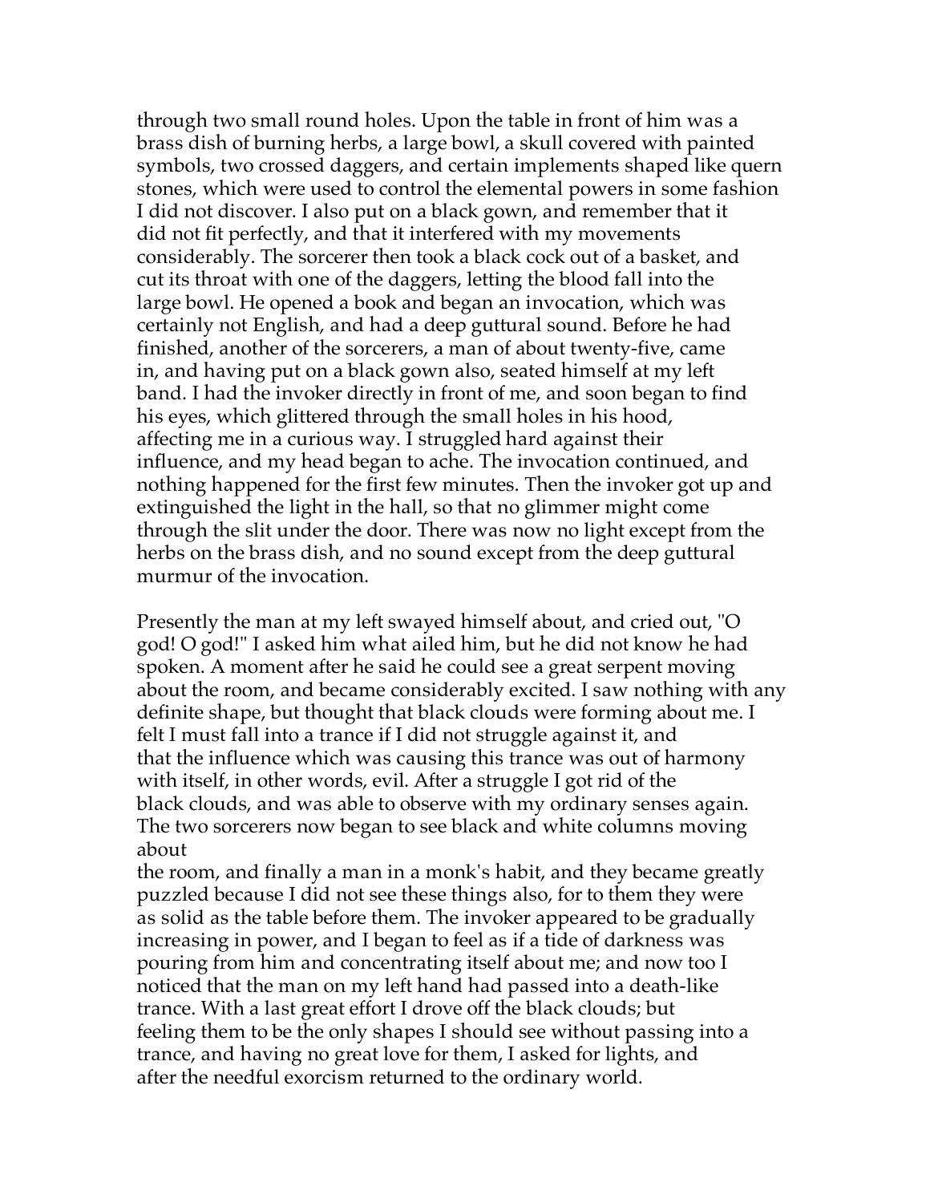through two small round holes. Upon the table in front of him was a brass dish of burning herbs, a large bowl, a skull covered with painted symbols, two crossed daggers, and certain implements shaped like quern stones, which were used to control the elemental powers in some fashion I did not discover. I also put on a black gown, and remember that it did not fit perfectly, and that it interfered with my movements considerably. The sorcerer then took a black cock out of a basket, and cut its throat with one of the daggers, letting the blood fall into the large bowl. He opened a book and began an invocation, which was certainly not English, and had a deep guttural sound. Before he had finished, another of the sorcerers, a man of about twenty-five, came in, and having put on a black gown also, seated himself at my left band. I had the invoker directly in front of me, and soon began to find his eyes, which glittered through the small holes in his hood, affecting me in a curious way. I struggled hard against their influence, and my head began to ache. The invocation continued, and nothing happened for the first few minutes. Then the invoker got up and extinguished the light in the hall, so that no glimmer might come through the slit under the door. There was now no light except from the herbs on the brass dish, and no sound except from the deep guttural murmur of the invocation.

Presently the man at my left swayed himself about, and cried out, "O god! O god!" I asked him what ailed him, but he did not know he had spoken. A moment after he said he could see a great serpent moving about the room, and became considerably excited. I saw nothing with any definite shape, but thought that black clouds were forming about me. I felt I must fall into a trance if I did not struggle against it, and that the influence which was causing this trance was out of harmony with itself, in other words, evil. After a struggle I got rid of the black clouds, and was able to observe with my ordinary senses again. The two sorcerers now began to see black and white columns moving about the room, and finally a man in a monk's habit, and they became greatly puzzled because I did not see these things also, for to them they were as solid as the table before them. The invoker appeared to be gradually increasing in power, and I began to feel as if a tide of darkness was pouring from him and concentrating itself about me; and now too I noticed that the man on my left hand had passed into a death-like trance. With a last great effort I drove off the black clouds; but feeling them to be the only shapes I should see without passing into a trance, and having no great love for them, I asked for lights, and after the needful exorcism returned to the ordinary world.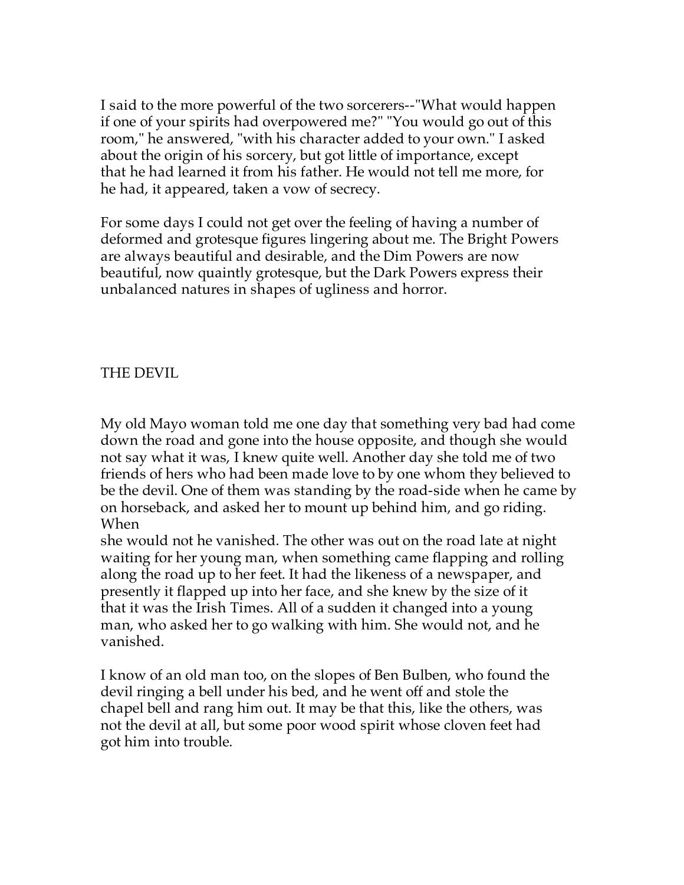I said to the more powerful of the two sorcerers--"What would happen if one of your spirits had overpowered me?" "You would go out of this room," he answered, "with his character added to your own." I asked about the origin of his sorcery, but got little of importance, except that he had learned it from his father. He would not tell me more, for he had, it appeared, taken a vow of secrecy.

For some days I could not get over the feeling of having a number of deformed and grotesque figures lingering about me. The Bright Powers are always beautiful and desirable, and the Dim Powers are now beautiful, now quaintly grotesque, but the Dark Powers express their unbalanced natures in shapes of ugliness and horror.

## THE DEVIL

My old Mayo woman told me one day that something very bad had come down the road and gone into the house opposite, and though she would not say what it was, I knew quite well. Another day she told me of two friends of hers who had been made love to by one whom they believed to be the devil. One of them was standing by the road-side when he came by on horseback, and asked her to mount up behind him, and go riding. When she would not he vanished. The other was out on the road late at night waiting for her young man, when something came flapping and rolling along the road up to her feet. It had the likeness of a newspaper, and presently it flapped up into her face, and she knew by the size of it that it was the Irish Times. All of a sudden it changed into a young man, who asked her to go walking with him. She would not, and he vanished.

I know of an old man too, on the slopes of Ben Bulben, who found the devil ringing a bell under his bed, and he went off and stole the chapel bell and rang him out. It may be that this, like the others, was not the devil at all, but some poor wood spirit whose cloven feet had got him into trouble.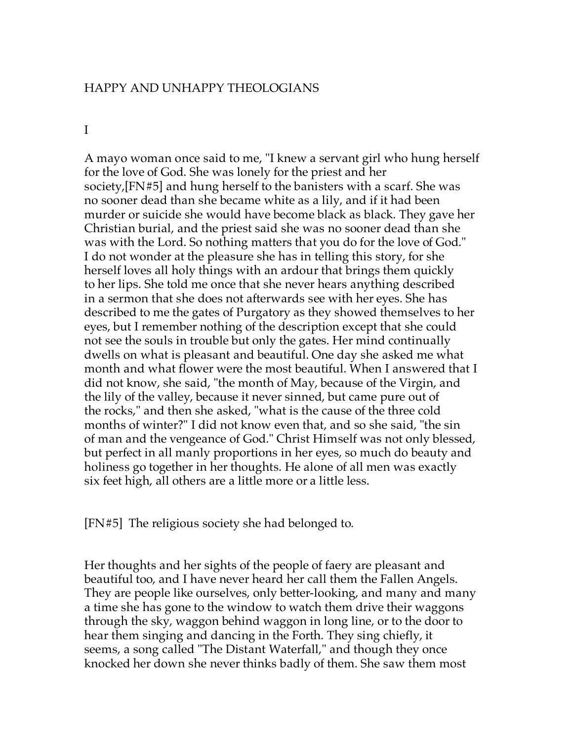## HAPPY AND UNHAPPY THEOLOGIANS

### I

A mayo woman once said to me, "I knew a servant girl who hung herself for the love of God. She was lonely for the priest and her society,[FN#5] and hung herself to the banisters with a scarf. She was no sooner dead than she became white as a lily, and if it had been murder or suicide she would have become black as black. They gave her Christian burial, and the priest said she was no sooner dead than she was with the Lord. So nothing matters that you do for the love of God." I do not wonder at the pleasure she has in telling this story, for she herself loves all holy things with an ardour that brings them quickly to her lips. She told me once that she never hears anything described in a sermon that she does not afterwards see with her eyes. She has described to me the gates of Purgatory as they showed themselves to her eyes, but I remember nothing of the description except that she could not see the souls in trouble but only the gates. Her mind continually dwells on what is pleasant and beautiful. One day she asked me what month and what flower were the most beautiful. When I answered that I did not know, she said, "the month of May, because of the Virgin, and the lily of the valley, because it never sinned, but came pure out of the rocks," and then she asked, "what is the cause of the three cold months of winter?" I did not know even that, and so she said, "the sin of man and the vengeance of God." Christ Himself was not only blessed, but perfect in all manly proportions in her eyes, so much do beauty and holiness go together in her thoughts. He alone of all men was exactly six feet high, all others are a little more or a little less.

[FN#5] The religious society she had belonged to.

Her thoughts and her sights of the people of faery are pleasant and beautiful too, and I have never heard her call them the Fallen Angels. They are people like ourselves, only better-looking, and many and many a time she has gone to the window to watch them drive their waggons through the sky, waggon behind waggon in long line, or to the door to hear them singing and dancing in the Forth. They sing chiefly, it seems, a song called "The Distant Waterfall," and though they once knocked her down she never thinks badly of them. She saw them most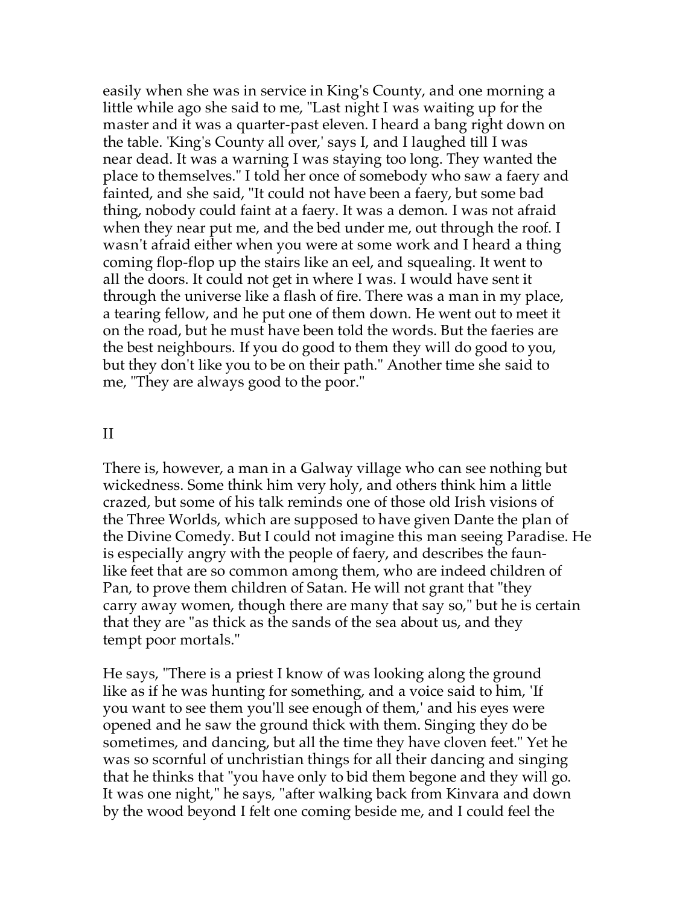easily when she was in service in King's County, and one morning a little while ago she said to me, "Last night I was waiting up for the master and it was a quarter-past eleven. I heard a bang right down on the table. 'King's County all over,' says I, and I laughed till I was near dead. It was a warning I was staying too long. They wanted the place to themselves." I told her once of somebody who saw a faery and fainted, and she said, "It could not have been a faery, but some bad thing, nobody could faint at a faery. It was a demon. I was not afraid when they near put me, and the bed under me, out through the roof. I wasn't afraid either when you were at some work and I heard a thing coming flop-flop up the stairs like an eel, and squealing. It went to all the doors. It could not get in where I was. I would have sent it through the universe like a flash of fire. There was a man in my place, a tearing fellow, and he put one of them down. He went out to meet it on the road, but he must have been told the words. But the faeries are the best neighbours. If you do good to them they will do good to you, but they don't like you to be on their path." Another time she said to me, "They are always good to the poor."

## II

There is, however, a man in a Galway village who can see nothing but wickedness. Some think him very holy, and others think him a little crazed, but some of his talk reminds one of those old Irish visions of the Three Worlds, which are supposed to have given Dante the plan of the Divine Comedy. But I could not imagine this man seeing Paradise. He is especially angry with the people of faery, and describes the faun-like feet that are so common among them, who are indeed children of Pan, to prove them children of Satan. He will not grant that "they carry away women, though there are many that say so," but he is certain that they are "as thick as the sands of the sea about us, and they tempt poor mortals."

He says, "There is a priest I know of was looking along the ground like as if he was hunting for something, and a voice said to him, 'If you want to see them you'll see enough of them,' and his eyes were opened and he saw the ground thick with them. Singing they do be sometimes, and dancing, but all the time they have cloven feet." Yet he was so scornful of unchristian things for all their dancing and singing that he thinks that "you have only to bid them begone and they will go. It was one night," he says, "after walking back from Kinvara and down by the wood beyond I felt one coming beside me, and I could feel the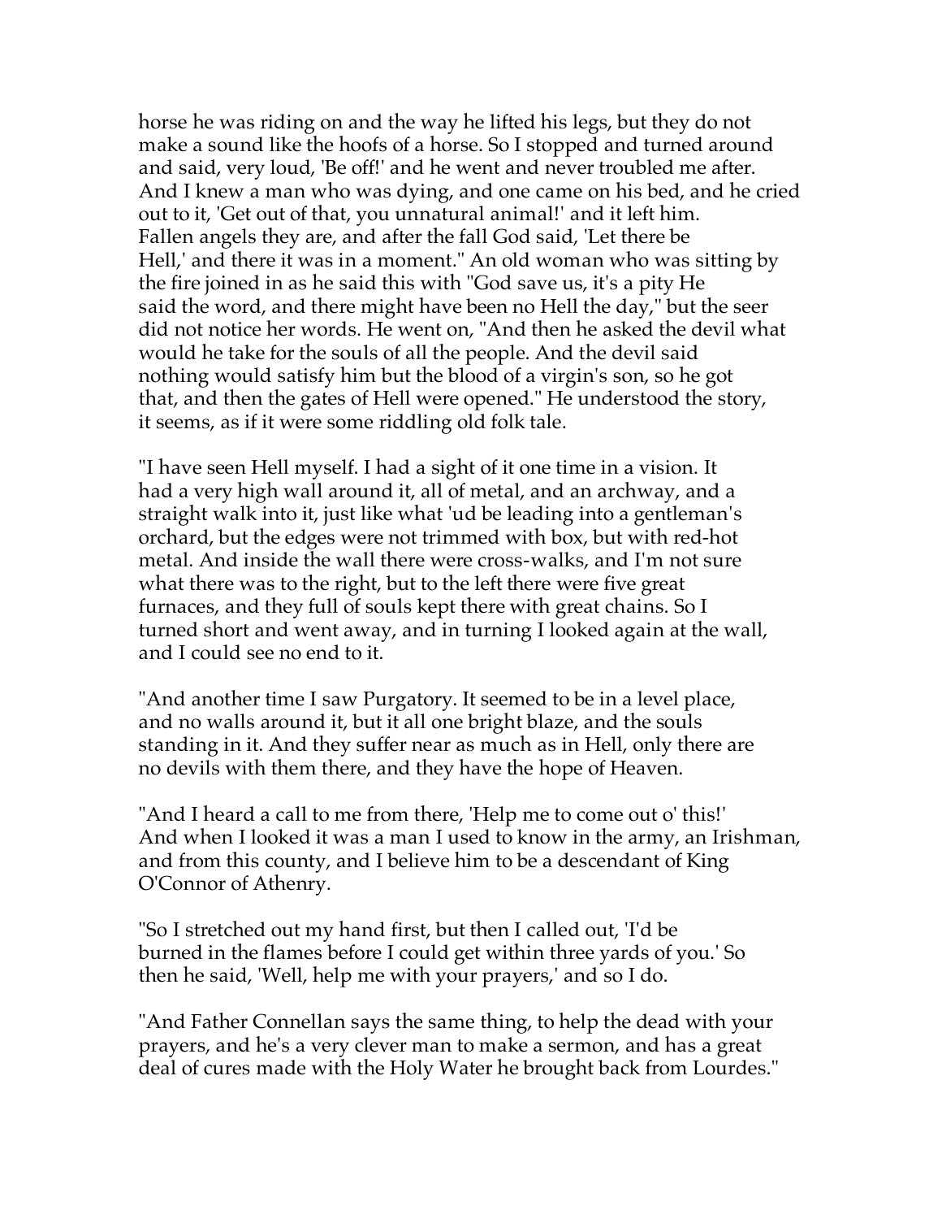horse he was riding on and the way he lifted his legs, but they do not make a sound like the hoofs of a horse. So I stopped and turned around and said, very loud, 'Be off!' and he went and never troubled me after. And I knew a man who was dying, and one came on his bed, and he cried out to it, 'Get out of that, you unnatural animal!' and it left him. Fallen angels they are, and after the fall God said, 'Let there be Hell,' and there it was in a moment." An old woman who was sitting by the fire joined in as he said this with "God save us, it's a pity He said the word, and there might have been no Hell the day," but the seer did not notice her words. He went on, "And then he asked the devil what would he take for the souls of all the people. And the devil said nothing would satisfy him but the blood of a virgin's son, so he got that, and then the gates of Hell were opened." He understood the story, it seems, as if it were some riddling old folk tale.

"I have seen Hell myself. I had a sight of it one time in a vision. It had a very high wall around it, all of metal, and an archway, and a straight walk into it, just like what 'ud be leading into a gentleman's orchard, but the edges were not trimmed with box, but with red-hot metal. And inside the wall there were cross-walks, and I'm not sure what there was to the right, but to the left there were five great furnaces, and they full of souls kept there with great chains. So I turned short and went away, and in turning I looked again at the wall, and I could see no end to it.

"And another time I saw Purgatory. It seemed to be in a level place, and no walls around it, but it all one bright blaze, and the souls standing in it. And they suffer near as much as in Hell, only there are no devils with them there, and they have the hope of Heaven.

"And I heard a call to me from there, 'Help me to come out o' this!' And when I looked it was a man I used to know in the army, an Irishman, and from this county, and I believe him to be a descendant of King O'Connor of Athenry.

"So I stretched out my hand first, but then I called out, 'I'd be burned in the flames before I could get within three yards of you.' So then he said, 'Well, help me with your prayers,' and so I do.

"And Father Connellan says the same thing, to help the dead with your prayers, and he's a very clever man to make a sermon, and has a great deal of cures made with the Holy Water he brought back from Lourdes."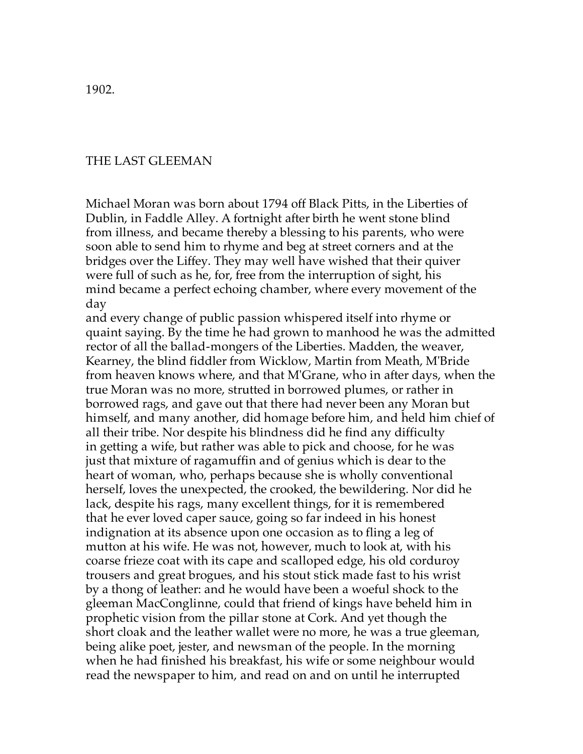1902.

## THE LAST GLEEMAN

Michael Moran was born about 1794 off Black Pitts, in the Liberties of Dublin, in Faddle Alley. A fortnight after birth he went stone blind from illness, and became thereby a blessing to his parents, who were soon able to send him to rhyme and beg at street corners and at the bridges over the Liffey. They may well have wished that their quiver were full of such as he, for, free from the interruption of sight, his mind became a perfect echoing chamber, where every movement of the day and every change of public passion whispered itself into rhyme or quaint saying. By the time he had grown to manhood he was the admitted rector of all the ballad-mongers of the Liberties. Madden, the weaver, Kearney, the blind fiddler from Wicklow, Martin from Meath, M'Bride from heaven knows where, and that M'Grane, who in after days, when the true Moran was no more, strutted in borrowed plumes, or rather in borrowed rags, and gave out that there had never been any Moran but himself, and many another, did homage before him, and held him chief of all their tribe. Nor despite his blindness did he find any difficulty in getting a wife, but rather was able to pick and choose, for he was just that mixture of ragamuffin and of genius which is dear to the heart of woman, who, perhaps because she is wholly conventional herself, loves the unexpected, the crooked, the bewildering. Nor did he lack, despite his rags, many excellent things, for it is remembered that he ever loved caper sauce, going so far indeed in his honest indignation at its absence upon one occasion as to fling a leg of mutton at his wife. He was not, however, much to look at, with his coarse frieze coat with its cape and scalloped edge, his old corduroy trousers and great brogues, and his stout stick made fast to his wrist by a thong of leather: and he would have been a woeful shock to the gleeman MacConglinne, could that friend of kings have beheld him in prophetic vision from the pillar stone at Cork. And yet though the short cloak and the leather wallet were no more, he was a true gleeman, being alike poet, jester, and newsman of the people. In the morning when he had finished his breakfast, his wife or some neighbour would read the newspaper to him, and read on and on until he interrupted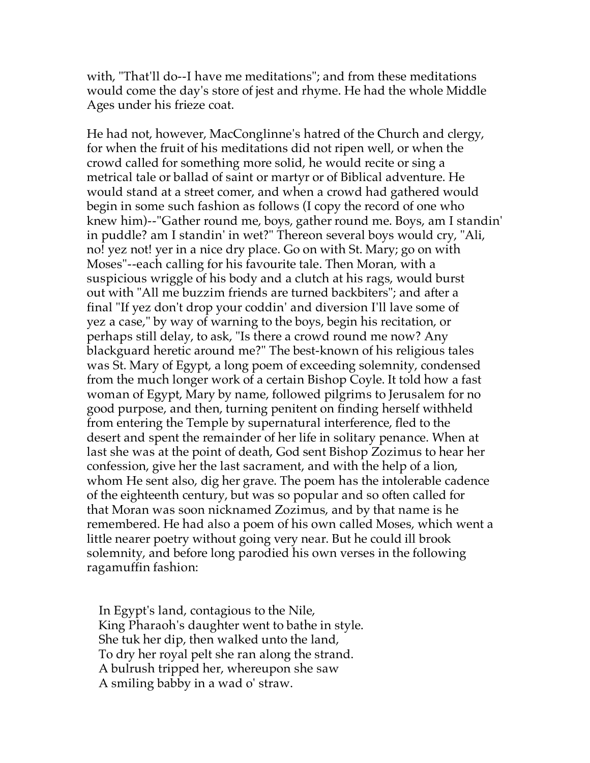with, "That'll do--I have me meditations"; and from these meditations would come the day's store of jest and rhyme. He had the whole Middle Ages under his frieze coat.

He had not, however, MacConglinne's hatred of the Church and clergy, for when the fruit of his meditations did not ripen well, or when the crowd called for something more solid, he would recite or sing a metrical tale or ballad of saint or martyr or of Biblical adventure. He would stand at a street comer, and when a crowd had gathered would begin in some such fashion as follows (I copy the record of one who knew him)--"Gather round me, boys, gather round me. Boys, am I standin' in puddle? am I standin' in wet?" Thereon several boys would cry, "Ali, no! yez not! yer in a nice dry place. Go on with St. Mary; go on with Moses"--each calling for his favourite tale. Then Moran, with a suspicious wriggle of his body and a clutch at his rags, would burst out with "All me buzzim friends are turned backbiters"; and after a final "If yez don't drop your coddin' and diversion I'll lave some of yez a case," by way of warning to the boys, begin his recitation, or perhaps still delay, to ask, "Is there a crowd round me now? Any blackguard heretic around me?" The best-known of his religious tales was St. Mary of Egypt, a long poem of exceeding solemnity, condensed from the much longer work of a certain Bishop Coyle. It told how a fast woman of Egypt, Mary by name, followed pilgrims to Jerusalem for no good purpose, and then, turning penitent on finding herself withheld from entering the Temple by supernatural interference, fled to the desert and spent the remainder of her life in solitary penance. When at last she was at the point of death, God sent Bishop Zozimus to hear her confession, give her the last sacrament, and with the help of a lion, whom He sent also, dig her grave. The poem has the intolerable cadence of the eighteenth century, but was so popular and so often called for that Moran was soon nicknamed Zozimus, and by that name is he remembered. He had also a poem of his own called Moses, which went a little nearer poetry without going very near. But he could ill brook solemnity, and before long parodied his own verses in the following ragamuffin fashion:

In Egypt's land, contagious to the Nile,  
King Pharaoh's daughter went to bathe in style.  
She tuk her dip, then walked unto the land,  
To dry her royal pelt she ran along the strand.  
A bulrush tripped her, whereupon she saw  
A smiling babby in a wad o' straw.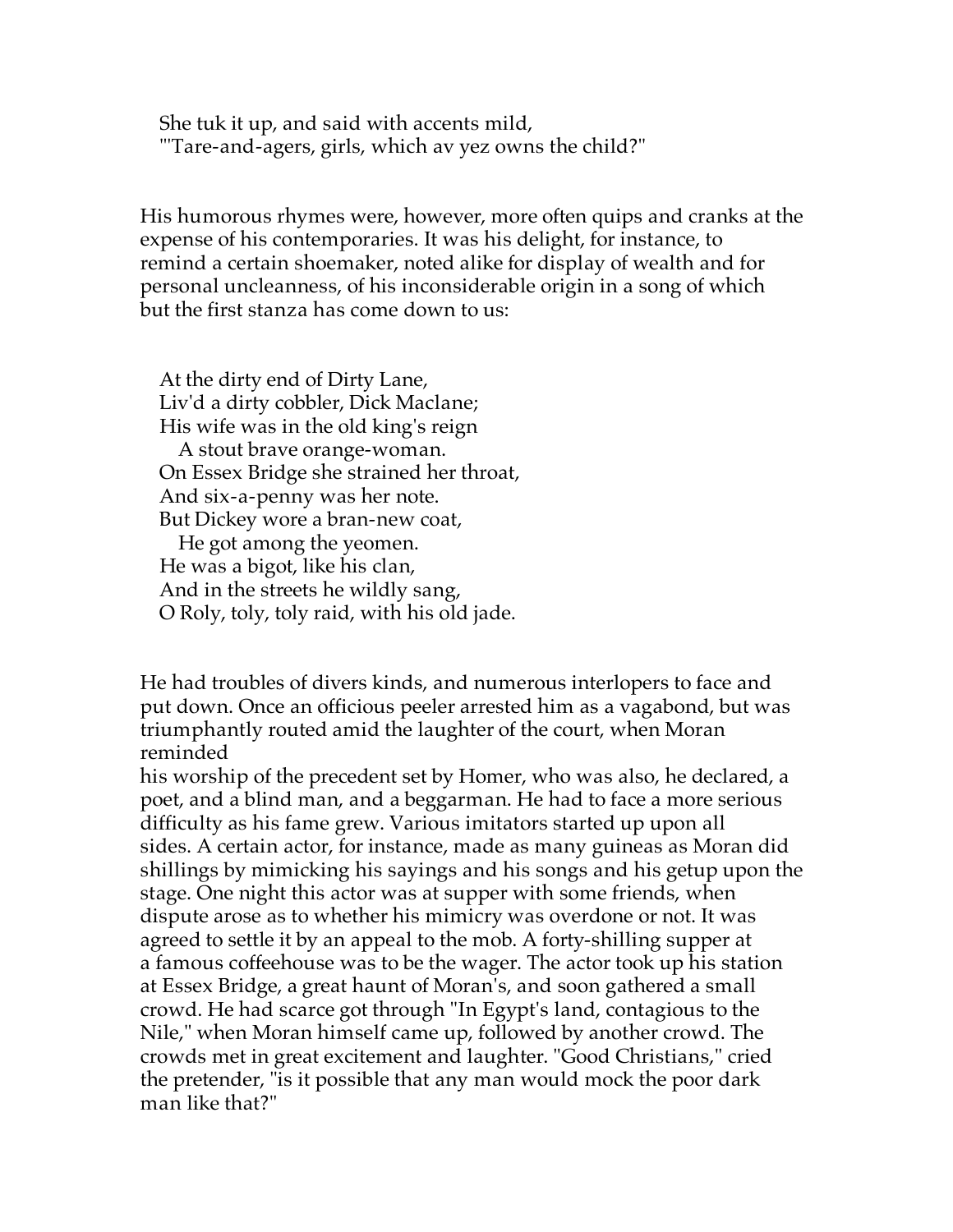She tuk it up, and said with accents mild,
"'Tare-and-agers, girls, which av yez owns the child?"

His humorous rhymes were, however, more often quips and cranks at the expense of his contemporaries. It was his delight, for instance, to remind a certain shoemaker, noted alike for display of wealth and for personal uncleanness, of his inconsiderable origin in a song of which but the first stanza has come down to us:

At the dirty end of Dirty Lane,
Liv'd a dirty cobbler, Dick Maclane;
His wife was in the old king's reign
   A stout brave orange-woman.
On Essex Bridge she strained her throat,
And six-a-penny was her note.
But Dickey wore a bran-new coat,
   He got among the yeomen.
He was a bigot, like his clan,
And in the streets he wildly sang,
O Roly, toly, toly raid, with his old jade.

He had troubles of divers kinds, and numerous interlopers to face and put down. Once an officious peeler arrested him as a vagabond, but was triumphantly routed amid the laughter of the court, when Moran reminded his worship of the precedent set by Homer, who was also, he declared, a poet, and a blind man, and a beggarman. He had to face a more serious difficulty as his fame grew. Various imitators started up upon all sides. A certain actor, for instance, made as many guineas as Moran did shillings by mimicking his sayings and his songs and his getup upon the stage. One night this actor was at supper with some friends, when dispute arose as to whether his mimicry was overdone or not. It was agreed to settle it by an appeal to the mob. A forty-shilling supper at a famous coffeehouse was to be the wager. The actor took up his station at Essex Bridge, a great haunt of Moran's, and soon gathered a small crowd. He had scarce got through "In Egypt's land, contagious to the Nile," when Moran himself came up, followed by another crowd. The crowds met in great excitement and laughter. "Good Christians," cried the pretender, "is it possible that any man would mock the poor dark man like that?"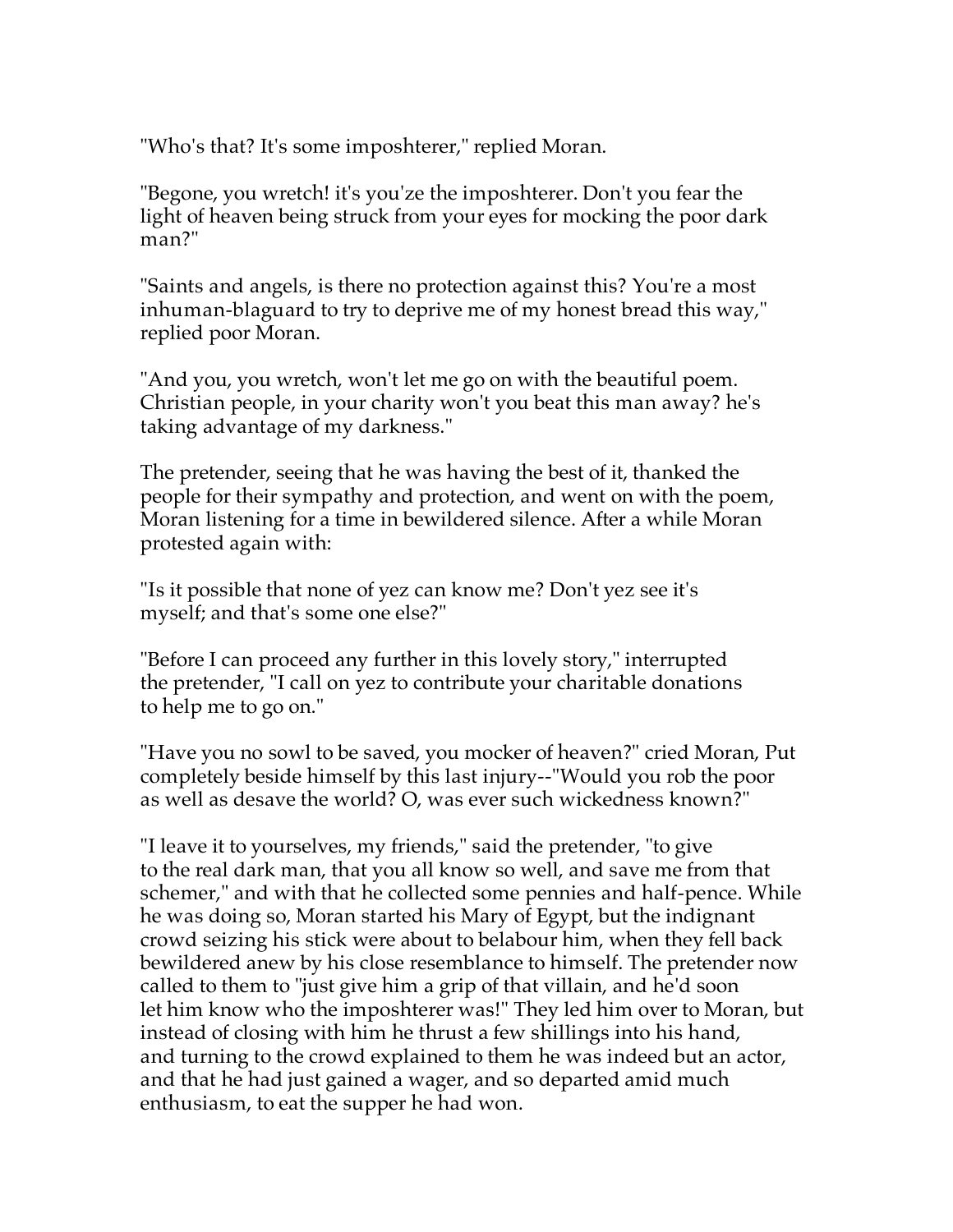"Who's that? It's some imposhterer," replied Moran.

"Begone, you wretch! it's you'ze the imposhterer. Don't you fear the light of heaven being struck from your eyes for mocking the poor dark man?"

"Saints and angels, is there no protection against this? You're a most inhuman-blaguard to try to deprive me of my honest bread this way," replied poor Moran.

"And you, you wretch, won't let me go on with the beautiful poem. Christian people, in your charity won't you beat this man away? he's taking advantage of my darkness."

The pretender, seeing that he was having the best of it, thanked the people for their sympathy and protection, and went on with the poem, Moran listening for a time in bewildered silence. After a while Moran protested again with:

"Is it possible that none of yez can know me? Don't yez see it's myself; and that's some one else?"

"Before I can proceed any further in this lovely story," interrupted the pretender, "I call on yez to contribute your charitable donations to help me to go on."

"Have you no sowl to be saved, you mocker of heaven?" cried Moran, Put completely beside himself by this last injury--"Would you rob the poor as well as desave the world? O, was ever such wickedness known?"

"I leave it to yourselves, my friends," said the pretender, "to give to the real dark man, that you all know so well, and save me from that schemer," and with that he collected some pennies and half-pence. While he was doing so, Moran started his Mary of Egypt, but the indignant crowd seizing his stick were about to belabour him, when they fell back bewildered anew by his close resemblance to himself. The pretender now called to them to "just give him a grip of that villain, and he'd soon let him know who the imposhterer was!" They led him over to Moran, but instead of closing with him he thrust a few shillings into his hand, and turning to the crowd explained to them he was indeed but an actor, and that he had just gained a wager, and so departed amid much enthusiasm, to eat the supper he had won.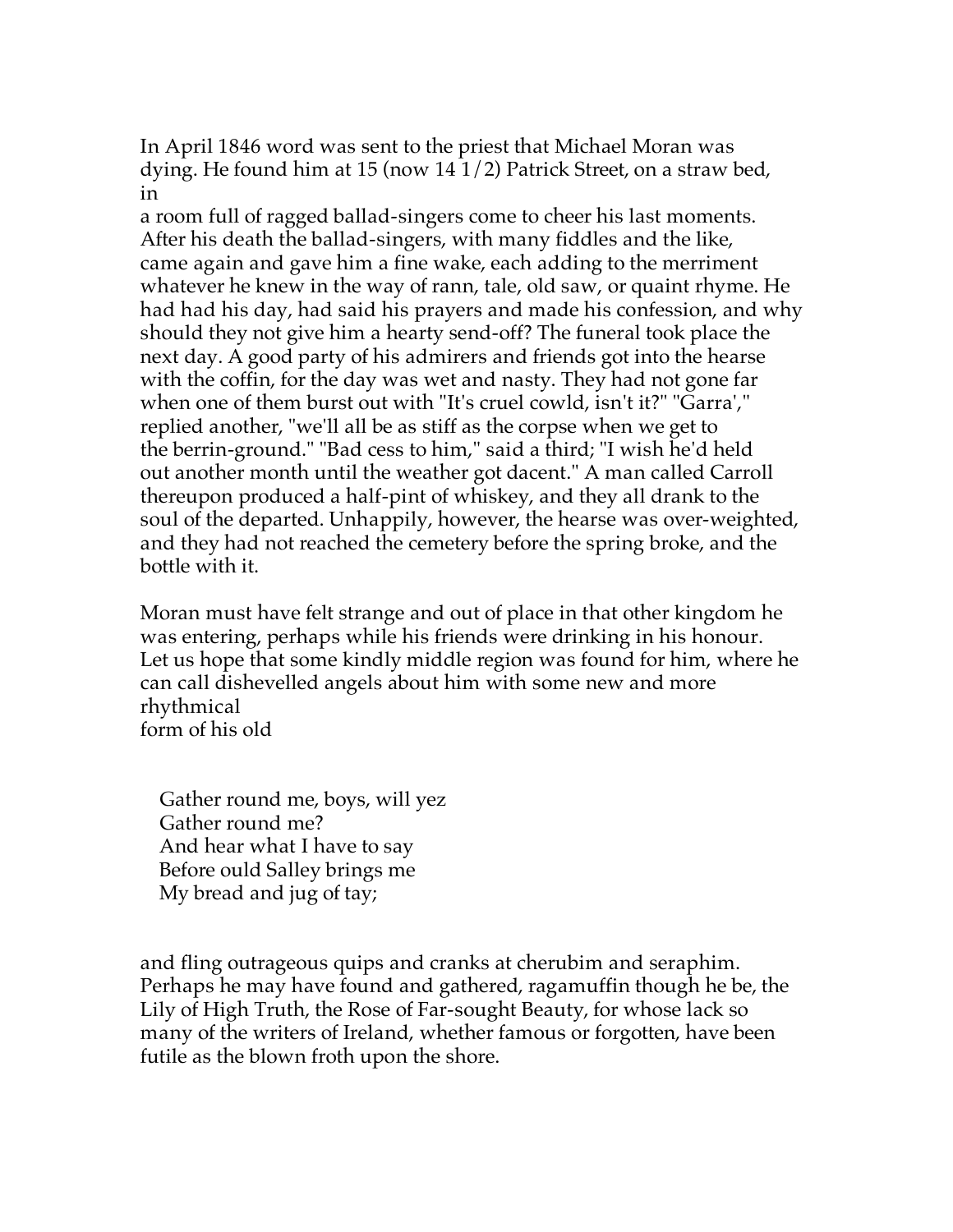In April 1846 word was sent to the priest that Michael Moran was dying. He found him at 15 (now 14 1/2) Patrick Street, on a straw bed, in a room full of ragged ballad-singers come to cheer his last moments. After his death the ballad-singers, with many fiddles and the like, came again and gave him a fine wake, each adding to the merriment whatever he knew in the way of rann, tale, old saw, or quaint rhyme. He had had his day, had said his prayers and made his confession, and why should they not give him a hearty send-off? The funeral took place the next day. A good party of his admirers and friends got into the hearse with the coffin, for the day was wet and nasty. They had not gone far when one of them burst out with "It's cruel cowld, isn't it?" "Garra'," replied another, "we'll all be as stiff as the corpse when we get to the berrin-ground." "Bad cess to him," said a third; "I wish he'd held out another month until the weather got dacent." A man called Carroll thereupon produced a half-pint of whiskey, and they all drank to the soul of the departed. Unhappily, however, the hearse was over-weighted, and they had not reached the cemetery before the spring broke, and the bottle with it.

Moran must have felt strange and out of place in that other kingdom he was entering, perhaps while his friends were drinking in his honour. Let us hope that some kindly middle region was found for him, where he can call dishevelled angels about him with some new and more rhythmical form of his old

> Gather round me, boys, will yez  
> Gather round me?  
> And hear what I have to say  
> Before ould Salley brings me  
> My bread and jug of tay;

and fling outrageous quips and cranks at cherubim and seraphim. Perhaps he may have found and gathered, ragamuffin though he be, the Lily of High Truth, the Rose of Far-sought Beauty, for whose lack so many of the writers of Ireland, whether famous or forgotten, have been futile as the blown froth upon the shore.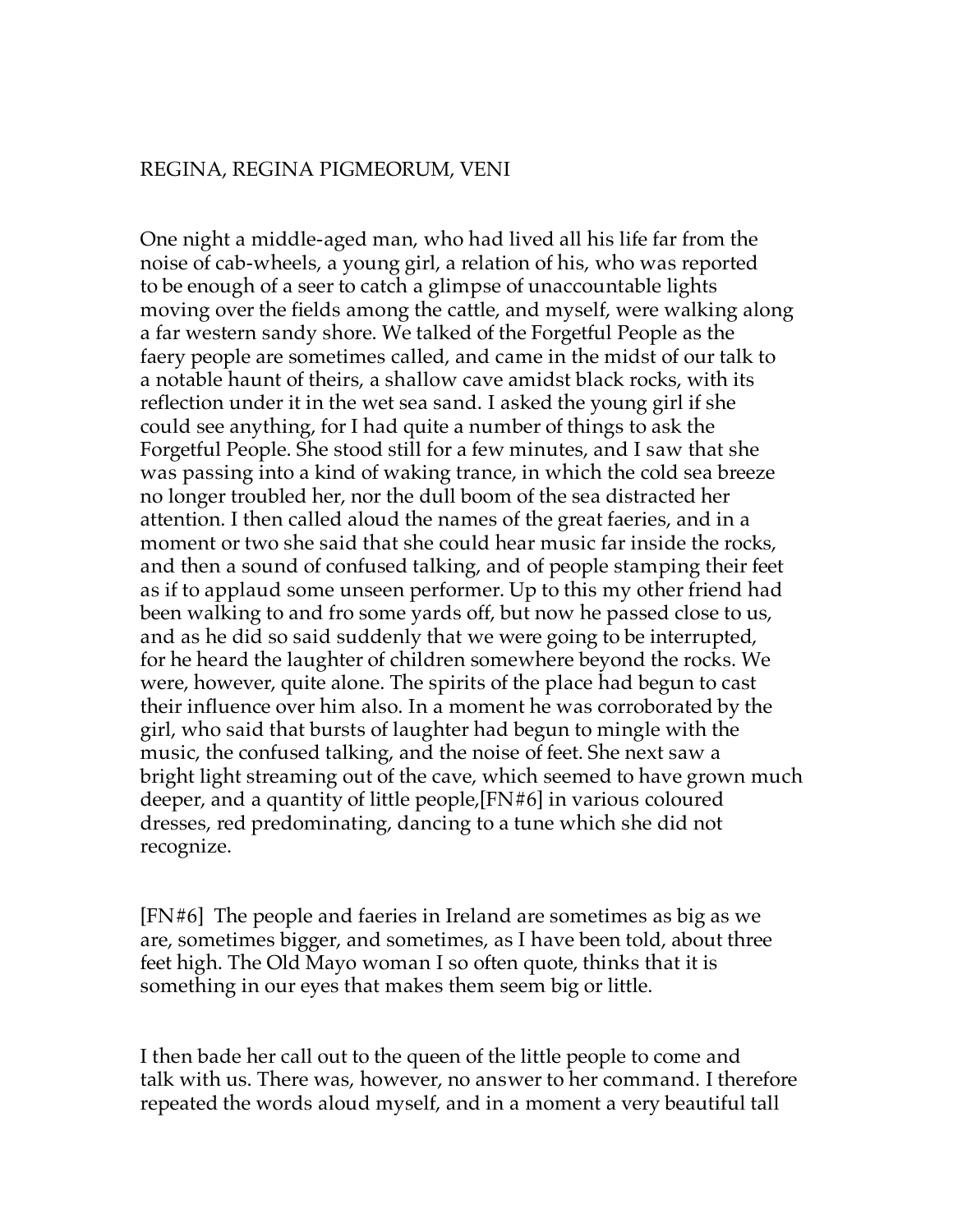## REGINA, REGINA PIGMEORUM, VENI

One night a middle-aged man, who had lived all his life far from the noise of cab-wheels, a young girl, a relation of his, who was reported to be enough of a seer to catch a glimpse of unaccountable lights moving over the fields among the cattle, and myself, were walking along a far western sandy shore. We talked of the Forgetful People as the faery people are sometimes called, and came in the midst of our talk to a notable haunt of theirs, a shallow cave amidst black rocks, with its reflection under it in the wet sea sand. I asked the young girl if she could see anything, for I had quite a number of things to ask the Forgetful People. She stood still for a few minutes, and I saw that she was passing into a kind of waking trance, in which the cold sea breeze no longer troubled her, nor the dull boom of the sea distracted her attention. I then called aloud the names of the great faeries, and in a moment or two she said that she could hear music far inside the rocks, and then a sound of confused talking, and of people stamping their feet as if to applaud some unseen performer. Up to this my other friend had been walking to and fro some yards off, but now he passed close to us, and as he did so said suddenly that we were going to be interrupted, for he heard the laughter of children somewhere beyond the rocks. We were, however, quite alone. The spirits of the place had begun to cast their influence over him also. In a moment he was corroborated by the girl, who said that bursts of laughter had begun to mingle with the music, the confused talking, and the noise of feet. She next saw a bright light streaming out of the cave, which seemed to have grown much deeper, and a quantity of little people,[FN#6] in various coloured dresses, red predominating, dancing to a tune which she did not recognize.

[FN#6] The people and faeries in Ireland are sometimes as big as we are, sometimes bigger, and sometimes, as I have been told, about three feet high. The Old Mayo woman I so often quote, thinks that it is something in our eyes that makes them seem big or little.

I then bade her call out to the queen of the little people to come and talk with us. There was, however, no answer to her command. I therefore repeated the words aloud myself, and in a moment a very beautiful tall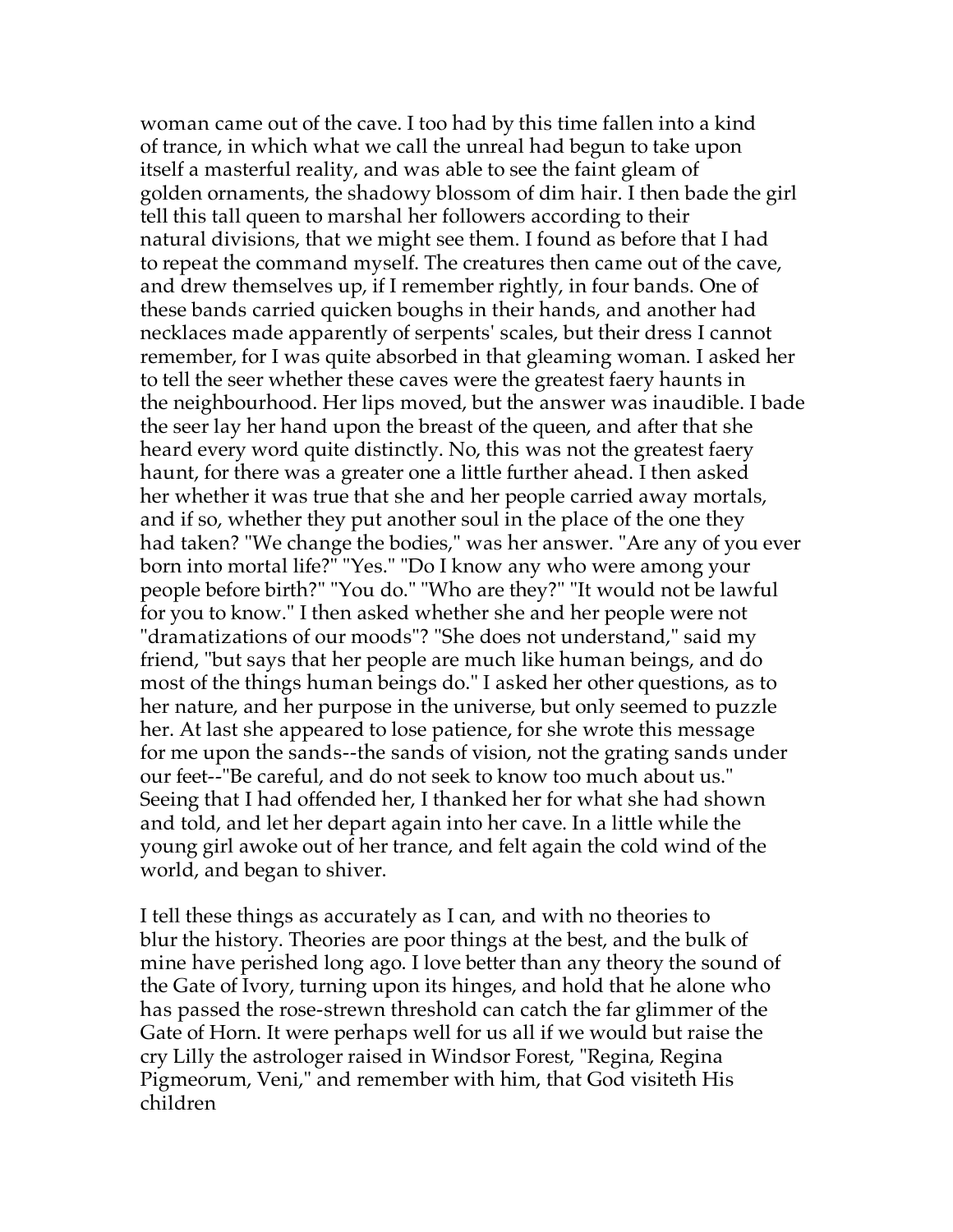woman came out of the cave. I too had by this time fallen into a kind of trance, in which what we call the unreal had begun to take upon itself a masterful reality, and was able to see the faint gleam of golden ornaments, the shadowy blossom of dim hair. I then bade the girl tell this tall queen to marshal her followers according to their natural divisions, that we might see them. I found as before that I had to repeat the command myself. The creatures then came out of the cave, and drew themselves up, if I remember rightly, in four bands. One of these bands carried quicken boughs in their hands, and another had necklaces made apparently of serpents' scales, but their dress I cannot remember, for I was quite absorbed in that gleaming woman. I asked her to tell the seer whether these caves were the greatest faery haunts in the neighbourhood. Her lips moved, but the answer was inaudible. I bade the seer lay her hand upon the breast of the queen, and after that she heard every word quite distinctly. No, this was not the greatest faery haunt, for there was a greater one a little further ahead. I then asked her whether it was true that she and her people carried away mortals, and if so, whether they put another soul in the place of the one they had taken? "We change the bodies," was her answer. "Are any of you ever born into mortal life?" "Yes." "Do I know any who were among your people before birth?" "You do." "Who are they?" "It would not be lawful for you to know." I then asked whether she and her people were not "dramatizations of our moods"? "She does not understand," said my friend, "but says that her people are much like human beings, and do most of the things human beings do." I asked her other questions, as to her nature, and her purpose in the universe, but only seemed to puzzle her. At last she appeared to lose patience, for she wrote this message for me upon the sands--the sands of vision, not the grating sands under our feet--"Be careful, and do not seek to know too much about us." Seeing that I had offended her, I thanked her for what she had shown and told, and let her depart again into her cave. In a little while the young girl awoke out of her trance, and felt again the cold wind of the world, and began to shiver.

I tell these things as accurately as I can, and with no theories to blur the history. Theories are poor things at the best, and the bulk of mine have perished long ago. I love better than any theory the sound of the Gate of Ivory, turning upon its hinges, and hold that he alone who has passed the rose-strewn threshold can catch the far glimmer of the Gate of Horn. It were perhaps well for us all if we would but raise the cry Lilly the astrologer raised in Windsor Forest, "Regina, Regina Pigmeorum, Veni," and remember with him, that God visiteth His children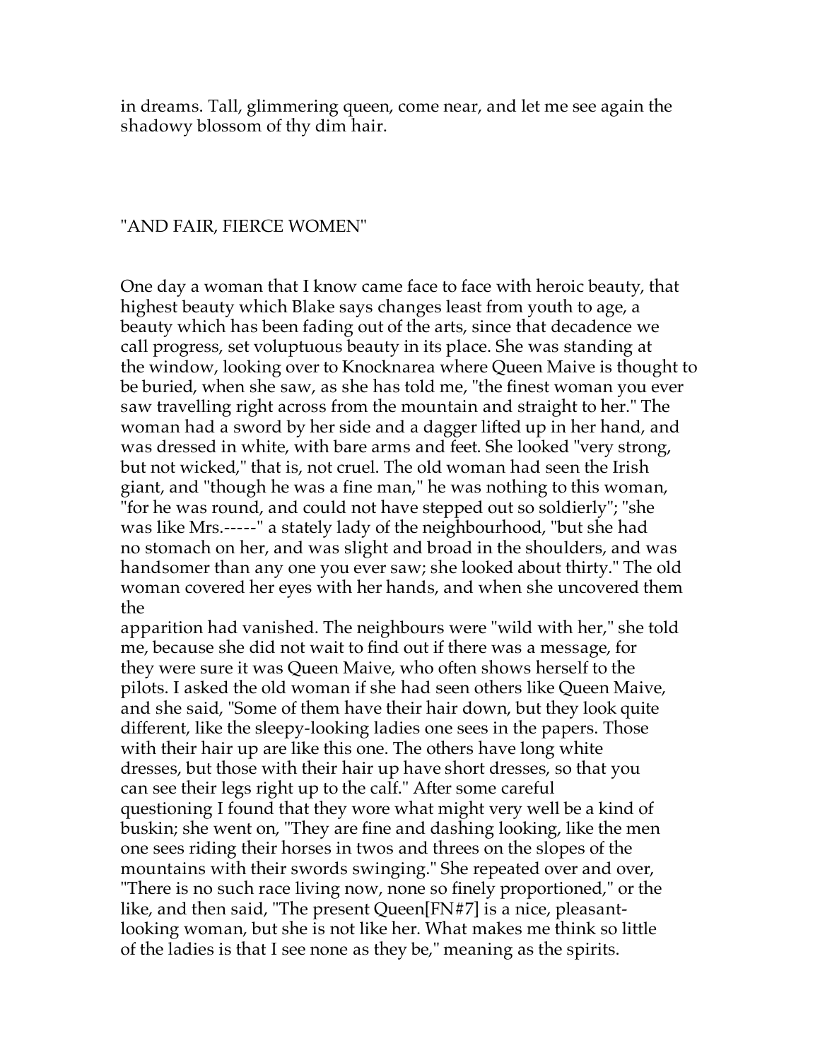in dreams. Tall, glimmering queen, come near, and let me see again the shadowy blossom of thy dim hair.

## "AND FAIR, FIERCE WOMEN"

One day a woman that I know came face to face with heroic beauty, that highest beauty which Blake says changes least from youth to age, a beauty which has been fading out of the arts, since that decadence we call progress, set voluptuous beauty in its place. She was standing at the window, looking over to Knocknarea where Queen Maive is thought to be buried, when she saw, as she has told me, "the finest woman you ever saw travelling right across from the mountain and straight to her." The woman had a sword by her side and a dagger lifted up in her hand, and was dressed in white, with bare arms and feet. She looked "very strong, but not wicked," that is, not cruel. The old woman had seen the Irish giant, and "though he was a fine man," he was nothing to this woman, "for he was round, and could not have stepped out so soldierly"; "she was like Mrs.-----" a stately lady of the neighbourhood, "but she had no stomach on her, and was slight and broad in the shoulders, and was handsomer than any one you ever saw; she looked about thirty." The old woman covered her eyes with her hands, and when she uncovered them the apparition had vanished. The neighbours were "wild with her," she told me, because she did not wait to find out if there was a message, for they were sure it was Queen Maive, who often shows herself to the pilots. I asked the old woman if she had seen others like Queen Maive, and she said, "Some of them have their hair down, but they look quite different, like the sleepy-looking ladies one sees in the papers. Those with their hair up are like this one. The others have long white dresses, but those with their hair up have short dresses, so that you can see their legs right up to the calf." After some careful questioning I found that they wore what might very well be a kind of buskin; she went on, "They are fine and dashing looking, like the men one sees riding their horses in twos and threes on the slopes of the mountains with their swords swinging." She repeated over and over, "There is no such race living now, none so finely proportioned," or the like, and then said, "The present Queen[FN#7] is a nice, pleasant-looking woman, but she is not like her. What makes me think so little of the ladies is that I see none as they be," meaning as the spirits.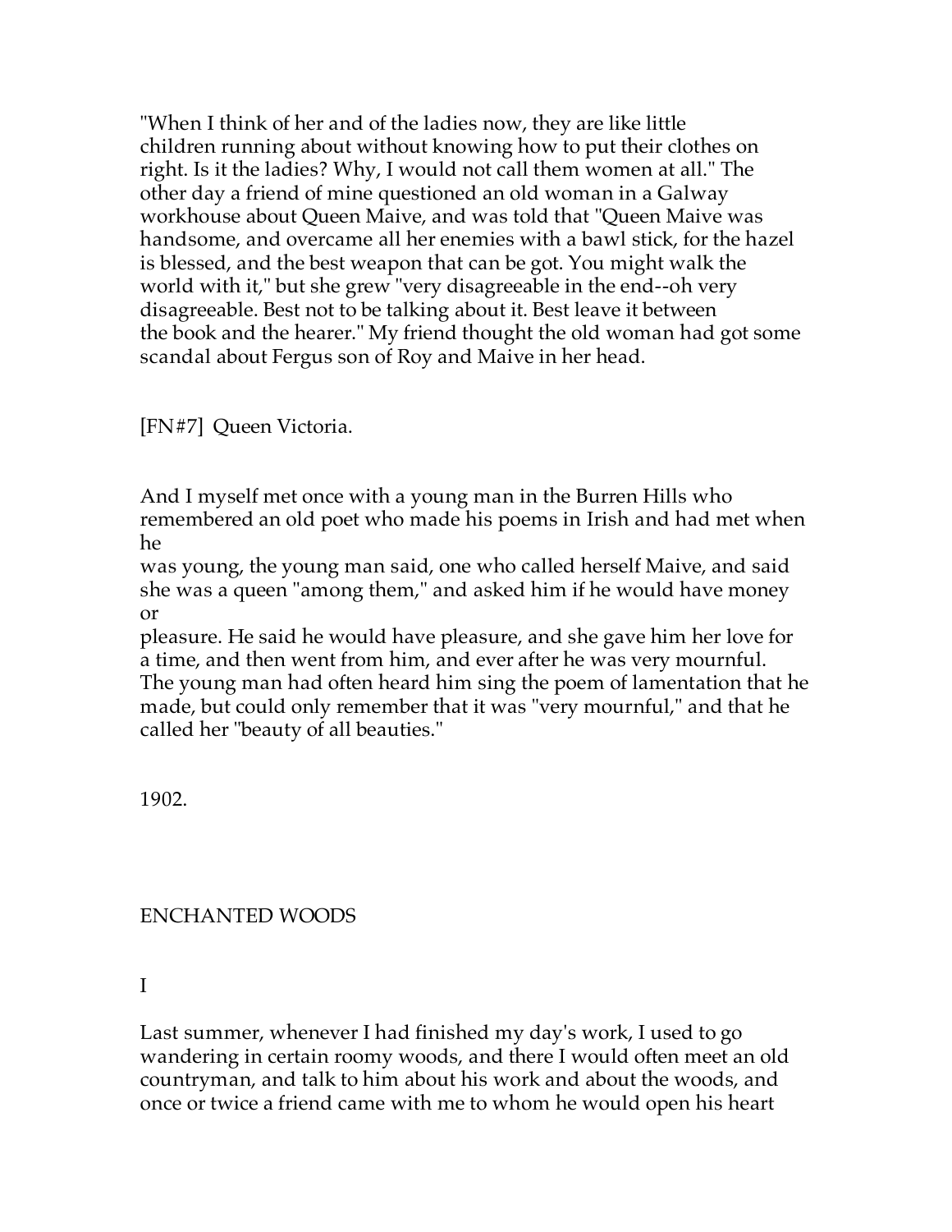"When I think of her and of the ladies now, they are like little children running about without knowing how to put their clothes on right. Is it the ladies? Why, I would not call them women at all." The other day a friend of mine questioned an old woman in a Galway workhouse about Queen Maive, and was told that "Queen Maive was handsome, and overcame all her enemies with a bawl stick, for the hazel is blessed, and the best weapon that can be got. You might walk the world with it," but she grew "very disagreeable in the end--oh very disagreeable. Best not to be talking about it. Best leave it between the book and the hearer." My friend thought the old woman had got some scandal about Fergus son of Roy and Maive in her head.

[FN#7] Queen Victoria.

And I myself met once with a young man in the Burren Hills who remembered an old poet who made his poems in Irish and had met when he was young, the young man said, one who called herself Maive, and said she was a queen "among them," and asked him if he would have money or pleasure. He said he would have pleasure, and she gave him her love for a time, and then went from him, and ever after he was very mournful. The young man had often heard him sing the poem of lamentation that he made, but could only remember that it was "very mournful," and that he called her "beauty of all beauties."

1902.

## ENCHANTED WOODS

### I

Last summer, whenever I had finished my day's work, I used to go wandering in certain roomy woods, and there I would often meet an old countryman, and talk to him about his work and about the woods, and once or twice a friend came with me to whom he would open his heart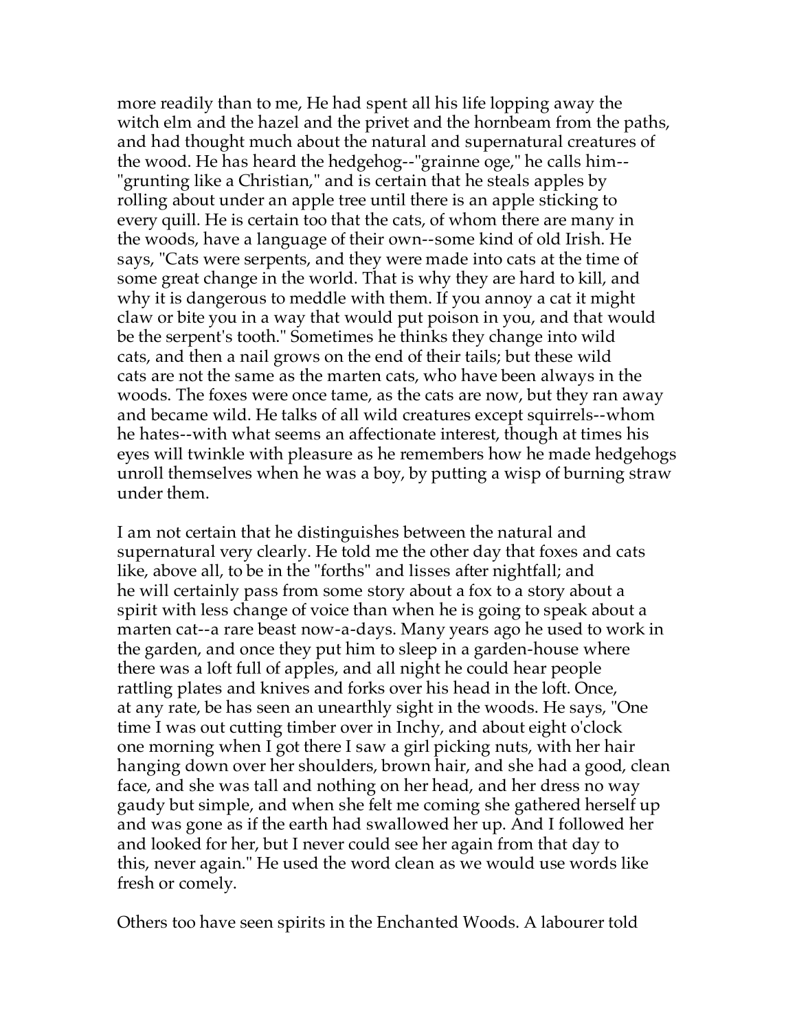more readily than to me, He had spent all his life lopping away the witch elm and the hazel and the privet and the hornbeam from the paths, and had thought much about the natural and supernatural creatures of the wood. He has heard the hedgehog--"grainne oge," he calls him--"grunting like a Christian," and is certain that he steals apples by rolling about under an apple tree until there is an apple sticking to every quill. He is certain too that the cats, of whom there are many in the woods, have a language of their own--some kind of old Irish. He says, "Cats were serpents, and they were made into cats at the time of some great change in the world. That is why they are hard to kill, and why it is dangerous to meddle with them. If you annoy a cat it might claw or bite you in a way that would put poison in you, and that would be the serpent's tooth." Sometimes he thinks they change into wild cats, and then a nail grows on the end of their tails; but these wild cats are not the same as the marten cats, who have been always in the woods. The foxes were once tame, as the cats are now, but they ran away and became wild. He talks of all wild creatures except squirrels--whom he hates--with what seems an affectionate interest, though at times his eyes will twinkle with pleasure as he remembers how he made hedgehogs unroll themselves when he was a boy, by putting a wisp of burning straw under them.

I am not certain that he distinguishes between the natural and supernatural very clearly. He told me the other day that foxes and cats like, above all, to be in the "forths" and lisses after nightfall; and he will certainly pass from some story about a fox to a story about a spirit with less change of voice than when he is going to speak about a marten cat--a rare beast now-a-days. Many years ago he used to work in the garden, and once they put him to sleep in a garden-house where there was a loft full of apples, and all night he could hear people rattling plates and knives and forks over his head in the loft. Once, at any rate, be has seen an unearthly sight in the woods. He says, "One time I was out cutting timber over in Inchy, and about eight o'clock one morning when I got there I saw a girl picking nuts, with her hair hanging down over her shoulders, brown hair, and she had a good, clean face, and she was tall and nothing on her head, and her dress no way gaudy but simple, and when she felt me coming she gathered herself up and was gone as if the earth had swallowed her up. And I followed her and looked for her, but I never could see her again from that day to this, never again." He used the word clean as we would use words like fresh or comely.

Others too have seen spirits in the Enchanted Woods. A labourer told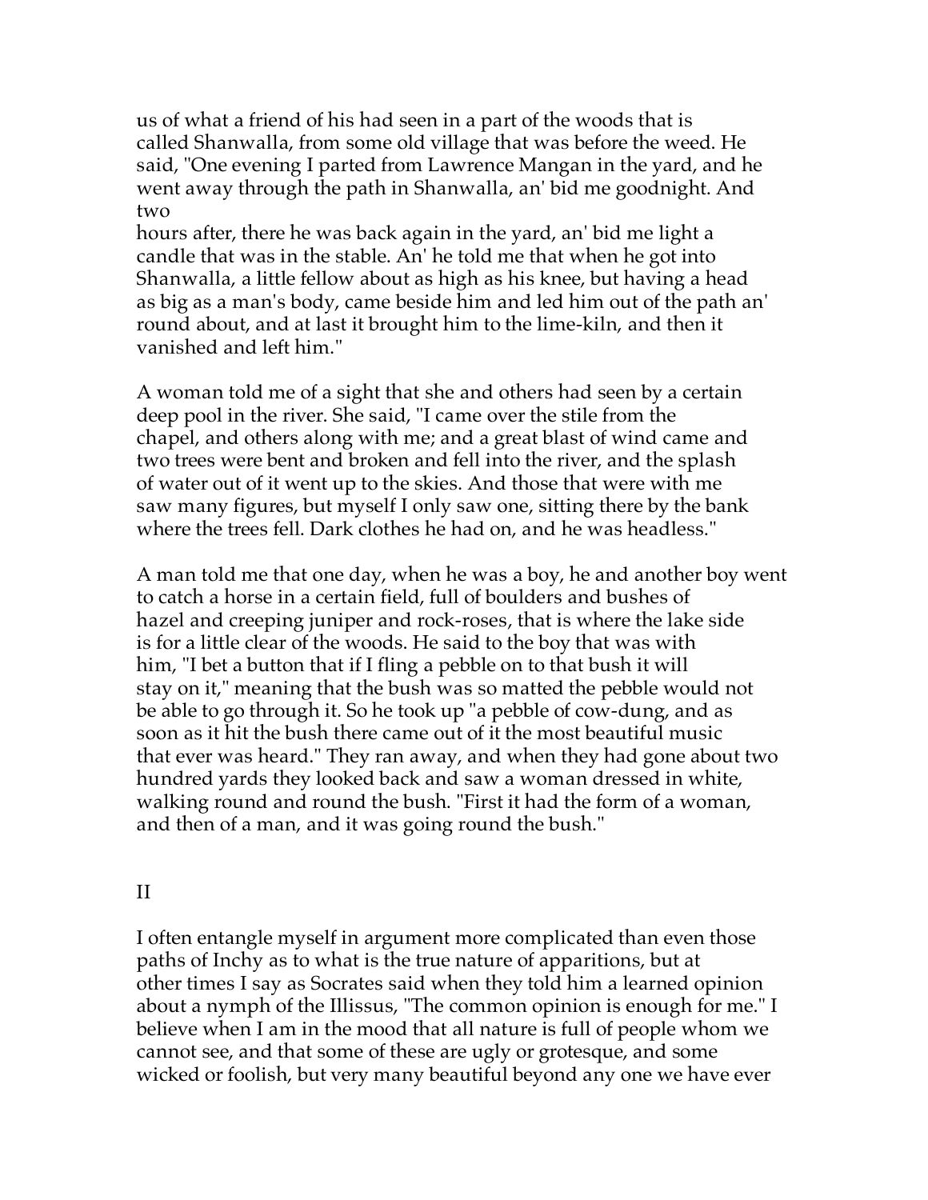us of what a friend of his had seen in a part of the woods that is called Shanwalla, from some old village that was before the weed. He said, "One evening I parted from Lawrence Mangan in the yard, and he went away through the path in Shanwalla, an' bid me goodnight. And two hours after, there he was back again in the yard, an' bid me light a candle that was in the stable. An' he told me that when he got into Shanwalla, a little fellow about as high as his knee, but having a head as big as a man's body, came beside him and led him out of the path an' round about, and at last it brought him to the lime-kiln, and then it vanished and left him."

A woman told me of a sight that she and others had seen by a certain deep pool in the river. She said, "I came over the stile from the chapel, and others along with me; and a great blast of wind came and two trees were bent and broken and fell into the river, and the splash of water out of it went up to the skies. And those that were with me saw many figures, but myself I only saw one, sitting there by the bank where the trees fell. Dark clothes he had on, and he was headless."

A man told me that one day, when he was a boy, he and another boy went to catch a horse in a certain field, full of boulders and bushes of hazel and creeping juniper and rock-roses, that is where the lake side is for a little clear of the woods. He said to the boy that was with him, "I bet a button that if I fling a pebble on to that bush it will stay on it," meaning that the bush was so matted the pebble would not be able to go through it. So he took up "a pebble of cow-dung, and as soon as it hit the bush there came out of it the most beautiful music that ever was heard." They ran away, and when they had gone about two hundred yards they looked back and saw a woman dressed in white, walking round and round the bush. "First it had the form of a woman, and then of a man, and it was going round the bush."

## II

I often entangle myself in argument more complicated than even those paths of Inchy as to what is the true nature of apparitions, but at other times I say as Socrates said when they told him a learned opinion about a nymph of the Illissus, "The common opinion is enough for me." I believe when I am in the mood that all nature is full of people whom we cannot see, and that some of these are ugly or grotesque, and some wicked or foolish, but very many beautiful beyond any one we have ever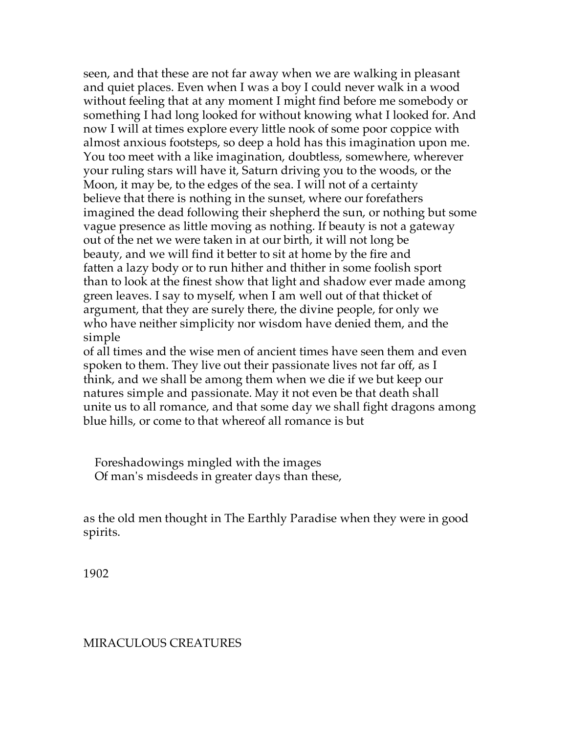seen, and that these are not far away when we are walking in pleasant and quiet places. Even when I was a boy I could never walk in a wood without feeling that at any moment I might find before me somebody or something I had long looked for without knowing what I looked for. And now I will at times explore every little nook of some poor coppice with almost anxious footsteps, so deep a hold has this imagination upon me. You too meet with a like imagination, doubtless, somewhere, wherever your ruling stars will have it, Saturn driving you to the woods, or the Moon, it may be, to the edges of the sea. I will not of a certainty believe that there is nothing in the sunset, where our forefathers imagined the dead following their shepherd the sun, or nothing but some vague presence as little moving as nothing. If beauty is not a gateway out of the net we were taken in at our birth, it will not long be beauty, and we will find it better to sit at home by the fire and fatten a lazy body or to run hither and thither in some foolish sport than to look at the finest show that light and shadow ever made among green leaves. I say to myself, when I am well out of that thicket of argument, that they are surely there, the divine people, for only we who have neither simplicity nor wisdom have denied them, and the simple of all times and the wise men of ancient times have seen them and even spoken to them. They live out their passionate lives not far off, as I think, and we shall be among them when we die if we but keep our natures simple and passionate. May it not even be that death shall unite us to all romance, and that some day we shall fight dragons among blue hills, or come to that whereof all romance is but

> Foreshadowings mingled with the images
> Of man's misdeeds in greater days than these,

as the old men thought in The Earthly Paradise when they were in good spirits.

1902

## MIRACULOUS CREATURES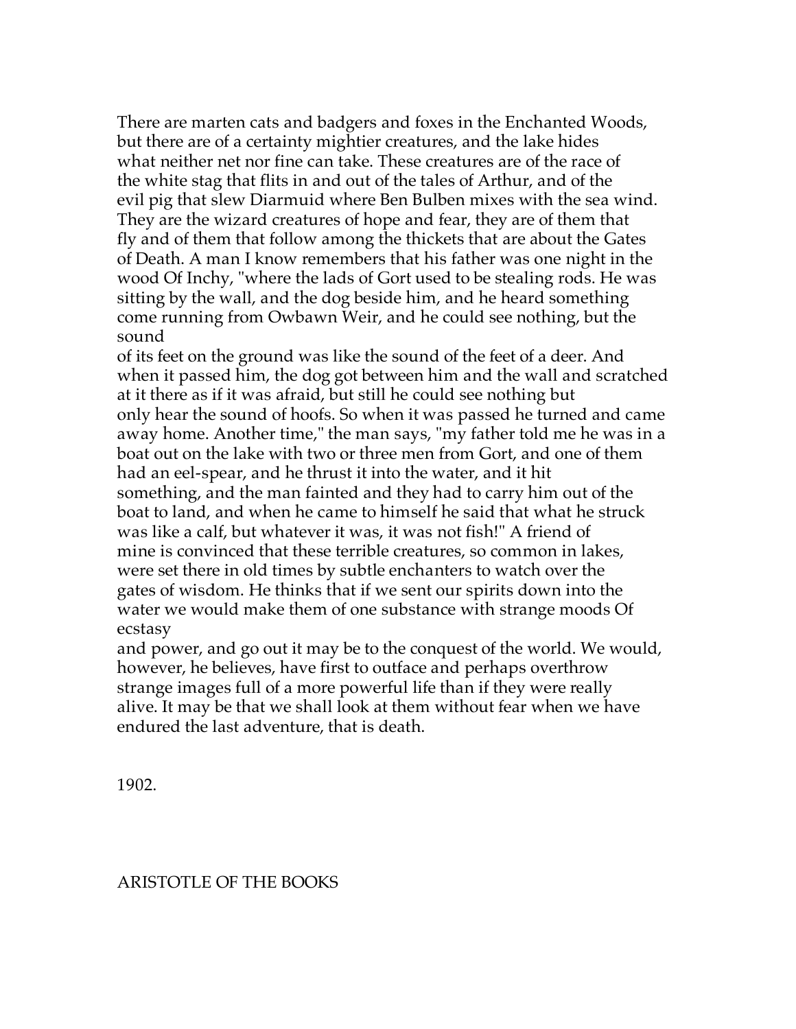There are marten cats and badgers and foxes in the Enchanted Woods, but there are of a certainty mightier creatures, and the lake hides what neither net nor fine can take. These creatures are of the race of the white stag that flits in and out of the tales of Arthur, and of the evil pig that slew Diarmuid where Ben Bulben mixes with the sea wind. They are the wizard creatures of hope and fear, they are of them that fly and of them that follow among the thickets that are about the Gates of Death. A man I know remembers that his father was one night in the wood Of Inchy, "where the lads of Gort used to be stealing rods. He was sitting by the wall, and the dog beside him, and he heard something come running from Owbawn Weir, and he could see nothing, but the sound of its feet on the ground was like the sound of the feet of a deer. And when it passed him, the dog got between him and the wall and scratched at it there as if it was afraid, but still he could see nothing but only hear the sound of hoofs. So when it was passed he turned and came away home. Another time," the man says, "my father told me he was in a boat out on the lake with two or three men from Gort, and one of them had an eel-spear, and he thrust it into the water, and it hit something, and the man fainted and they had to carry him out of the boat to land, and when he came to himself he said that what he struck was like a calf, but whatever it was, it was not fish!" A friend of mine is convinced that these terrible creatures, so common in lakes, were set there in old times by subtle enchanters to watch over the gates of wisdom. He thinks that if we sent our spirits down into the water we would make them of one substance with strange moods Of ecstasy and power, and go out it may be to the conquest of the world. We would, however, he believes, have first to outface and perhaps overthrow strange images full of a more powerful life than if they were really alive. It may be that we shall look at them without fear when we have endured the last adventure, that is death.

1902.

## ARISTOTLE OF THE BOOKS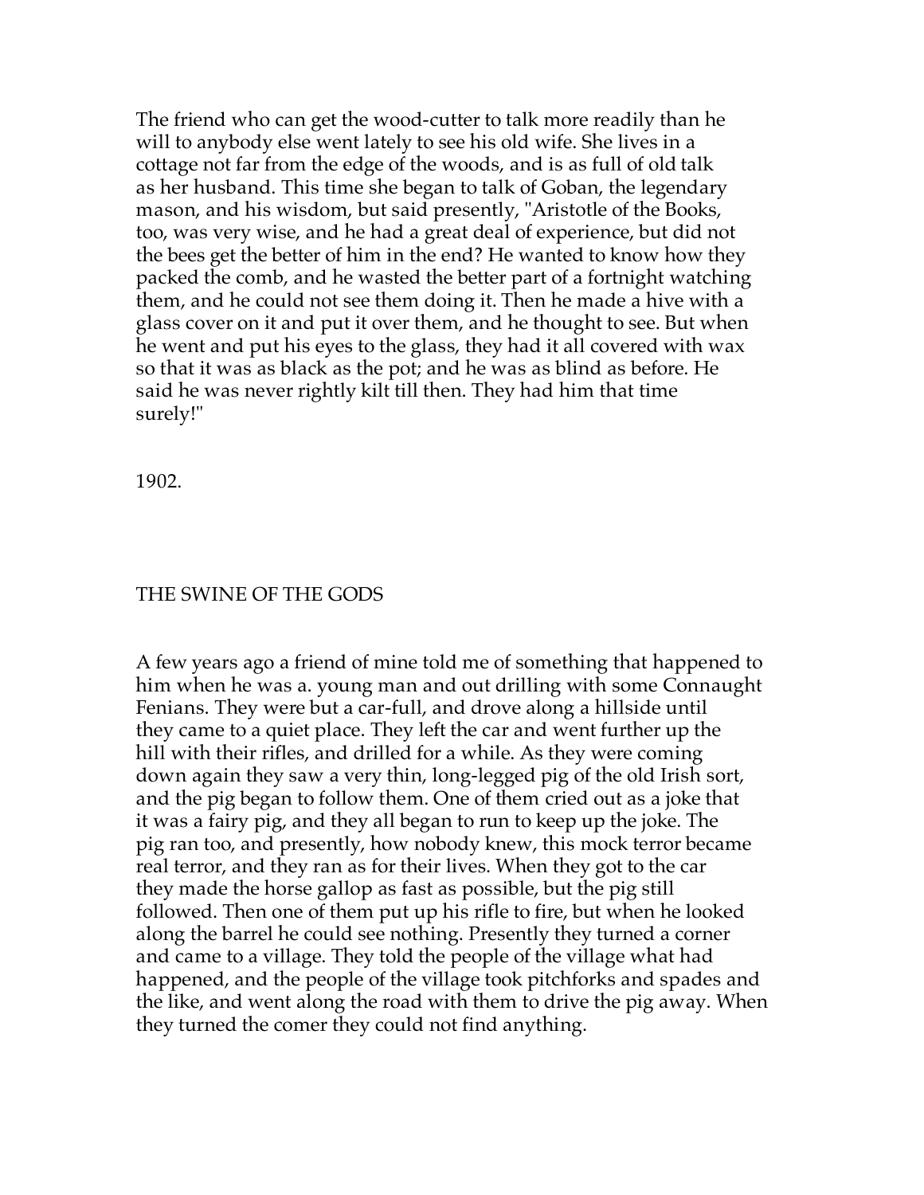The friend who can get the wood-cutter to talk more readily than he will to anybody else went lately to see his old wife. She lives in a cottage not far from the edge of the woods, and is as full of old talk as her husband. This time she began to talk of Goban, the legendary mason, and his wisdom, but said presently, "Aristotle of the Books, too, was very wise, and he had a great deal of experience, but did not the bees get the better of him in the end? He wanted to know how they packed the comb, and he wasted the better part of a fortnight watching them, and he could not see them doing it. Then he made a hive with a glass cover on it and put it over them, and he thought to see. But when he went and put his eyes to the glass, they had it all covered with wax so that it was as black as the pot; and he was as blind as before. He said he was never rightly kilt till then. They had him that time surely!"

1902.

## THE SWINE OF THE GODS

A few years ago a friend of mine told me of something that happened to him when he was a. young man and out drilling with some Connaught Fenians. They were but a car-full, and drove along a hillside until they came to a quiet place. They left the car and went further up the hill with their rifles, and drilled for a while. As they were coming down again they saw a very thin, long-legged pig of the old Irish sort, and the pig began to follow them. One of them cried out as a joke that it was a fairy pig, and they all began to run to keep up the joke. The pig ran too, and presently, how nobody knew, this mock terror became real terror, and they ran as for their lives. When they got to the car they made the horse gallop as fast as possible, but the pig still followed. Then one of them put up his rifle to fire, but when he looked along the barrel he could see nothing. Presently they turned a corner and came to a village. They told the people of the village what had happened, and the people of the village took pitchforks and spades and the like, and went along the road with them to drive the pig away. When they turned the comer they could not find anything.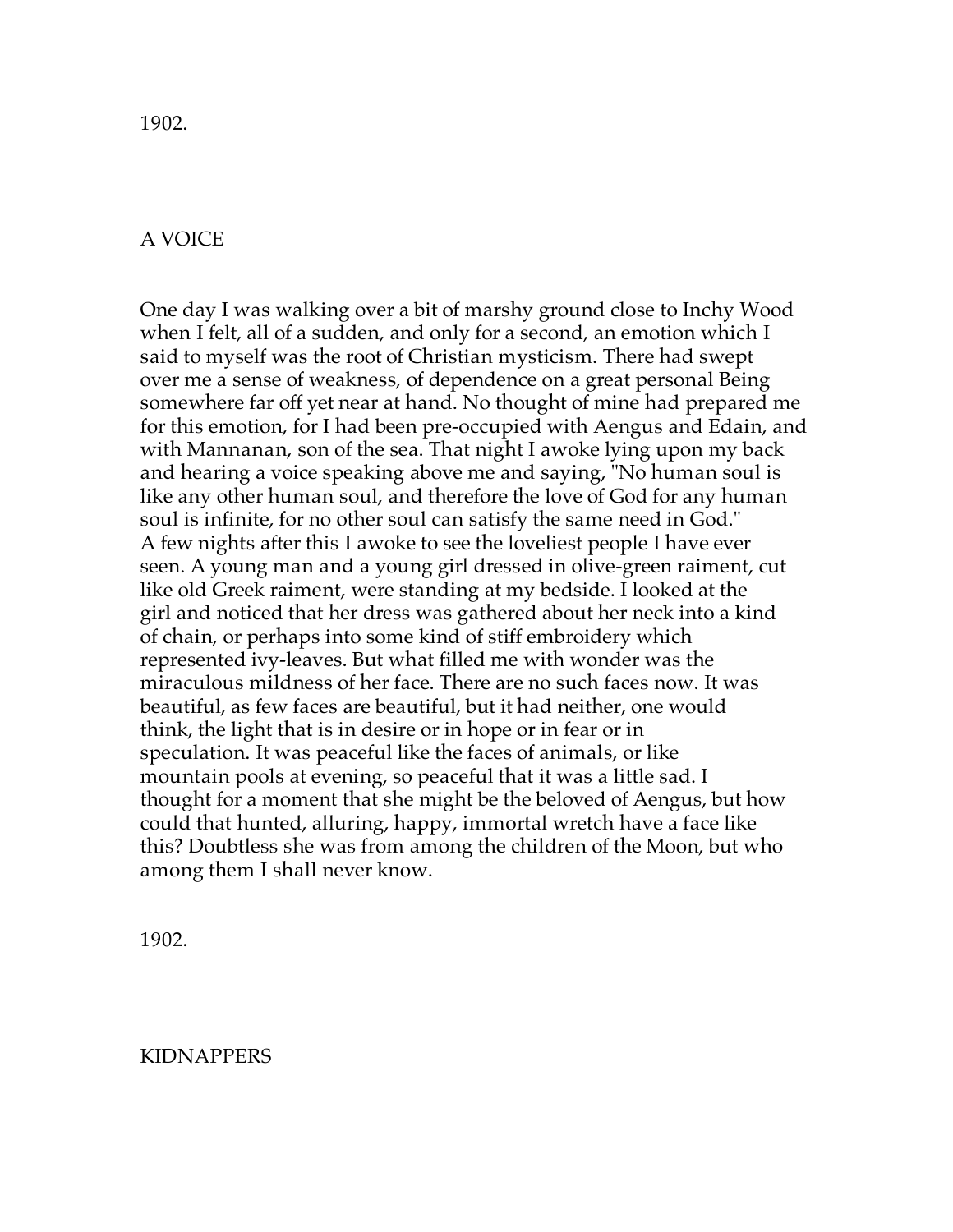1902.

## A VOICE

One day I was walking over a bit of marshy ground close to Inchy Wood when I felt, all of a sudden, and only for a second, an emotion which I said to myself was the root of Christian mysticism. There had swept over me a sense of weakness, of dependence on a great personal Being somewhere far off yet near at hand. No thought of mine had prepared me for this emotion, for I had been pre-occupied with Aengus and Edain, and with Mannanan, son of the sea. That night I awoke lying upon my back and hearing a voice speaking above me and saying, "No human soul is like any other human soul, and therefore the love of God for any human soul is infinite, for no other soul can satisfy the same need in God." A few nights after this I awoke to see the loveliest people I have ever seen. A young man and a young girl dressed in olive-green raiment, cut like old Greek raiment, were standing at my bedside. I looked at the girl and noticed that her dress was gathered about her neck into a kind of chain, or perhaps into some kind of stiff embroidery which represented ivy-leaves. But what filled me with wonder was the miraculous mildness of her face. There are no such faces now. It was beautiful, as few faces are beautiful, but it had neither, one would think, the light that is in desire or in hope or in fear or in speculation. It was peaceful like the faces of animals, or like mountain pools at evening, so peaceful that it was a little sad. I thought for a moment that she might be the beloved of Aengus, but how could that hunted, alluring, happy, immortal wretch have a face like this? Doubtless she was from among the children of the Moon, but who among them I shall never know.

1902.

## KIDNAPPERS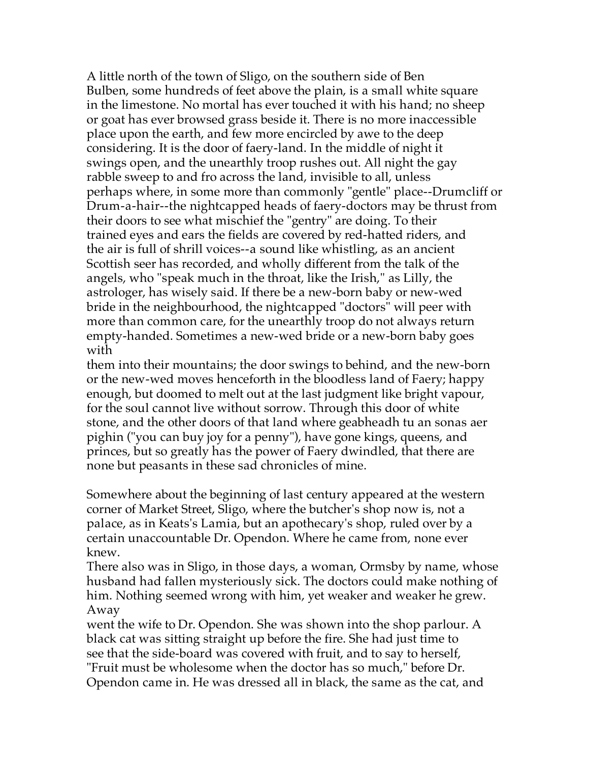A little north of the town of Sligo, on the southern side of Ben Bulben, some hundreds of feet above the plain, is a small white square in the limestone. No mortal has ever touched it with his hand; no sheep or goat has ever browsed grass beside it. There is no more inaccessible place upon the earth, and few more encircled by awe to the deep considering. It is the door of faery-land. In the middle of night it swings open, and the unearthly troop rushes out. All night the gay rabble sweep to and fro across the land, invisible to all, unless perhaps where, in some more than commonly "gentle" place--Drumcliff or Drum-a-hair--the nightcapped heads of faery-doctors may be thrust from their doors to see what mischief the "gentry" are doing. To their trained eyes and ears the fields are covered by red-hatted riders, and the air is full of shrill voices--a sound like whistling, as an ancient Scottish seer has recorded, and wholly different from the talk of the angels, who "speak much in the throat, like the Irish," as Lilly, the astrologer, has wisely said. If there be a new-born baby or new-wed bride in the neighbourhood, the nightcapped "doctors" will peer with more than common care, for the unearthly troop do not always return empty-handed. Sometimes a new-wed bride or a new-born baby goes with them into their mountains; the door swings to behind, and the new-born or the new-wed moves henceforth in the bloodless land of Faery; happy enough, but doomed to melt out at the last judgment like bright vapour, for the soul cannot live without sorrow. Through this door of white stone, and the other doors of that land where geabheadh tu an sonas aer pighin ("you can buy joy for a penny"), have gone kings, queens, and princes, but so greatly has the power of Faery dwindled, that there are none but peasants in these sad chronicles of mine.

Somewhere about the beginning of last century appeared at the western corner of Market Street, Sligo, where the butcher's shop now is, not a palace, as in Keats's Lamia, but an apothecary's shop, ruled over by a certain unaccountable Dr. Opendon. Where he came from, none ever knew.

There also was in Sligo, in those days, a woman, Ormsby by name, whose husband had fallen mysteriously sick. The doctors could make nothing of him. Nothing seemed wrong with him, yet weaker and weaker he grew. Away went the wife to Dr. Opendon. She was shown into the shop parlour. A black cat was sitting straight up before the fire. She had just time to see that the side-board was covered with fruit, and to say to herself, "Fruit must be wholesome when the doctor has so much," before Dr. Opendon came in. He was dressed all in black, the same as the cat, and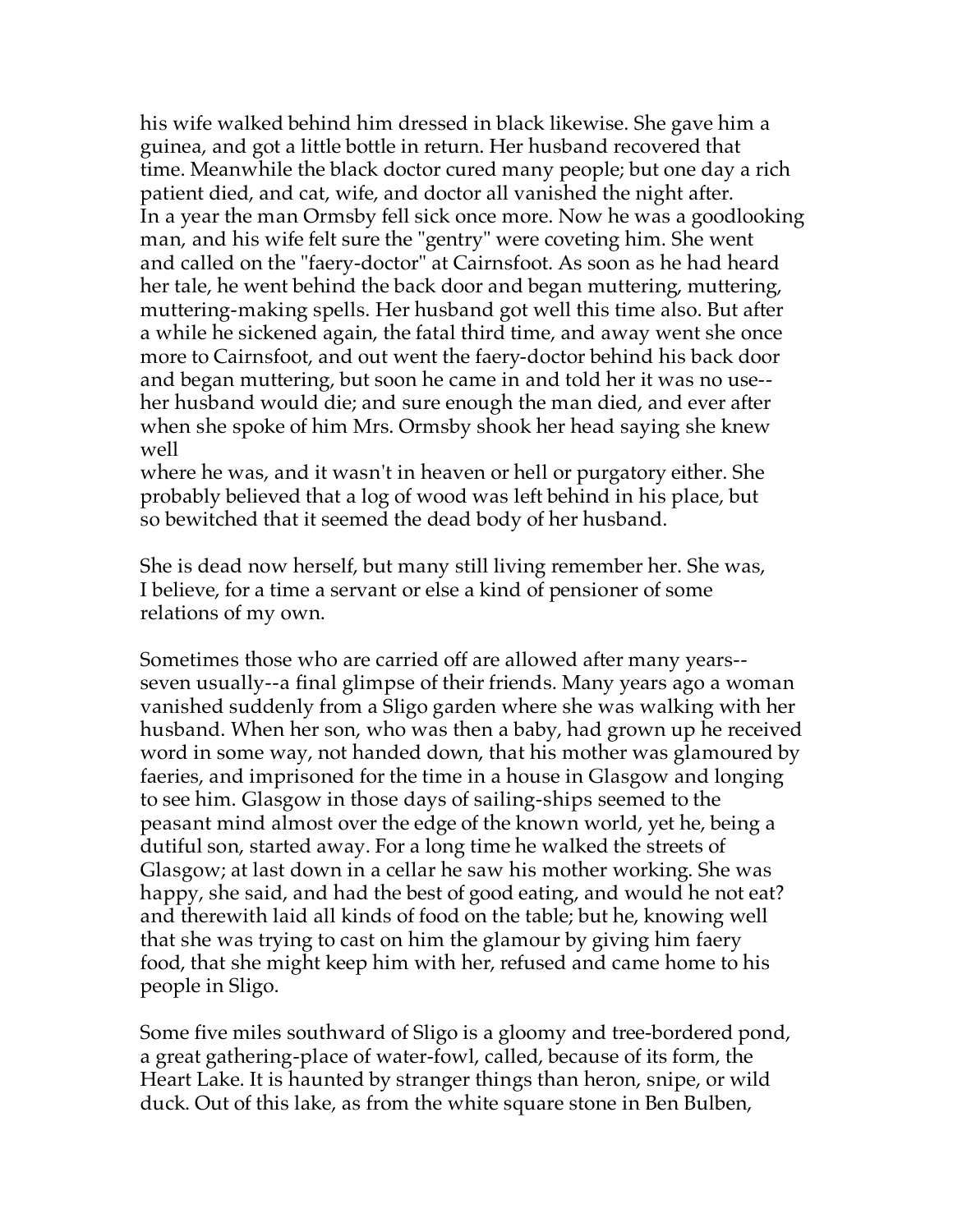his wife walked behind him dressed in black likewise. She gave him a guinea, and got a little bottle in return. Her husband recovered that time. Meanwhile the black doctor cured many people; but one day a rich patient died, and cat, wife, and doctor all vanished the night after. In a year the man Ormsby fell sick once more. Now he was a goodlooking man, and his wife felt sure the "gentry" were coveting him. She went and called on the "faery-doctor" at Cairnsfoot. As soon as he had heard her tale, he went behind the back door and began muttering, muttering, muttering-making spells. Her husband got well this time also. But after a while he sickened again, the fatal third time, and away went she once more to Cairnsfoot, and out went the faery-doctor behind his back door and began muttering, but soon he came in and told her it was no use--her husband would die; and sure enough the man died, and ever after when she spoke of him Mrs. Ormsby shook her head saying she knew well
where he was, and it wasn't in heaven or hell or purgatory either. She probably believed that a log of wood was left behind in his place, but so bewitched that it seemed the dead body of her husband.

She is dead now herself, but many still living remember her. She was, I believe, for a time a servant or else a kind of pensioner of some relations of my own.

Sometimes those who are carried off are allowed after many years--seven usually--a final glimpse of their friends. Many years ago a woman vanished suddenly from a Sligo garden where she was walking with her husband. When her son, who was then a baby, had grown up he received word in some way, not handed down, that his mother was glamoured by faeries, and imprisoned for the time in a house in Glasgow and longing to see him. Glasgow in those days of sailing-ships seemed to the peasant mind almost over the edge of the known world, yet he, being a dutiful son, started away. For a long time he walked the streets of Glasgow; at last down in a cellar he saw his mother working. She was happy, she said, and had the best of good eating, and would he not eat? and therewith laid all kinds of food on the table; but he, knowing well that she was trying to cast on him the glamour by giving him faery food, that she might keep him with her, refused and came home to his people in Sligo.

Some five miles southward of Sligo is a gloomy and tree-bordered pond, a great gathering-place of water-fowl, called, because of its form, the Heart Lake. It is haunted by stranger things than heron, snipe, or wild duck. Out of this lake, as from the white square stone in Ben Bulben,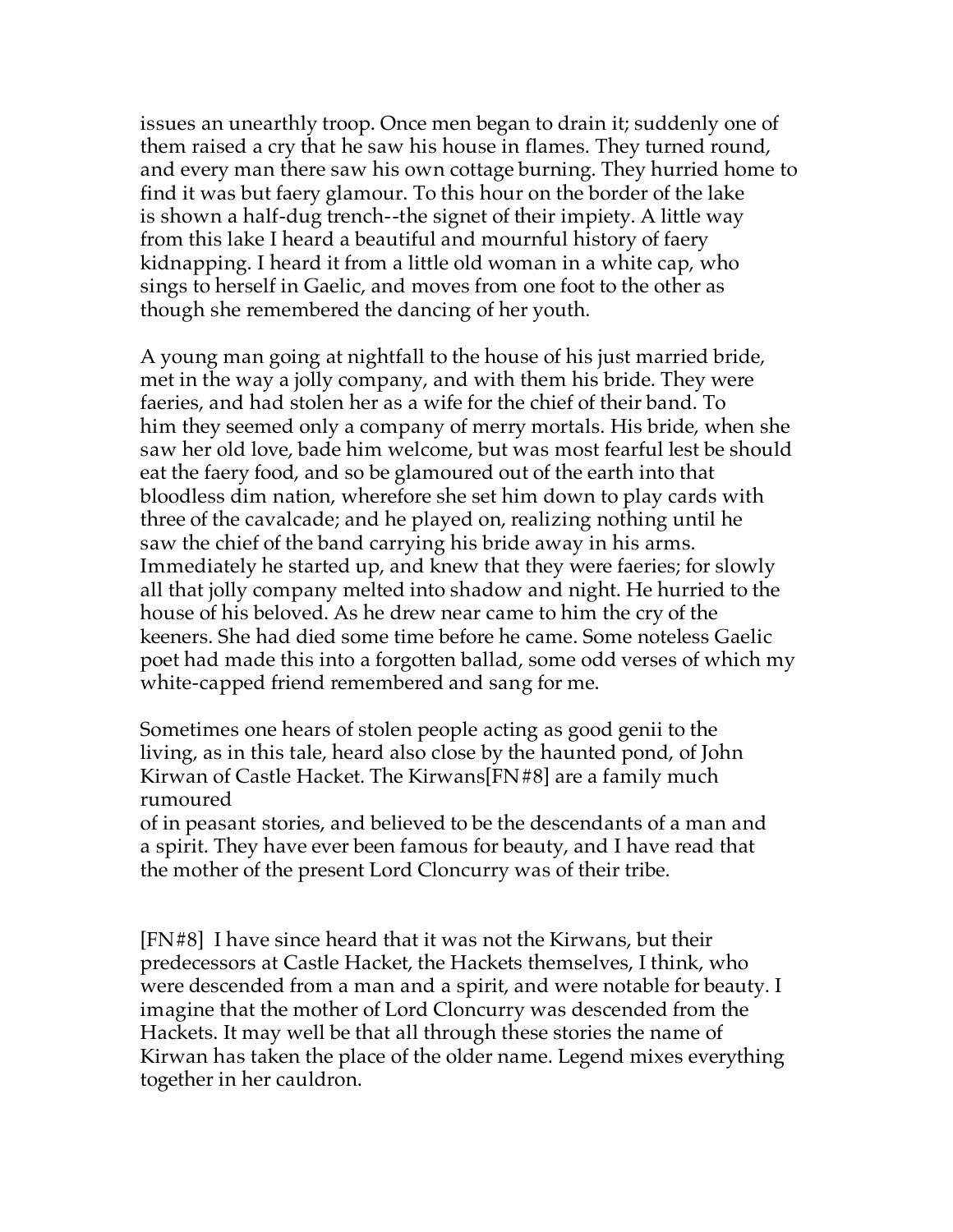issues an unearthly troop. Once men began to drain it; suddenly one of them raised a cry that he saw his house in flames. They turned round, and every man there saw his own cottage burning. They hurried home to find it was but faery glamour. To this hour on the border of the lake is shown a half-dug trench--the signet of their impiety. A little way from this lake I heard a beautiful and mournful history of faery kidnapping. I heard it from a little old woman in a white cap, who sings to herself in Gaelic, and moves from one foot to the other as though she remembered the dancing of her youth.

A young man going at nightfall to the house of his just married bride, met in the way a jolly company, and with them his bride. They were faeries, and had stolen her as a wife for the chief of their band. To him they seemed only a company of merry mortals. His bride, when she saw her old love, bade him welcome, but was most fearful lest be should eat the faery food, and so be glamoured out of the earth into that bloodless dim nation, wherefore she set him down to play cards with three of the cavalcade; and he played on, realizing nothing until he saw the chief of the band carrying his bride away in his arms. Immediately he started up, and knew that they were faeries; for slowly all that jolly company melted into shadow and night. He hurried to the house of his beloved. As he drew near came to him the cry of the keeners. She had died some time before he came. Some noteless Gaelic poet had made this into a forgotten ballad, some odd verses of which my white-capped friend remembered and sang for me.

Sometimes one hears of stolen people acting as good genii to the living, as in this tale, heard also close by the haunted pond, of John Kirwan of Castle Hacket. The Kirwans[FN#8] are a family much rumoured of in peasant stories, and believed to be the descendants of a man and a spirit. They have ever been famous for beauty, and I have read that the mother of the present Lord Cloncurry was of their tribe.

[FN#8] I have since heard that it was not the Kirwans, but their predecessors at Castle Hacket, the Hackets themselves, I think, who were descended from a man and a spirit, and were notable for beauty. I imagine that the mother of Lord Cloncurry was descended from the Hackets. It may well be that all through these stories the name of Kirwan has taken the place of the older name. Legend mixes everything together in her cauldron.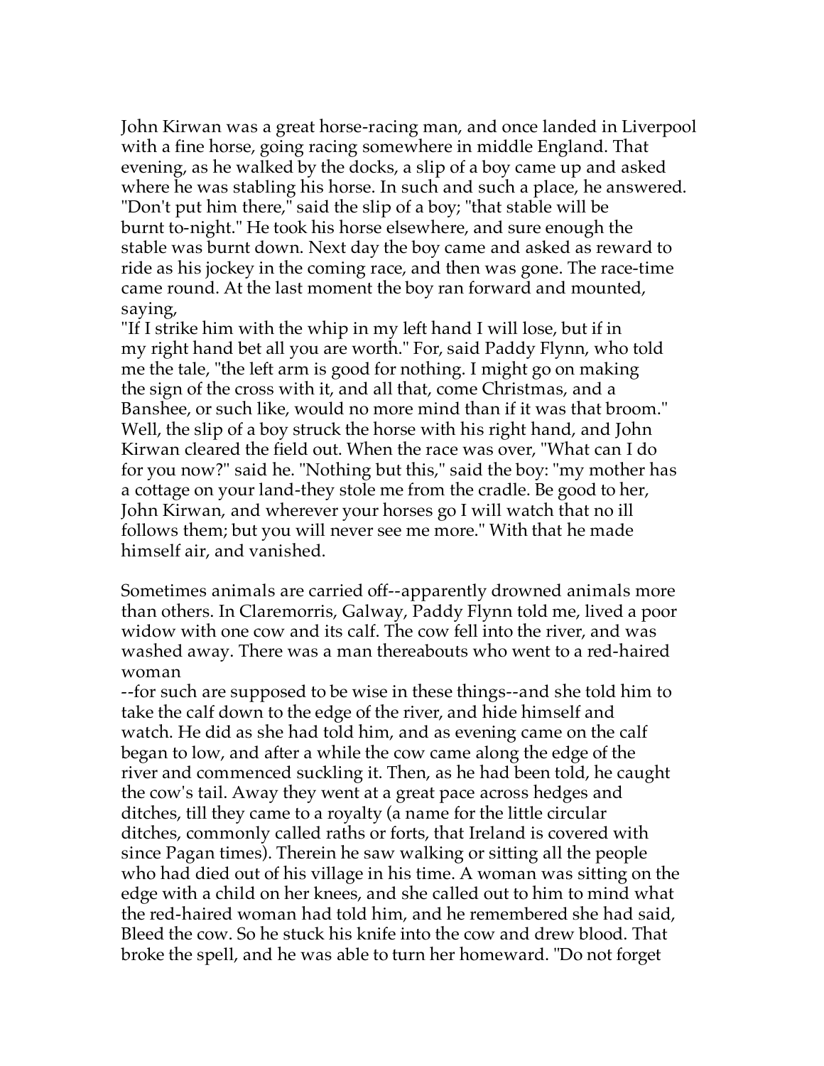John Kirwan was a great horse-racing man, and once landed in Liverpool with a fine horse, going racing somewhere in middle England. That evening, as he walked by the docks, a slip of a boy came up and asked where he was stabling his horse. In such and such a place, he answered. "Don't put him there," said the slip of a boy; "that stable will be burnt to-night." He took his horse elsewhere, and sure enough the stable was burnt down. Next day the boy came and asked as reward to ride as his jockey in the coming race, and then was gone. The race-time came round. At the last moment the boy ran forward and mounted, saying,
"If I strike him with the whip in my left hand I will lose, but if in my right hand bet all you are worth." For, said Paddy Flynn, who told me the tale, "the left arm is good for nothing. I might go on making the sign of the cross with it, and all that, come Christmas, and a Banshee, or such like, would no more mind than if it was that broom." Well, the slip of a boy struck the horse with his right hand, and John Kirwan cleared the field out. When the race was over, "What can I do for you now?" said he. "Nothing but this," said the boy: "my mother has a cottage on your land-they stole me from the cradle. Be good to her, John Kirwan, and wherever your horses go I will watch that no ill follows them; but you will never see me more." With that he made himself air, and vanished.

Sometimes animals are carried off--apparently drowned animals more than others. In Claremorris, Galway, Paddy Flynn told me, lived a poor widow with one cow and its calf. The cow fell into the river, and was washed away. There was a man thereabouts who went to a red-haired woman
--for such are supposed to be wise in these things--and she told him to take the calf down to the edge of the river, and hide himself and watch. He did as she had told him, and as evening came on the calf began to low, and after a while the cow came along the edge of the river and commenced suckling it. Then, as he had been told, he caught the cow's tail. Away they went at a great pace across hedges and ditches, till they came to a royalty (a name for the little circular ditches, commonly called raths or forts, that Ireland is covered with since Pagan times). Therein he saw walking or sitting all the people who had died out of his village in his time. A woman was sitting on the edge with a child on her knees, and she called out to him to mind what the red-haired woman had told him, and he remembered she had said, Bleed the cow. So he stuck his knife into the cow and drew blood. That broke the spell, and he was able to turn her homeward. "Do not forget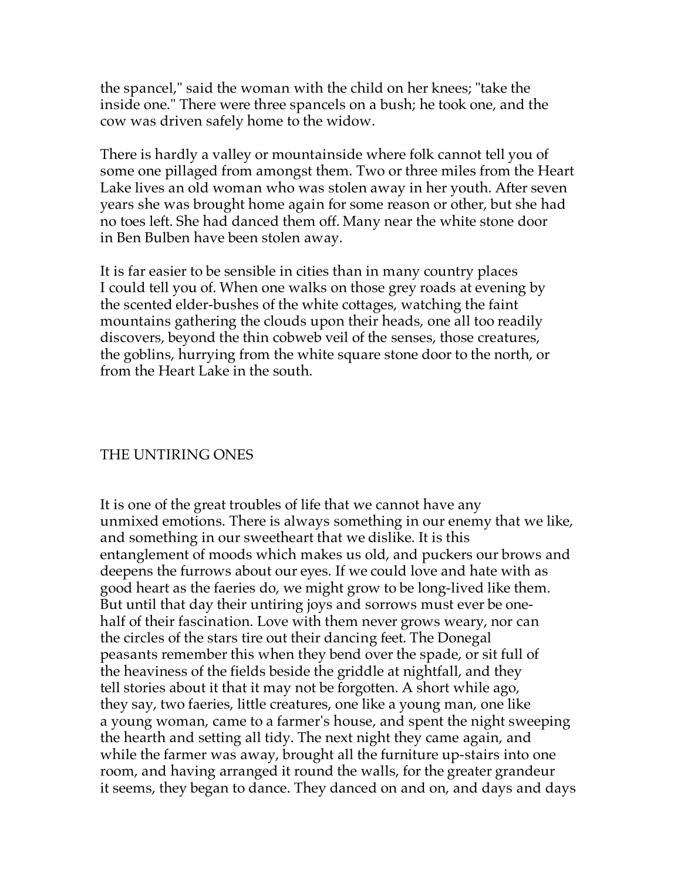the spancel," said the woman with the child on her knees; "take the inside one." There were three spancels on a bush; he took one, and the cow was driven safely home to the widow.

There is hardly a valley or mountainside where folk cannot tell you of some one pillaged from amongst them. Two or three miles from the Heart Lake lives an old woman who was stolen away in her youth. After seven years she was brought home again for some reason or other, but she had no toes left. She had danced them off. Many near the white stone door in Ben Bulben have been stolen away.

It is far easier to be sensible in cities than in many country places I could tell you of. When one walks on those grey roads at evening by the scented elder-bushes of the white cottages, watching the faint mountains gathering the clouds upon their heads, one all too readily discovers, beyond the thin cobweb veil of the senses, those creatures, the goblins, hurrying from the white square stone door to the north, or from the Heart Lake in the south.

## THE UNTIRING ONES

It is one of the great troubles of life that we cannot have any unmixed emotions. There is always something in our enemy that we like, and something in our sweetheart that we dislike. It is this entanglement of moods which makes us old, and puckers our brows and deepens the furrows about our eyes. If we could love and hate with as good heart as the faeries do, we might grow to be long-lived like them. But until that day their untiring joys and sorrows must ever be one-half of their fascination. Love with them never grows weary, nor can the circles of the stars tire out their dancing feet. The Donegal peasants remember this when they bend over the spade, or sit full of the heaviness of the fields beside the griddle at nightfall, and they tell stories about it that it may not be forgotten. A short while ago, they say, two faeries, little creatures, one like a young man, one like a young woman, came to a farmer's house, and spent the night sweeping the hearth and setting all tidy. The next night they came again, and while the farmer was away, brought all the furniture up-stairs into one room, and having arranged it round the walls, for the greater grandeur it seems, they began to dance. They danced on and on, and days and days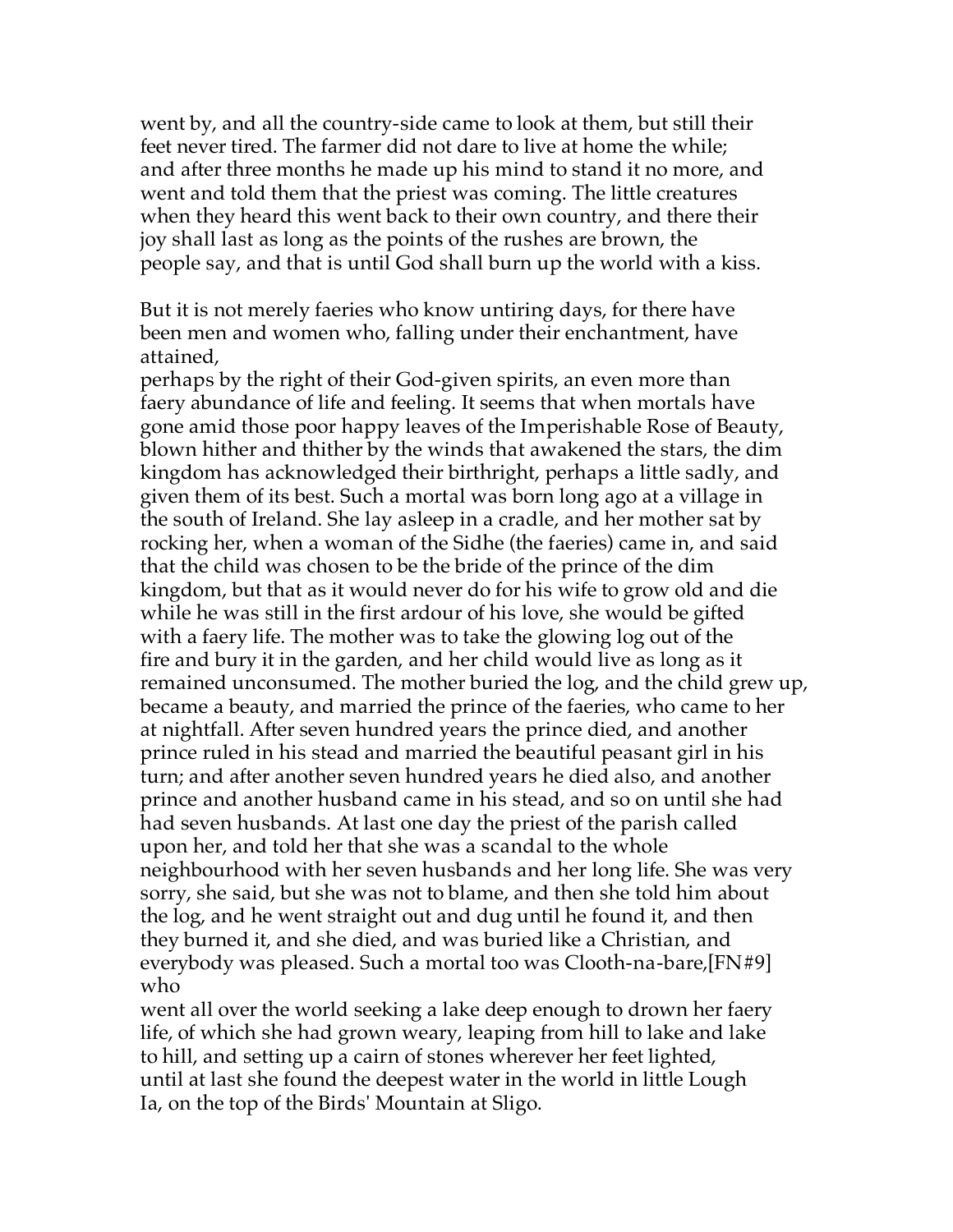went by, and all the country-side came to look at them, but still their feet never tired. The farmer did not dare to live at home the while; and after three months he made up his mind to stand it no more, and went and told them that the priest was coming. The little creatures when they heard this went back to their own country, and there their joy shall last as long as the points of the rushes are brown, the people say, and that is until God shall burn up the world with a kiss.

But it is not merely faeries who know untiring days, for there have been men and women who, falling under their enchantment, have attained, perhaps by the right of their God-given spirits, an even more than faery abundance of life and feeling. It seems that when mortals have gone amid those poor happy leaves of the Imperishable Rose of Beauty, blown hither and thither by the winds that awakened the stars, the dim kingdom has acknowledged their birthright, perhaps a little sadly, and given them of its best. Such a mortal was born long ago at a village in the south of Ireland. She lay asleep in a cradle, and her mother sat by rocking her, when a woman of the Sidhe (the faeries) came in, and said that the child was chosen to be the bride of the prince of the dim kingdom, but that as it would never do for his wife to grow old and die while he was still in the first ardour of his love, she would be gifted with a faery life. The mother was to take the glowing log out of the fire and bury it in the garden, and her child would live as long as it remained unconsumed. The mother buried the log, and the child grew up, became a beauty, and married the prince of the faeries, who came to her at nightfall. After seven hundred years the prince died, and another prince ruled in his stead and married the beautiful peasant girl in his turn; and after another seven hundred years he died also, and another prince and another husband came in his stead, and so on until she had had seven husbands. At last one day the priest of the parish called upon her, and told her that she was a scandal to the whole neighbourhood with her seven husbands and her long life. She was very sorry, she said, but she was not to blame, and then she told him about the log, and he went straight out and dug until he found it, and then they burned it, and she died, and was buried like a Christian, and everybody was pleased. Such a mortal too was Clooth-na-bare,[FN#9] who went all over the world seeking a lake deep enough to drown her faery life, of which she had grown weary, leaping from hill to lake and lake to hill, and setting up a cairn of stones wherever her feet lighted, until at last she found the deepest water in the world in little Lough Ia, on the top of the Birds' Mountain at Sligo.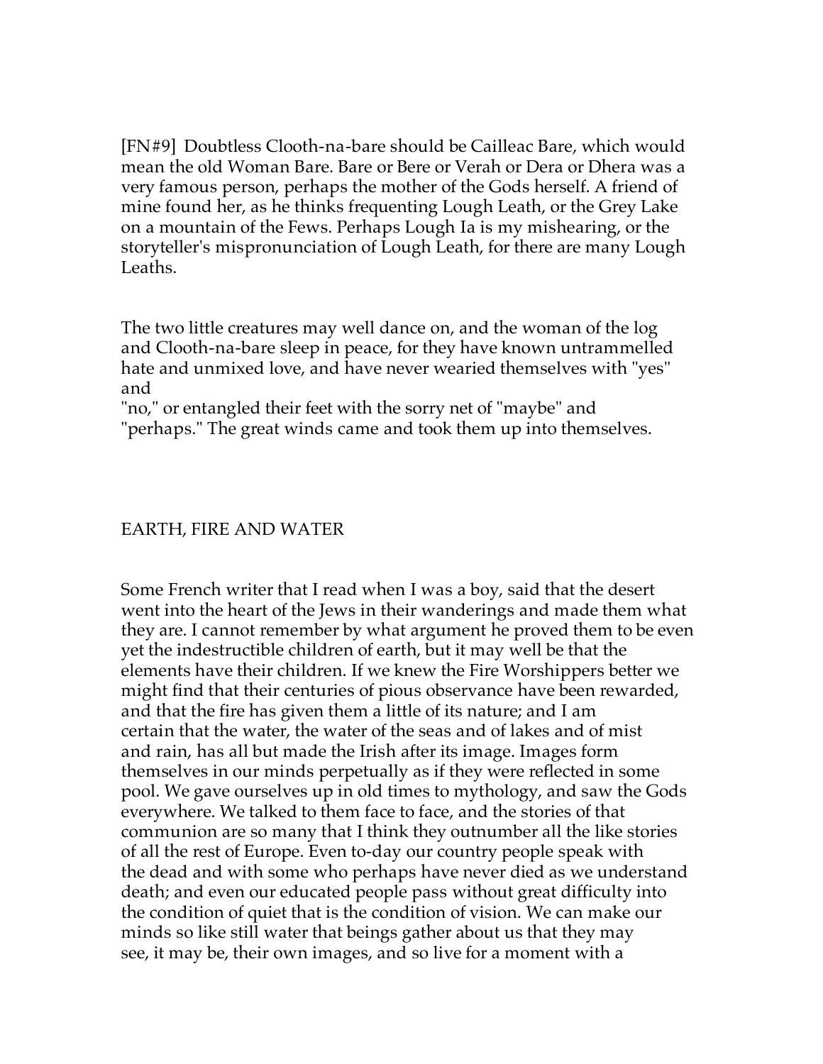[FN#9] Doubtless Clooth-na-bare should be Cailleac Bare, which would mean the old Woman Bare. Bare or Bere or Verah or Dera or Dhera was a very famous person, perhaps the mother of the Gods herself. A friend of mine found her, as he thinks frequenting Lough Leath, or the Grey Lake on a mountain of the Fews. Perhaps Lough Ia is my mishearing, or the storyteller's mispronunciation of Lough Leath, for there are many Lough Leaths.

The two little creatures may well dance on, and the woman of the log and Clooth-na-bare sleep in peace, for they have known untrammelled hate and unmixed love, and have never wearied themselves with "yes" and "no," or entangled their feet with the sorry net of "maybe" and "perhaps." The great winds came and took them up into themselves.

## EARTH, FIRE AND WATER

Some French writer that I read when I was a boy, said that the desert went into the heart of the Jews in their wanderings and made them what they are. I cannot remember by what argument he proved them to be even yet the indestructible children of earth, but it may well be that the elements have their children. If we knew the Fire Worshippers better we might find that their centuries of pious observance have been rewarded, and that the fire has given them a little of its nature; and I am certain that the water, the water of the seas and of lakes and of mist and rain, has all but made the Irish after its image. Images form themselves in our minds perpetually as if they were reflected in some pool. We gave ourselves up in old times to mythology, and saw the Gods everywhere. We talked to them face to face, and the stories of that communion are so many that I think they outnumber all the like stories of all the rest of Europe. Even to-day our country people speak with the dead and with some who perhaps have never died as we understand death; and even our educated people pass without great difficulty into the condition of quiet that is the condition of vision. We can make our minds so like still water that beings gather about us that they may see, it may be, their own images, and so live for a moment with a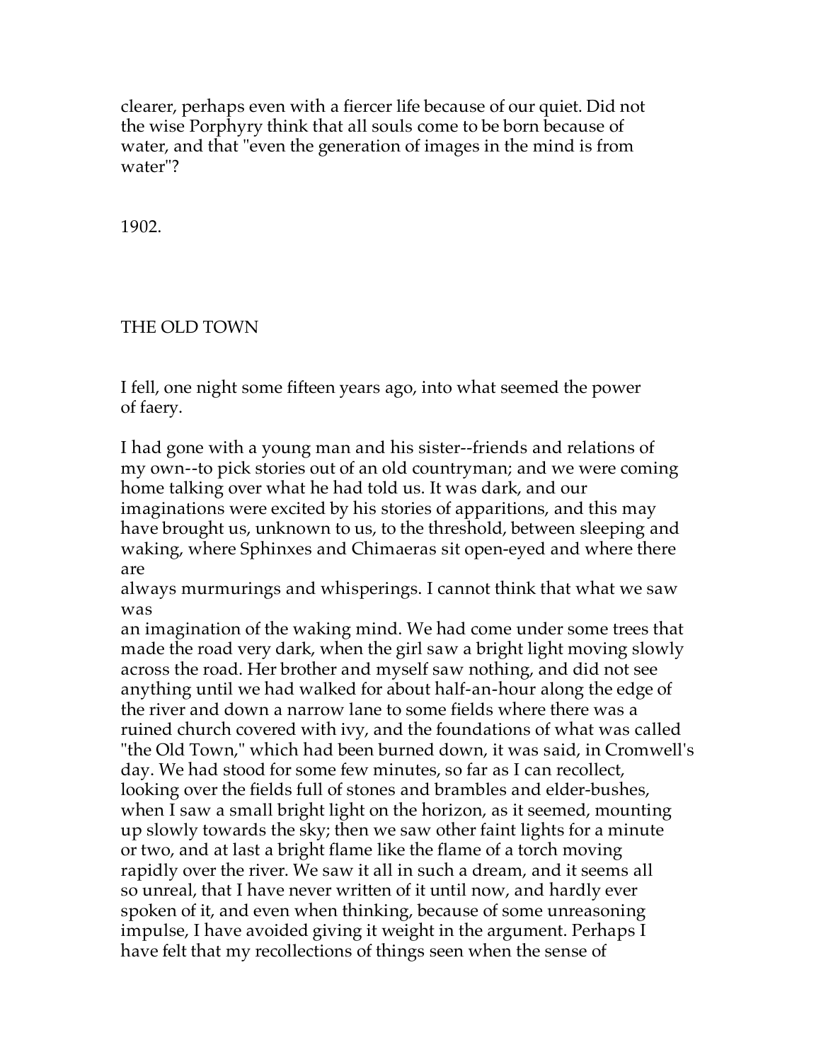clearer, perhaps even with a fiercer life because of our quiet. Did not the wise Porphyry think that all souls come to be born because of water, and that "even the generation of images in the mind is from water"?

1902.

## THE OLD TOWN

I fell, one night some fifteen years ago, into what seemed the power of faery.

I had gone with a young man and his sister--friends and relations of my own--to pick stories out of an old countryman; and we were coming home talking over what he had told us. It was dark, and our imaginations were excited by his stories of apparitions, and this may have brought us, unknown to us, to the threshold, between sleeping and waking, where Sphinxes and Chimaeras sit open-eyed and where there are always murmurings and whisperings. I cannot think that what we saw was an imagination of the waking mind. We had come under some trees that made the road very dark, when the girl saw a bright light moving slowly across the road. Her brother and myself saw nothing, and did not see anything until we had walked for about half-an-hour along the edge of the river and down a narrow lane to some fields where there was a ruined church covered with ivy, and the foundations of what was called "the Old Town," which had been burned down, it was said, in Cromwell's day. We had stood for some few minutes, so far as I can recollect, looking over the fields full of stones and brambles and elder-bushes, when I saw a small bright light on the horizon, as it seemed, mounting up slowly towards the sky; then we saw other faint lights for a minute or two, and at last a bright flame like the flame of a torch moving rapidly over the river. We saw it all in such a dream, and it seems all so unreal, that I have never written of it until now, and hardly ever spoken of it, and even when thinking, because of some unreasoning impulse, I have avoided giving it weight in the argument. Perhaps I have felt that my recollections of things seen when the sense of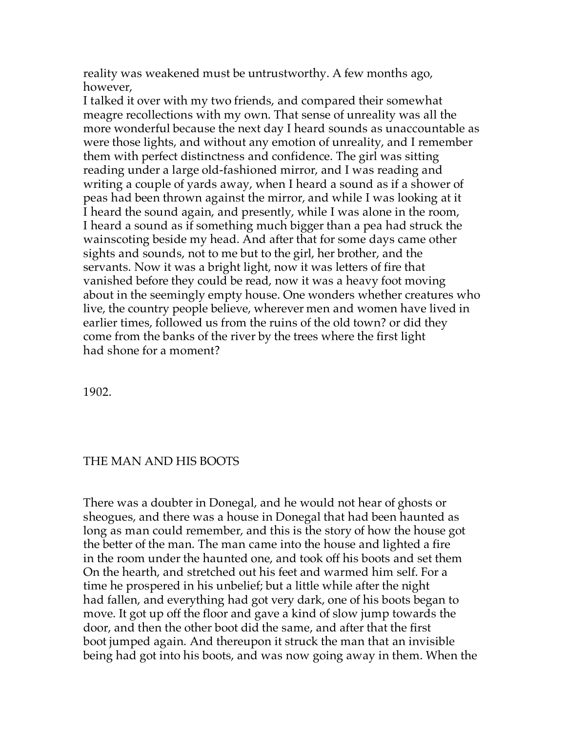reality was weakened must be untrustworthy. A few months ago, however,
I talked it over with my two friends, and compared their somewhat meagre recollections with my own. That sense of unreality was all the more wonderful because the next day I heard sounds as unaccountable as were those lights, and without any emotion of unreality, and I remember them with perfect distinctness and confidence. The girl was sitting reading under a large old-fashioned mirror, and I was reading and writing a couple of yards away, when I heard a sound as if a shower of peas had been thrown against the mirror, and while I was looking at it I heard the sound again, and presently, while I was alone in the room, I heard a sound as if something much bigger than a pea had struck the wainscoting beside my head. And after that for some days came other sights and sounds, not to me but to the girl, her brother, and the servants. Now it was a bright light, now it was letters of fire that vanished before they could be read, now it was a heavy foot moving about in the seemingly empty house. One wonders whether creatures who live, the country people believe, wherever men and women have lived in earlier times, followed us from the ruins of the old town? or did they come from the banks of the river by the trees where the first light had shone for a moment?

1902.

## THE MAN AND HIS BOOTS

There was a doubter in Donegal, and he would not hear of ghosts or sheogues, and there was a house in Donegal that had been haunted as long as man could remember, and this is the story of how the house got the better of the man. The man came into the house and lighted a fire in the room under the haunted one, and took off his boots and set them On the hearth, and stretched out his feet and warmed him self. For a time he prospered in his unbelief; but a little while after the night had fallen, and everything had got very dark, one of his boots began to move. It got up off the floor and gave a kind of slow jump towards the door, and then the other boot did the same, and after that the first boot jumped again. And thereupon it struck the man that an invisible being had got into his boots, and was now going away in them. When the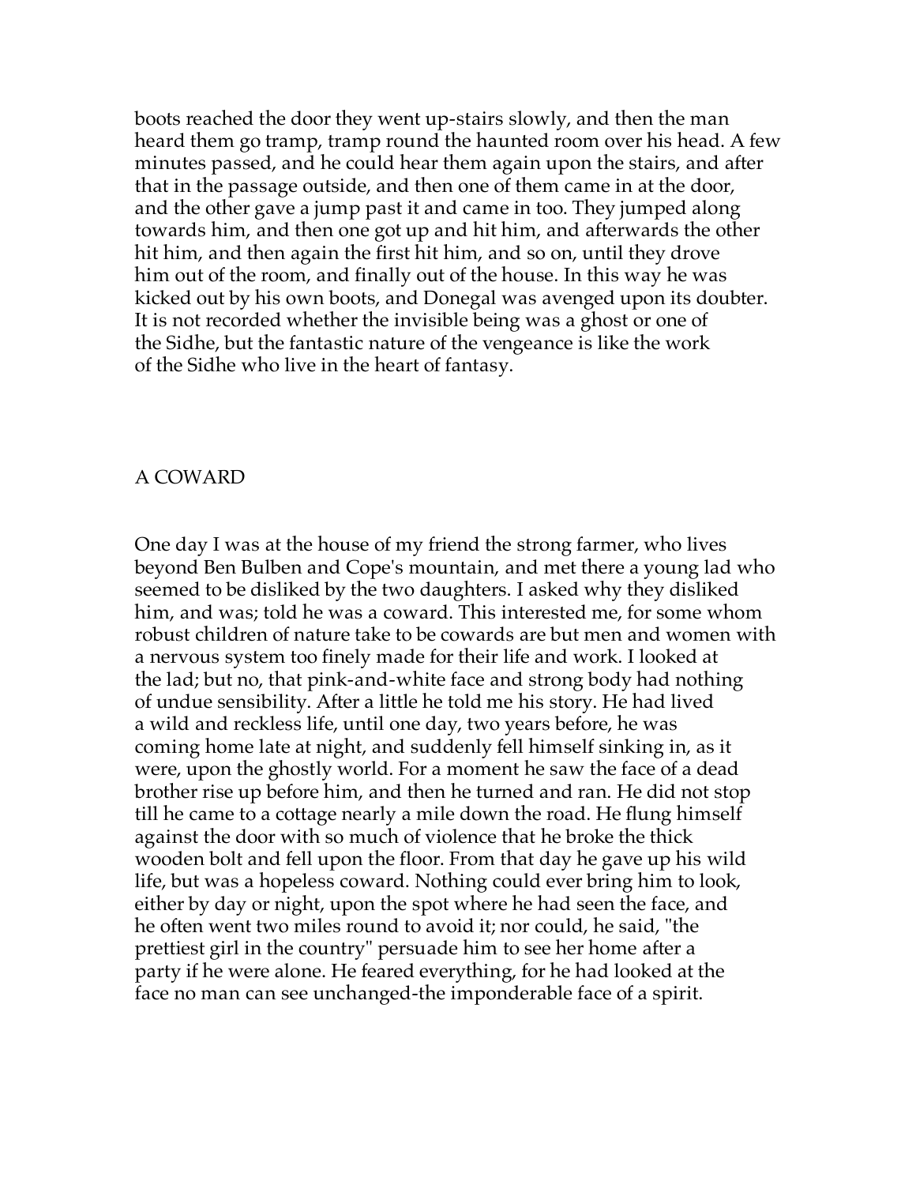boots reached the door they went up-stairs slowly, and then the man heard them go tramp, tramp round the haunted room over his head. A few minutes passed, and he could hear them again upon the stairs, and after that in the passage outside, and then one of them came in at the door, and the other gave a jump past it and came in too. They jumped along towards him, and then one got up and hit him, and afterwards the other hit him, and then again the first hit him, and so on, until they drove him out of the room, and finally out of the house. In this way he was kicked out by his own boots, and Donegal was avenged upon its doubter. It is not recorded whether the invisible being was a ghost or one of the Sidhe, but the fantastic nature of the vengeance is like the work of the Sidhe who live in the heart of fantasy.

## A COWARD

One day I was at the house of my friend the strong farmer, who lives beyond Ben Bulben and Cope's mountain, and met there a young lad who seemed to be disliked by the two daughters. I asked why they disliked him, and was; told he was a coward. This interested me, for some whom robust children of nature take to be cowards are but men and women with a nervous system too finely made for their life and work. I looked at the lad; but no, that pink-and-white face and strong body had nothing of undue sensibility. After a little he told me his story. He had lived a wild and reckless life, until one day, two years before, he was coming home late at night, and suddenly fell himself sinking in, as it were, upon the ghostly world. For a moment he saw the face of a dead brother rise up before him, and then he turned and ran. He did not stop till he came to a cottage nearly a mile down the road. He flung himself against the door with so much of violence that he broke the thick wooden bolt and fell upon the floor. From that day he gave up his wild life, but was a hopeless coward. Nothing could ever bring him to look, either by day or night, upon the spot where he had seen the face, and he often went two miles round to avoid it; nor could, he said, "the prettiest girl in the country" persuade him to see her home after a party if he were alone. He feared everything, for he had looked at the face no man can see unchanged-the imponderable face of a spirit.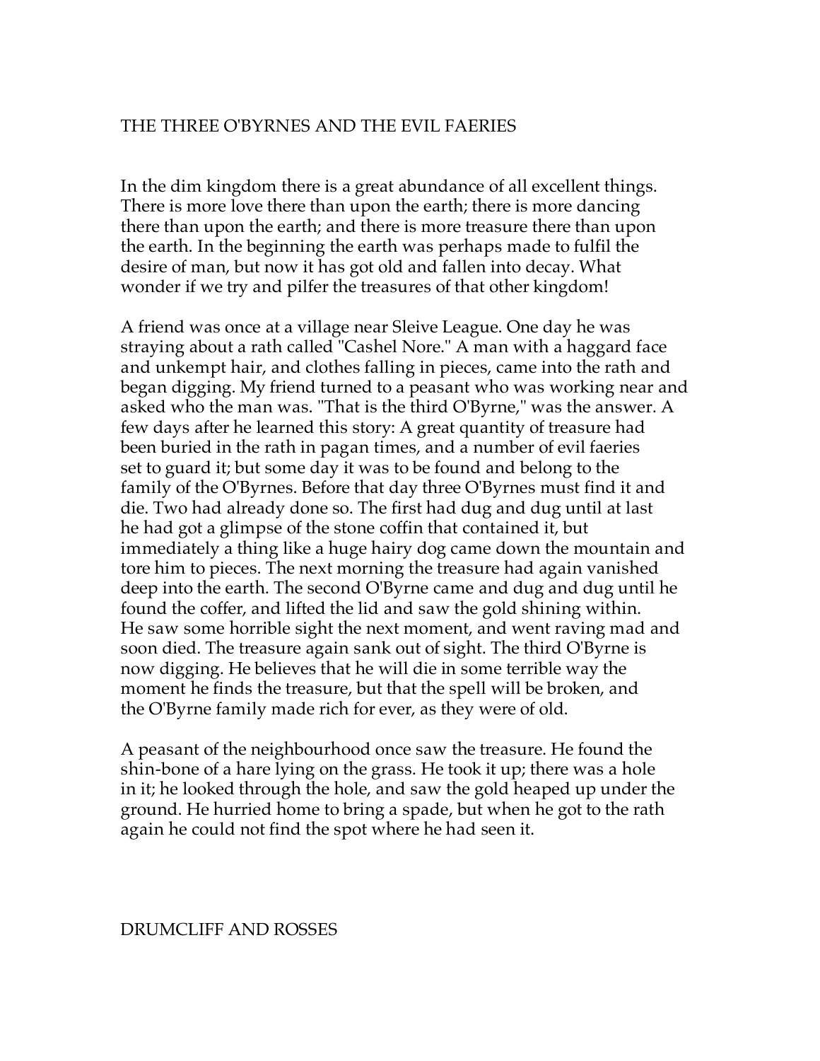## THE THREE O'BYRNES AND THE EVIL FAERIES

In the dim kingdom there is a great abundance of all excellent things. There is more love there than upon the earth; there is more dancing there than upon the earth; and there is more treasure there than upon the earth. In the beginning the earth was perhaps made to fulfil the desire of man, but now it has got old and fallen into decay. What wonder if we try and pilfer the treasures of that other kingdom!

A friend was once at a village near Sleive League. One day he was straying about a rath called "Cashel Nore." A man with a haggard face and unkempt hair, and clothes falling in pieces, came into the rath and began digging. My friend turned to a peasant who was working near and asked who the man was. "That is the third O'Byrne," was the answer. A few days after he learned this story: A great quantity of treasure had been buried in the rath in pagan times, and a number of evil faeries set to guard it; but some day it was to be found and belong to the family of the O'Byrnes. Before that day three O'Byrnes must find it and die. Two had already done so. The first had dug and dug until at last he had got a glimpse of the stone coffin that contained it, but immediately a thing like a huge hairy dog came down the mountain and tore him to pieces. The next morning the treasure had again vanished deep into the earth. The second O'Byrne came and dug and dug until he found the coffer, and lifted the lid and saw the gold shining within. He saw some horrible sight the next moment, and went raving mad and soon died. The treasure again sank out of sight. The third O'Byrne is now digging. He believes that he will die in some terrible way the moment he finds the treasure, but that the spell will be broken, and the O'Byrne family made rich for ever, as they were of old.

A peasant of the neighbourhood once saw the treasure. He found the shin-bone of a hare lying on the grass. He took it up; there was a hole in it; he looked through the hole, and saw the gold heaped up under the ground. He hurried home to bring a spade, but when he got to the rath again he could not find the spot where he had seen it.

## DRUMCLIFF AND ROSSES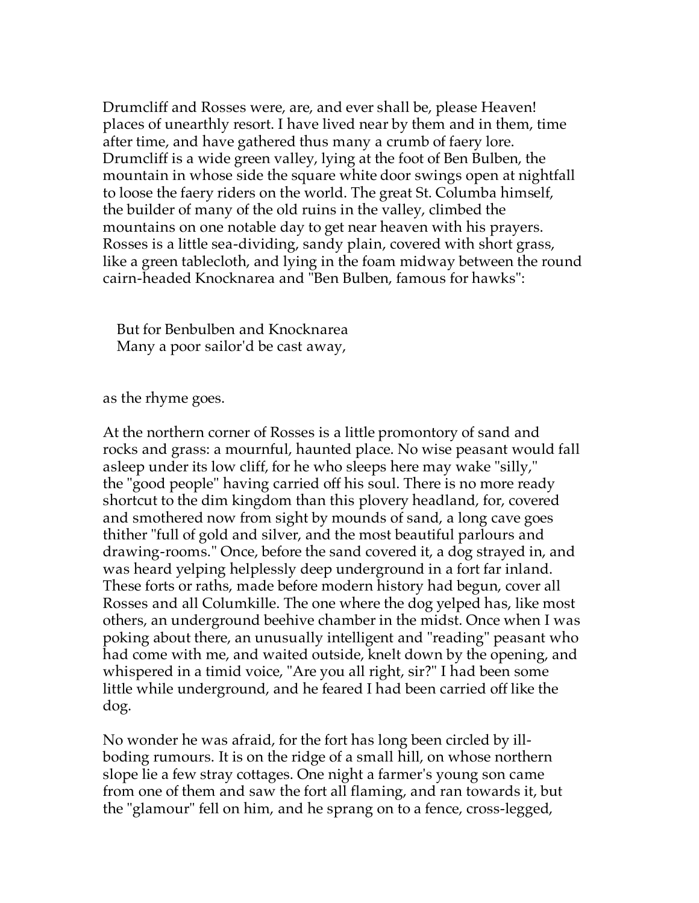Drumcliff and Rosses were, are, and ever shall be, please Heaven! places of unearthly resort. I have lived near by them and in them, time after time, and have gathered thus many a crumb of faery lore. Drumcliff is a wide green valley, lying at the foot of Ben Bulben, the mountain in whose side the square white door swings open at nightfall to loose the faery riders on the world. The great St. Columba himself, the builder of many of the old ruins in the valley, climbed the mountains on one notable day to get near heaven with his prayers. Rosses is a little sea-dividing, sandy plain, covered with short grass, like a green tablecloth, and lying in the foam midway between the round cairn-headed Knocknarea and "Ben Bulben, famous for hawks":

> But for Benbulben and Knocknarea
> Many a poor sailor'd be cast away,

as the rhyme goes.

At the northern corner of Rosses is a little promontory of sand and rocks and grass: a mournful, haunted place. No wise peasant would fall asleep under its low cliff, for he who sleeps here may wake "silly," the "good people" having carried off his soul. There is no more ready shortcut to the dim kingdom than this plovery headland, for, covered and smothered now from sight by mounds of sand, a long cave goes thither "full of gold and silver, and the most beautiful parlours and drawing-rooms." Once, before the sand covered it, a dog strayed in, and was heard yelping helplessly deep underground in a fort far inland. These forts or raths, made before modern history had begun, cover all Rosses and all Columkille. The one where the dog yelped has, like most others, an underground beehive chamber in the midst. Once when I was poking about there, an unusually intelligent and "reading" peasant who had come with me, and waited outside, knelt down by the opening, and whispered in a timid voice, "Are you all right, sir?" I had been some little while underground, and he feared I had been carried off like the dog.

No wonder he was afraid, for the fort has long been circled by ill-boding rumours. It is on the ridge of a small hill, on whose northern slope lie a few stray cottages. One night a farmer's young son came from one of them and saw the fort all flaming, and ran towards it, but the "glamour" fell on him, and he sprang on to a fence, cross-legged,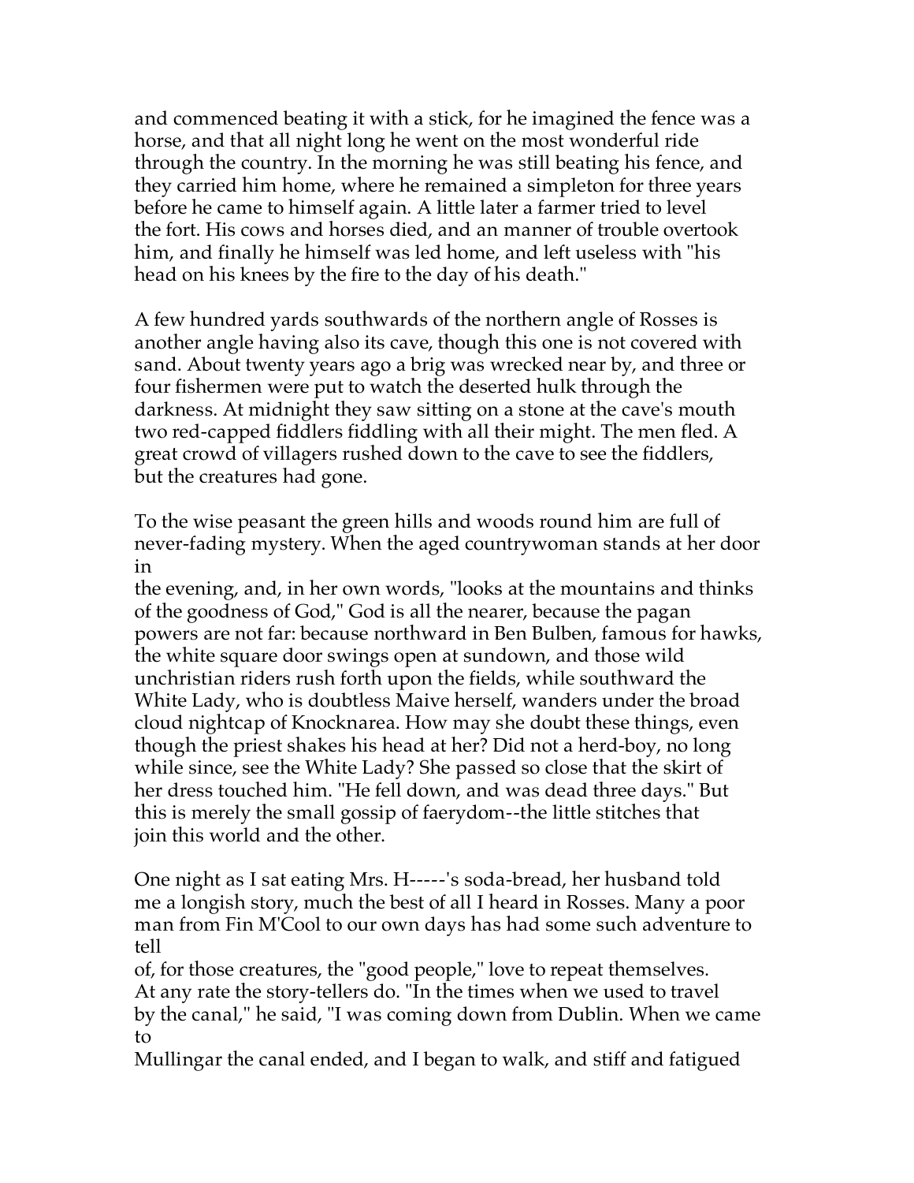and commenced beating it with a stick, for he imagined the fence was a horse, and that all night long he went on the most wonderful ride through the country. In the morning he was still beating his fence, and they carried him home, where he remained a simpleton for three years before he came to himself again. A little later a farmer tried to level the fort. His cows and horses died, and an manner of trouble overtook him, and finally he himself was led home, and left useless with "his head on his knees by the fire to the day of his death."

A few hundred yards southwards of the northern angle of Rosses is another angle having also its cave, though this one is not covered with sand. About twenty years ago a brig was wrecked near by, and three or four fishermen were put to watch the deserted hulk through the darkness. At midnight they saw sitting on a stone at the cave's mouth two red-capped fiddlers fiddling with all their might. The men fled. A great crowd of villagers rushed down to the cave to see the fiddlers, but the creatures had gone.

To the wise peasant the green hills and woods round him are full of never-fading mystery. When the aged countrywoman stands at her door in the evening, and, in her own words, "looks at the mountains and thinks of the goodness of God," God is all the nearer, because the pagan powers are not far: because northward in Ben Bulben, famous for hawks, the white square door swings open at sundown, and those wild unchristian riders rush forth upon the fields, while southward the White Lady, who is doubtless Maive herself, wanders under the broad cloud nightcap of Knocknarea. How may she doubt these things, even though the priest shakes his head at her? Did not a herd-boy, no long while since, see the White Lady? She passed so close that the skirt of her dress touched him. "He fell down, and was dead three days." But this is merely the small gossip of faerydom--the little stitches that join this world and the other.

One night as I sat eating Mrs. H-----'s soda-bread, her husband told me a longish story, much the best of all I heard in Rosses. Many a poor man from Fin M'Cool to our own days has had some such adventure to tell of, for those creatures, the "good people," love to repeat themselves. At any rate the story-tellers do. "In the times when we used to travel by the canal," he said, "I was coming down from Dublin. When we came to Mullingar the canal ended, and I began to walk, and stiff and fatigued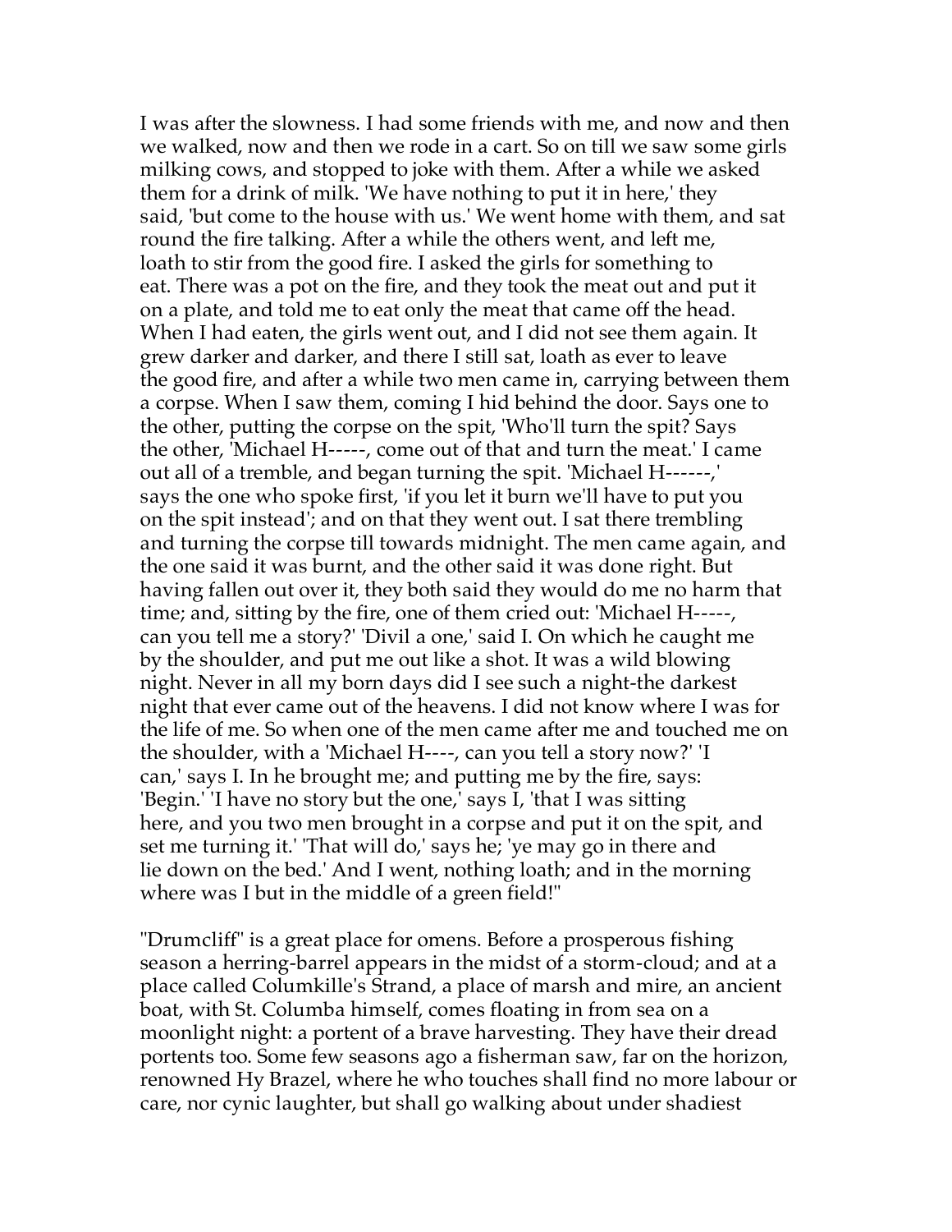I was after the slowness. I had some friends with me, and now and then we walked, now and then we rode in a cart. So on till we saw some girls milking cows, and stopped to joke with them. After a while we asked them for a drink of milk. 'We have nothing to put it in here,' they said, 'but come to the house with us.' We went home with them, and sat round the fire talking. After a while the others went, and left me, loath to stir from the good fire. I asked the girls for something to eat. There was a pot on the fire, and they took the meat out and put it on a plate, and told me to eat only the meat that came off the head. When I had eaten, the girls went out, and I did not see them again. It grew darker and darker, and there I still sat, loath as ever to leave the good fire, and after a while two men came in, carrying between them a corpse. When I saw them, coming I hid behind the door. Says one to the other, putting the corpse on the spit, 'Who'll turn the spit? Says the other, 'Michael H-----, come out of that and turn the meat.' I came out all of a tremble, and began turning the spit. 'Michael H------,' says the one who spoke first, 'if you let it burn we'll have to put you on the spit instead'; and on that they went out. I sat there trembling and turning the corpse till towards midnight. The men came again, and the one said it was burnt, and the other said it was done right. But having fallen out over it, they both said they would do me no harm that time; and, sitting by the fire, one of them cried out: 'Michael H-----, can you tell me a story?' 'Divil a one,' said I. On which he caught me by the shoulder, and put me out like a shot. It was a wild blowing night. Never in all my born days did I see such a night-the darkest night that ever came out of the heavens. I did not know where I was for the life of me. So when one of the men came after me and touched me on the shoulder, with a 'Michael H----, can you tell a story now?' 'I can,' says I. In he brought me; and putting me by the fire, says: 'Begin.' 'I have no story but the one,' says I, 'that I was sitting here, and you two men brought in a corpse and put it on the spit, and set me turning it.' 'That will do,' says he; 'ye may go in there and lie down on the bed.' And I went, nothing loath; and in the morning where was I but in the middle of a green field!"

"Drumcliff" is a great place for omens. Before a prosperous fishing season a herring-barrel appears in the midst of a storm-cloud; and at a place called Columkille's Strand, a place of marsh and mire, an ancient boat, with St. Columba himself, comes floating in from sea on a moonlight night: a portent of a brave harvesting. They have their dread portents too. Some few seasons ago a fisherman saw, far on the horizon, renowned Hy Brazel, where he who touches shall find no more labour or care, nor cynic laughter, but shall go walking about under shadiest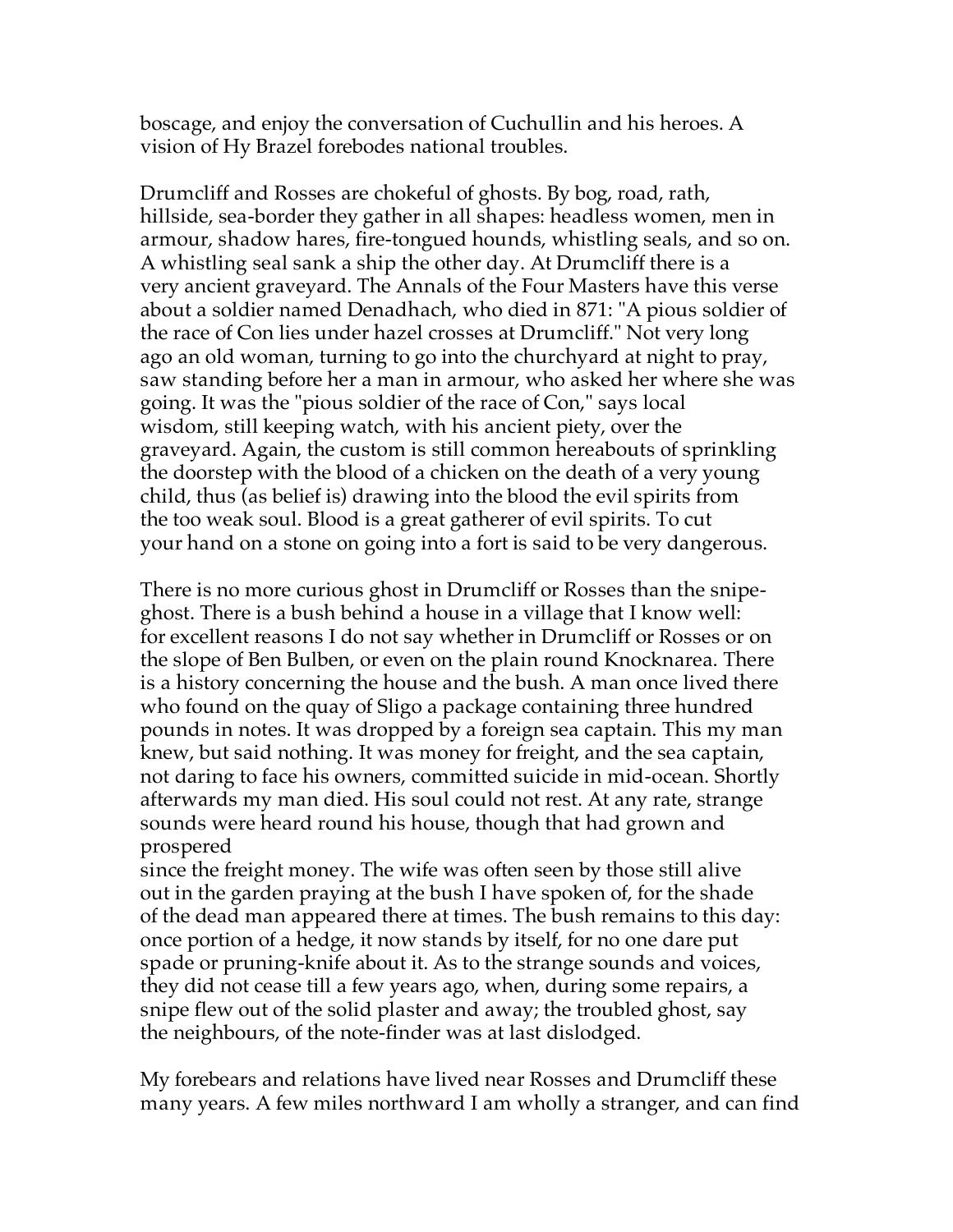boscage, and enjoy the conversation of Cuchullin and his heroes. A vision of Hy Brazel forebodes national troubles.

Drumcliff and Rosses are chokeful of ghosts. By bog, road, rath, hillside, sea-border they gather in all shapes: headless women, men in armour, shadow hares, fire-tongued hounds, whistling seals, and so on. A whistling seal sank a ship the other day. At Drumcliff there is a very ancient graveyard. The Annals of the Four Masters have this verse about a soldier named Denadhach, who died in 871: "A pious soldier of the race of Con lies under hazel crosses at Drumcliff." Not very long ago an old woman, turning to go into the churchyard at night to pray, saw standing before her a man in armour, who asked her where she was going. It was the "pious soldier of the race of Con," says local wisdom, still keeping watch, with his ancient piety, over the graveyard. Again, the custom is still common hereabouts of sprinkling the doorstep with the blood of a chicken on the death of a very young child, thus (as belief is) drawing into the blood the evil spirits from the too weak soul. Blood is a great gatherer of evil spirits. To cut your hand on a stone on going into a fort is said to be very dangerous.

There is no more curious ghost in Drumcliff or Rosses than the snipe-ghost. There is a bush behind a house in a village that I know well: for excellent reasons I do not say whether in Drumcliff or Rosses or on the slope of Ben Bulben, or even on the plain round Knocknarea. There is a history concerning the house and the bush. A man once lived there who found on the quay of Sligo a package containing three hundred pounds in notes. It was dropped by a foreign sea captain. This my man knew, but said nothing. It was money for freight, and the sea captain, not daring to face his owners, committed suicide in mid-ocean. Shortly afterwards my man died. His soul could not rest. At any rate, strange sounds were heard round his house, though that had grown and prospered since the freight money. The wife was often seen by those still alive out in the garden praying at the bush I have spoken of, for the shade of the dead man appeared there at times. The bush remains to this day: once portion of a hedge, it now stands by itself, for no one dare put spade or pruning-knife about it. As to the strange sounds and voices, they did not cease till a few years ago, when, during some repairs, a snipe flew out of the solid plaster and away; the troubled ghost, say the neighbours, of the note-finder was at last dislodged.

My forebears and relations have lived near Rosses and Drumcliff these many years. A few miles northward I am wholly a stranger, and can find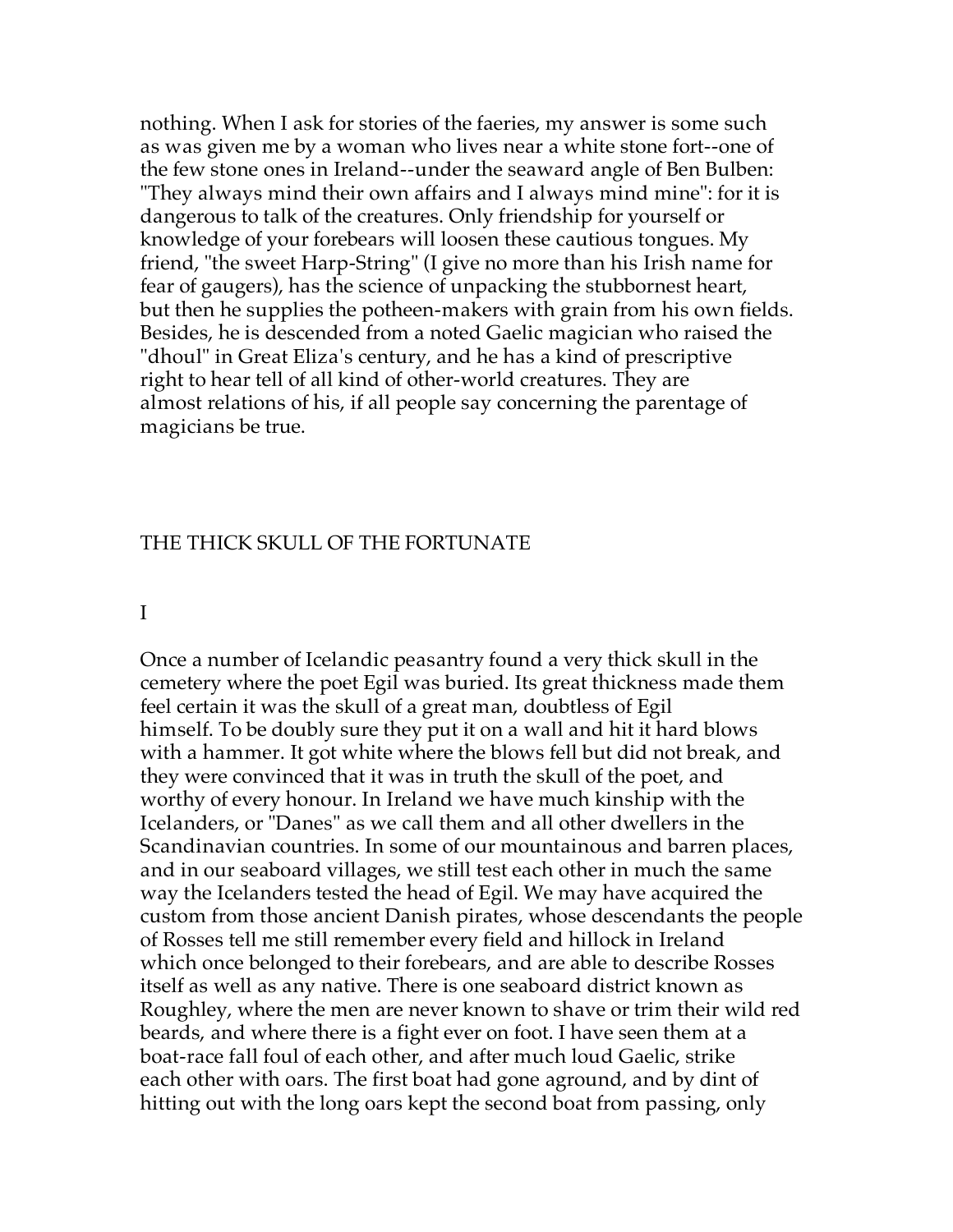nothing. When I ask for stories of the faeries, my answer is some such as was given me by a woman who lives near a white stone fort--one of the few stone ones in Ireland--under the seaward angle of Ben Bulben: "They always mind their own affairs and I always mind mine": for it is dangerous to talk of the creatures. Only friendship for yourself or knowledge of your forebears will loosen these cautious tongues. My friend, "the sweet Harp-String" (I give no more than his Irish name for fear of gaugers), has the science of unpacking the stubbornest heart, but then he supplies the potheen-makers with grain from his own fields. Besides, he is descended from a noted Gaelic magician who raised the "dhoul" in Great Eliza's century, and he has a kind of prescriptive right to hear tell of all kind of other-world creatures. They are almost relations of his, if all people say concerning the parentage of magicians be true.

## THE THICK SKULL OF THE FORTUNATE

### I

Once a number of Icelandic peasantry found a very thick skull in the cemetery where the poet Egil was buried. Its great thickness made them feel certain it was the skull of a great man, doubtless of Egil himself. To be doubly sure they put it on a wall and hit it hard blows with a hammer. It got white where the blows fell but did not break, and they were convinced that it was in truth the skull of the poet, and worthy of every honour. In Ireland we have much kinship with the Icelanders, or "Danes" as we call them and all other dwellers in the Scandinavian countries. In some of our mountainous and barren places, and in our seaboard villages, we still test each other in much the same way the Icelanders tested the head of Egil. We may have acquired the custom from those ancient Danish pirates, whose descendants the people of Rosses tell me still remember every field and hillock in Ireland which once belonged to their forebears, and are able to describe Rosses itself as well as any native. There is one seaboard district known as Roughley, where the men are never known to shave or trim their wild red beards, and where there is a fight ever on foot. I have seen them at a boat-race fall foul of each other, and after much loud Gaelic, strike each other with oars. The first boat had gone aground, and by dint of hitting out with the long oars kept the second boat from passing, only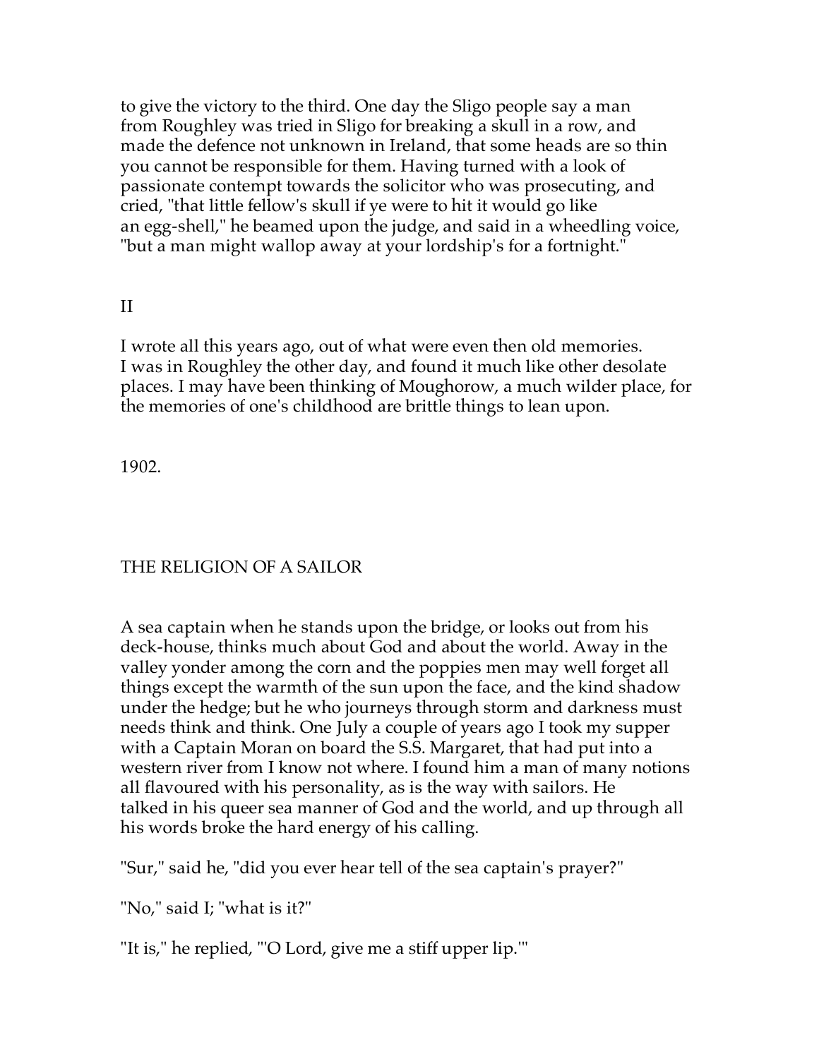to give the victory to the third. One day the Sligo people say a man from Roughley was tried in Sligo for breaking a skull in a row, and made the defence not unknown in Ireland, that some heads are so thin you cannot be responsible for them. Having turned with a look of passionate contempt towards the solicitor who was prosecuting, and cried, "that little fellow's skull if ye were to hit it would go like an egg-shell," he beamed upon the judge, and said in a wheedling voice, "but a man might wallop away at your lordship's for a fortnight."

II

I wrote all this years ago, out of what were even then old memories. I was in Roughley the other day, and found it much like other desolate places. I may have been thinking of Moughorow, a much wilder place, for the memories of one's childhood are brittle things to lean upon.

1902.

## THE RELIGION OF A SAILOR

A sea captain when he stands upon the bridge, or looks out from his deck-house, thinks much about God and about the world. Away in the valley yonder among the corn and the poppies men may well forget all things except the warmth of the sun upon the face, and the kind shadow under the hedge; but he who journeys through storm and darkness must needs think and think. One July a couple of years ago I took my supper with a Captain Moran on board the S.S. Margaret, that had put into a western river from I know not where. I found him a man of many notions all flavoured with his personality, as is the way with sailors. He talked in his queer sea manner of God and the world, and up through all his words broke the hard energy of his calling.

"Sur," said he, "did you ever hear tell of the sea captain's prayer?"

"No," said I; "what is it?"

"It is," he replied, "'O Lord, give me a stiff upper lip.'"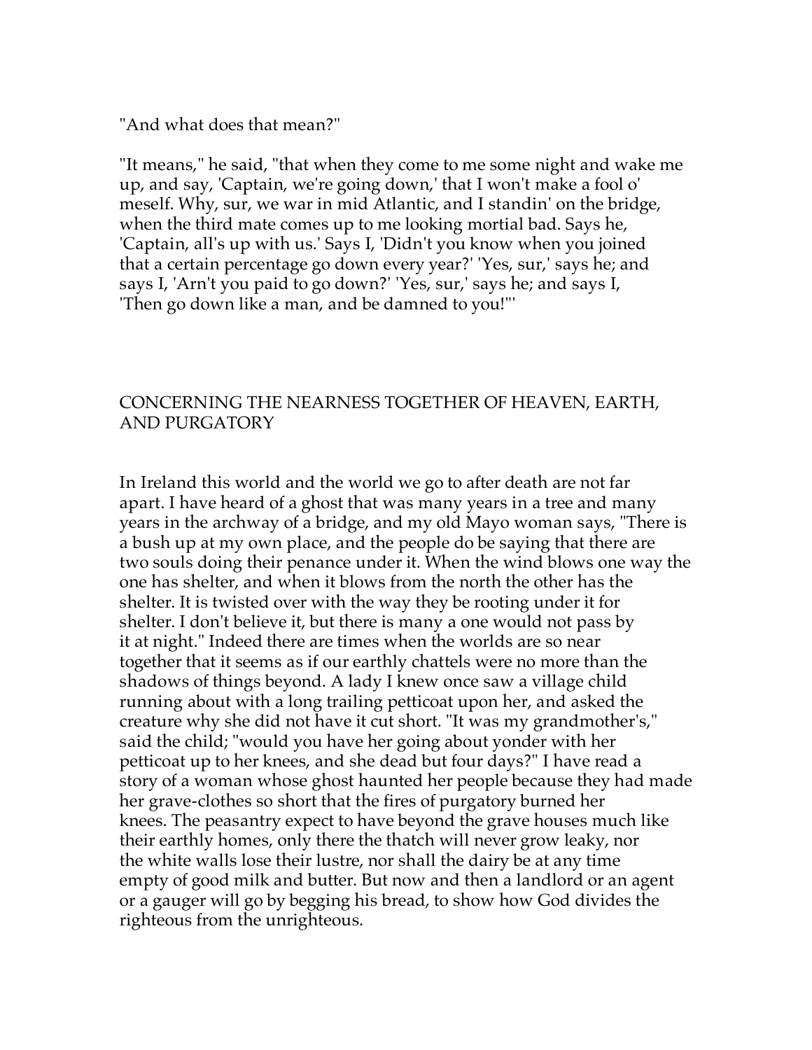"And what does that mean?"

"It means," he said, "that when they come to me some night and wake me up, and say, 'Captain, we're going down,' that I won't make a fool o' meself. Why, sur, we war in mid Atlantic, and I standin' on the bridge, when the third mate comes up to me looking mortial bad. Says he, 'Captain, all's up with us.' Says I, 'Didn't you know when you joined that a certain percentage go down every year?' 'Yes, sur,' says he; and says I, 'Arn't you paid to go down?' 'Yes, sur,' says he; and says I, 'Then go down like a man, and be damned to you!'"

## CONCERNING THE NEARNESS TOGETHER OF HEAVEN, EARTH, AND PURGATORY

In Ireland this world and the world we go to after death are not far apart. I have heard of a ghost that was many years in a tree and many years in the archway of a bridge, and my old Mayo woman says, "There is a bush up at my own place, and the people do be saying that there are two souls doing their penance under it. When the wind blows one way the one has shelter, and when it blows from the north the other has the shelter. It is twisted over with the way they be rooting under it for shelter. I don't believe it, but there is many a one would not pass by it at night." Indeed there are times when the worlds are so near together that it seems as if our earthly chattels were no more than the shadows of things beyond. A lady I knew once saw a village child running about with a long trailing petticoat upon her, and asked the creature why she did not have it cut short. "It was my grandmother's," said the child; "would you have her going about yonder with her petticoat up to her knees, and she dead but four days?" I have read a story of a woman whose ghost haunted her people because they had made her grave-clothes so short that the fires of purgatory burned her knees. The peasantry expect to have beyond the grave houses much like their earthly homes, only there the thatch will never grow leaky, nor the white walls lose their lustre, nor shall the dairy be at any time empty of good milk and butter. But now and then a landlord or an agent or a gauger will go by begging his bread, to show how God divides the righteous from the unrighteous.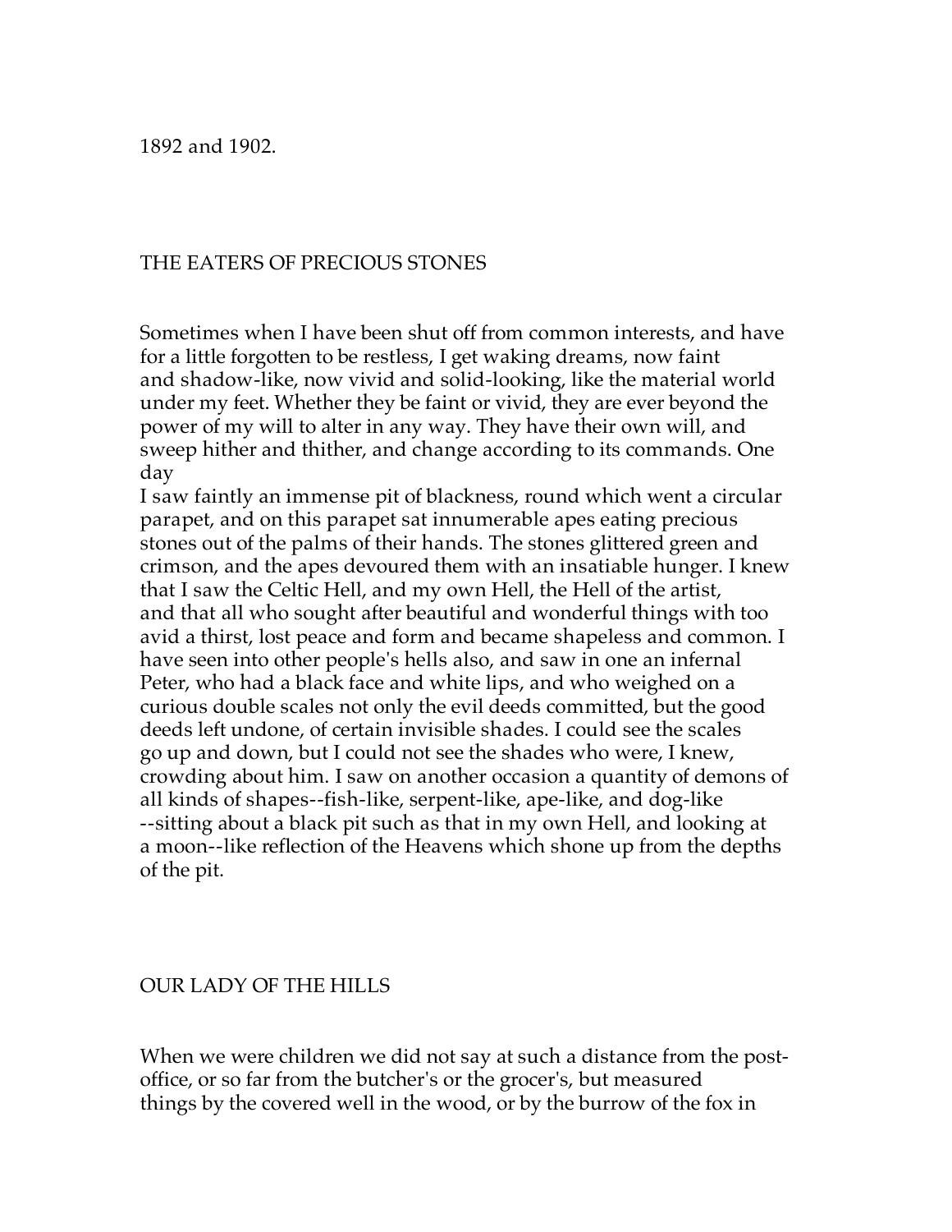1892 and 1902.

## THE EATERS OF PRECIOUS STONES

Sometimes when I have been shut off from common interests, and have for a little forgotten to be restless, I get waking dreams, now faint and shadow-like, now vivid and solid-looking, like the material world under my feet. Whether they be faint or vivid, they are ever beyond the power of my will to alter in any way. They have their own will, and sweep hither and thither, and change according to its commands. One day
I saw faintly an immense pit of blackness, round which went a circular parapet, and on this parapet sat innumerable apes eating precious stones out of the palms of their hands. The stones glittered green and crimson, and the apes devoured them with an insatiable hunger. I knew that I saw the Celtic Hell, and my own Hell, the Hell of the artist, and that all who sought after beautiful and wonderful things with too avid a thirst, lost peace and form and became shapeless and common. I have seen into other people's hells also, and saw in one an infernal Peter, who had a black face and white lips, and who weighed on a curious double scales not only the evil deeds committed, but the good deeds left undone, of certain invisible shades. I could see the scales go up and down, but I could not see the shades who were, I knew, crowding about him. I saw on another occasion a quantity of demons of all kinds of shapes--fish-like, serpent-like, ape-like, and dog-like --sitting about a black pit such as that in my own Hell, and looking at a moon--like reflection of the Heavens which shone up from the depths of the pit.

## OUR LADY OF THE HILLS

When we were children we did not say at such a distance from the post-office, or so far from the butcher's or the grocer's, but measured things by the covered well in the wood, or by the burrow of the fox in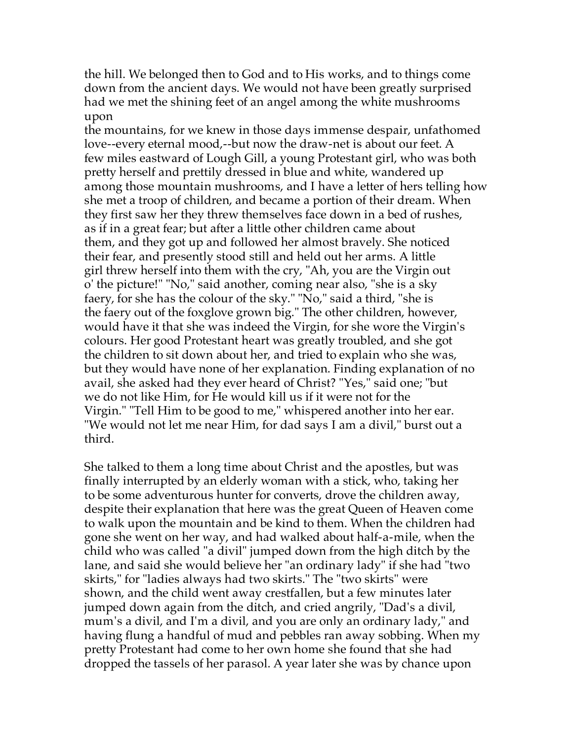the hill. We belonged then to God and to His works, and to things come down from the ancient days. We would not have been greatly surprised had we met the shining feet of an angel among the white mushrooms upon the mountains, for we knew in those days immense despair, unfathomed love--every eternal mood,--but now the draw-net is about our feet. A few miles eastward of Lough Gill, a young Protestant girl, who was both pretty herself and prettily dressed in blue and white, wandered up among those mountain mushrooms, and I have a letter of hers telling how she met a troop of children, and became a portion of their dream. When they first saw her they threw themselves face down in a bed of rushes, as if in a great fear; but after a little other children came about them, and they got up and followed her almost bravely. She noticed their fear, and presently stood still and held out her arms. A little girl threw herself into them with the cry, "Ah, you are the Virgin out o' the picture!" "No," said another, coming near also, "she is a sky faery, for she has the colour of the sky." "No," said a third, "she is the faery out of the foxglove grown big." The other children, however, would have it that she was indeed the Virgin, for she wore the Virgin's colours. Her good Protestant heart was greatly troubled, and she got the children to sit down about her, and tried to explain who she was, but they would have none of her explanation. Finding explanation of no avail, she asked had they ever heard of Christ? "Yes," said one; "but we do not like Him, for He would kill us if it were not for the Virgin." "Tell Him to be good to me," whispered another into her ear. "We would not let me near Him, for dad says I am a divil," burst out a third.

She talked to them a long time about Christ and the apostles, but was finally interrupted by an elderly woman with a stick, who, taking her to be some adventurous hunter for converts, drove the children away, despite their explanation that here was the great Queen of Heaven come to walk upon the mountain and be kind to them. When the children had gone she went on her way, and had walked about half-a-mile, when the child who was called "a divil" jumped down from the high ditch by the lane, and said she would believe her "an ordinary lady" if she had "two skirts," for "ladies always had two skirts." The "two skirts" were shown, and the child went away crestfallen, but a few minutes later jumped down again from the ditch, and cried angrily, "Dad's a divil, mum's a divil, and I'm a divil, and you are only an ordinary lady," and having flung a handful of mud and pebbles ran away sobbing. When my pretty Protestant had come to her own home she found that she had dropped the tassels of her parasol. A year later she was by chance upon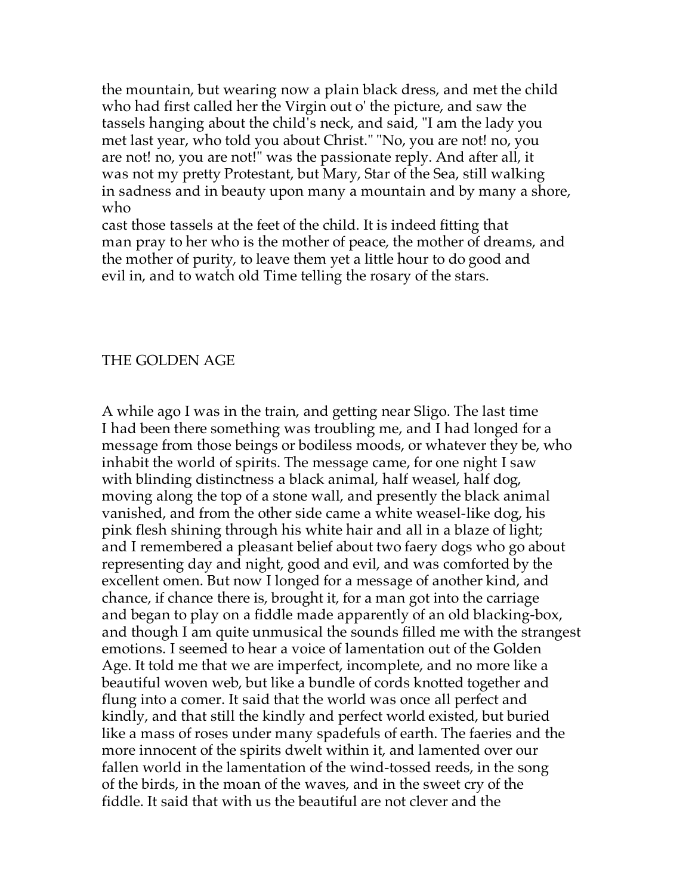the mountain, but wearing now a plain black dress, and met the child who had first called her the Virgin out o' the picture, and saw the tassels hanging about the child's neck, and said, "I am the lady you met last year, who told you about Christ." "No, you are not! no, you are not! no, you are not!" was the passionate reply. And after all, it was not my pretty Protestant, but Mary, Star of the Sea, still walking in sadness and in beauty upon many a mountain and by many a shore, who cast those tassels at the feet of the child. It is indeed fitting that man pray to her who is the mother of peace, the mother of dreams, and the mother of purity, to leave them yet a little hour to do good and evil in, and to watch old Time telling the rosary of the stars.

## THE GOLDEN AGE

A while ago I was in the train, and getting near Sligo. The last time I had been there something was troubling me, and I had longed for a message from those beings or bodiless moods, or whatever they be, who inhabit the world of spirits. The message came, for one night I saw with blinding distinctness a black animal, half weasel, half dog, moving along the top of a stone wall, and presently the black animal vanished, and from the other side came a white weasel-like dog, his pink flesh shining through his white hair and all in a blaze of light; and I remembered a pleasant belief about two faery dogs who go about representing day and night, good and evil, and was comforted by the excellent omen. But now I longed for a message of another kind, and chance, if chance there is, brought it, for a man got into the carriage and began to play on a fiddle made apparently of an old blacking-box, and though I am quite unmusical the sounds filled me with the strangest emotions. I seemed to hear a voice of lamentation out of the Golden Age. It told me that we are imperfect, incomplete, and no more like a beautiful woven web, but like a bundle of cords knotted together and flung into a comer. It said that the world was once all perfect and kindly, and that still the kindly and perfect world existed, but buried like a mass of roses under many spadefuls of earth. The faeries and the more innocent of the spirits dwelt within it, and lamented over our fallen world in the lamentation of the wind-tossed reeds, in the song of the birds, in the moan of the waves, and in the sweet cry of the fiddle. It said that with us the beautiful are not clever and the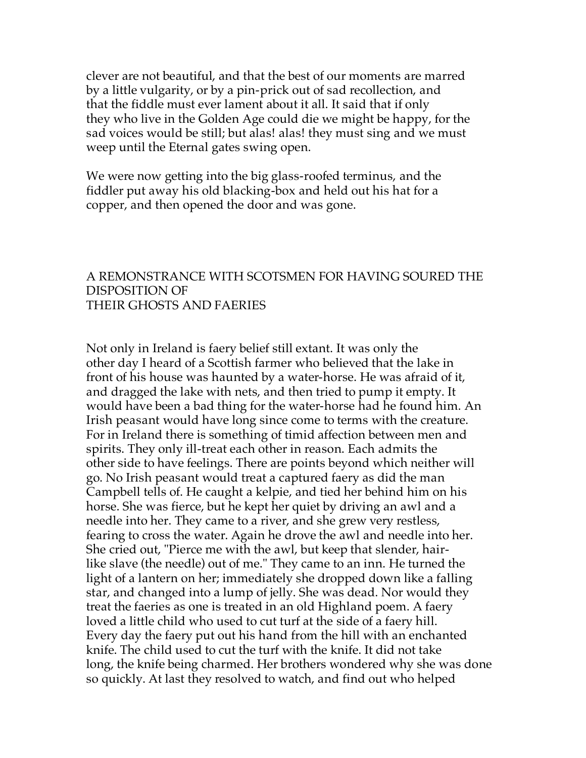clever are not beautiful, and that the best of our moments are marred by a little vulgarity, or by a pin-prick out of sad recollection, and that the fiddle must ever lament about it all. It said that if only they who live in the Golden Age could die we might be happy, for the sad voices would be still; but alas! alas! they must sing and we must weep until the Eternal gates swing open.

We were now getting into the big glass-roofed terminus, and the fiddler put away his old blacking-box and held out his hat for a copper, and then opened the door and was gone.

## A REMONSTRANCE WITH SCOTSMEN FOR HAVING SOURED THE DISPOSITION OF THEIR GHOSTS AND FAERIES

Not only in Ireland is faery belief still extant. It was only the other day I heard of a Scottish farmer who believed that the lake in front of his house was haunted by a water-horse. He was afraid of it, and dragged the lake with nets, and then tried to pump it empty. It would have been a bad thing for the water-horse had he found him. An Irish peasant would have long since come to terms with the creature. For in Ireland there is something of timid affection between men and spirits. They only ill-treat each other in reason. Each admits the other side to have feelings. There are points beyond which neither will go. No Irish peasant would treat a captured faery as did the man Campbell tells of. He caught a kelpie, and tied her behind him on his horse. She was fierce, but he kept her quiet by driving an awl and a needle into her. They came to a river, and she grew very restless, fearing to cross the water. Again he drove the awl and needle into her. She cried out, "Pierce me with the awl, but keep that slender, hair-like slave (the needle) out of me." They came to an inn. He turned the light of a lantern on her; immediately she dropped down like a falling star, and changed into a lump of jelly. She was dead. Nor would they treat the faeries as one is treated in an old Highland poem. A faery loved a little child who used to cut turf at the side of a faery hill. Every day the faery put out his hand from the hill with an enchanted knife. The child used to cut the turf with the knife. It did not take long, the knife being charmed. Her brothers wondered why she was done so quickly. At last they resolved to watch, and find out who helped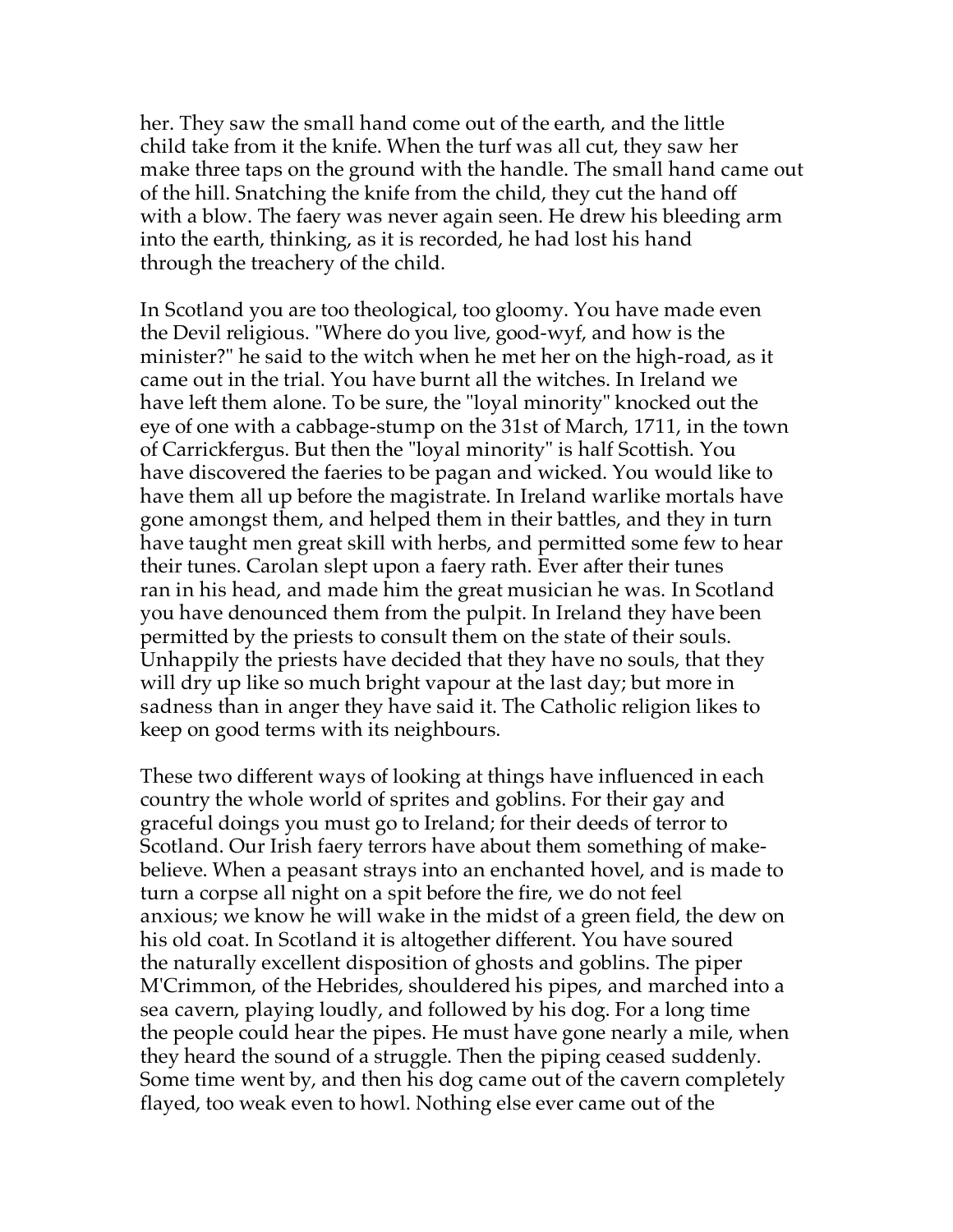her. They saw the small hand come out of the earth, and the little child take from it the knife. When the turf was all cut, they saw her make three taps on the ground with the handle. The small hand came out of the hill. Snatching the knife from the child, they cut the hand off with a blow. The faery was never again seen. He drew his bleeding arm into the earth, thinking, as it is recorded, he had lost his hand through the treachery of the child.

In Scotland you are too theological, too gloomy. You have made even the Devil religious. "Where do you live, good-wyf, and how is the minister?" he said to the witch when he met her on the high-road, as it came out in the trial. You have burnt all the witches. In Ireland we have left them alone. To be sure, the "loyal minority" knocked out the eye of one with a cabbage-stump on the 31st of March, 1711, in the town of Carrickfergus. But then the "loyal minority" is half Scottish. You have discovered the faeries to be pagan and wicked. You would like to have them all up before the magistrate. In Ireland warlike mortals have gone amongst them, and helped them in their battles, and they in turn have taught men great skill with herbs, and permitted some few to hear their tunes. Carolan slept upon a faery rath. Ever after their tunes ran in his head, and made him the great musician he was. In Scotland you have denounced them from the pulpit. In Ireland they have been permitted by the priests to consult them on the state of their souls. Unhappily the priests have decided that they have no souls, that they will dry up like so much bright vapour at the last day; but more in sadness than in anger they have said it. The Catholic religion likes to keep on good terms with its neighbours.

These two different ways of looking at things have influenced in each country the whole world of sprites and goblins. For their gay and graceful doings you must go to Ireland; for their deeds of terror to Scotland. Our Irish faery terrors have about them something of make-believe. When a peasant strays into an enchanted hovel, and is made to turn a corpse all night on a spit before the fire, we do not feel anxious; we know he will wake in the midst of a green field, the dew on his old coat. In Scotland it is altogether different. You have soured the naturally excellent disposition of ghosts and goblins. The piper M'Crimmon, of the Hebrides, shouldered his pipes, and marched into a sea cavern, playing loudly, and followed by his dog. For a long time the people could hear the pipes. He must have gone nearly a mile, when they heard the sound of a struggle. Then the piping ceased suddenly. Some time went by, and then his dog came out of the cavern completely flayed, too weak even to howl. Nothing else ever came out of the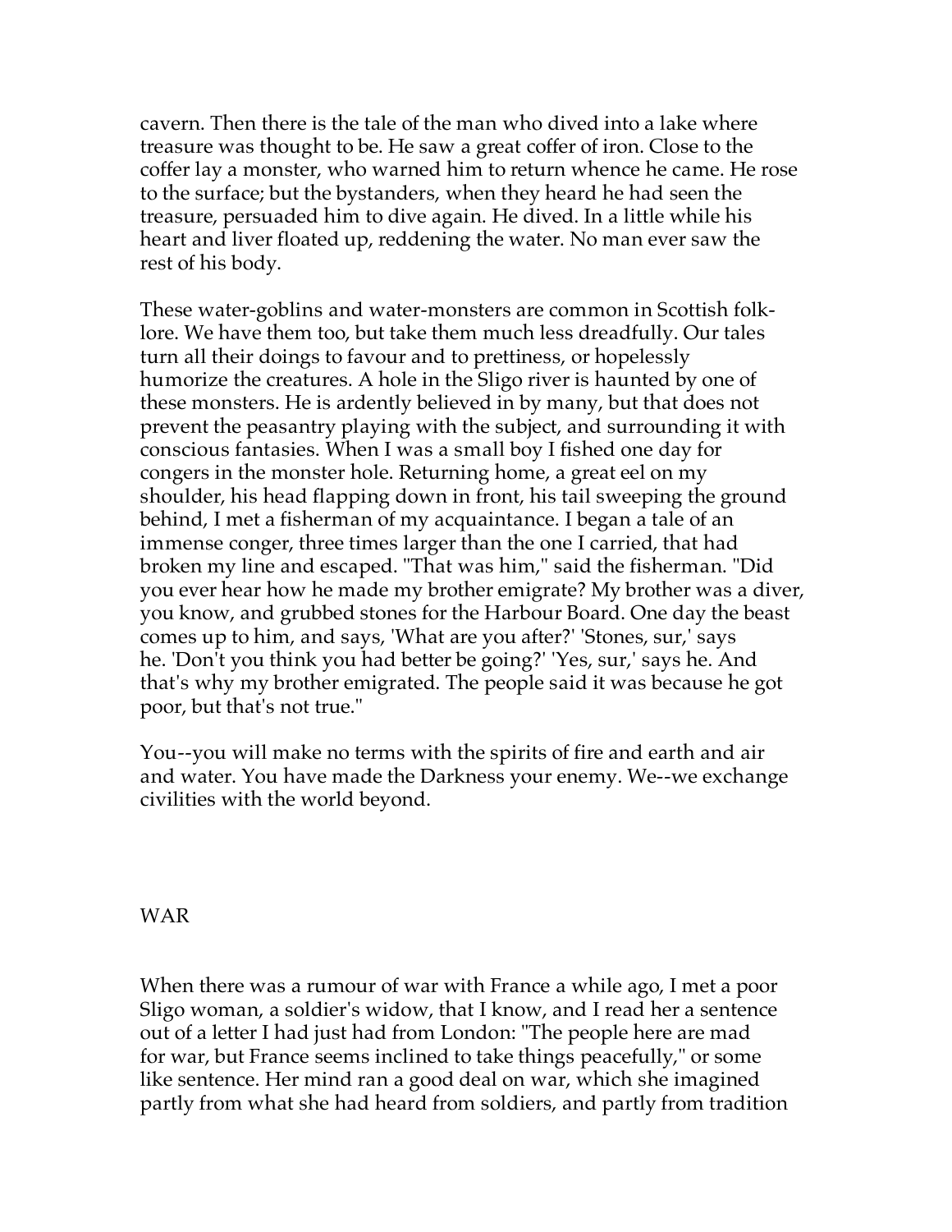cavern. Then there is the tale of the man who dived into a lake where treasure was thought to be. He saw a great coffer of iron. Close to the coffer lay a monster, who warned him to return whence he came. He rose to the surface; but the bystanders, when they heard he had seen the treasure, persuaded him to dive again. He dived. In a little while his heart and liver floated up, reddening the water. No man ever saw the rest of his body.

These water-goblins and water-monsters are common in Scottish folk-lore. We have them too, but take them much less dreadfully. Our tales turn all their doings to favour and to prettiness, or hopelessly humorize the creatures. A hole in the Sligo river is haunted by one of these monsters. He is ardently believed in by many, but that does not prevent the peasantry playing with the subject, and surrounding it with conscious fantasies. When I was a small boy I fished one day for congers in the monster hole. Returning home, a great eel on my shoulder, his head flapping down in front, his tail sweeping the ground behind, I met a fisherman of my acquaintance. I began a tale of an immense conger, three times larger than the one I carried, that had broken my line and escaped. "That was him," said the fisherman. "Did you ever hear how he made my brother emigrate? My brother was a diver, you know, and grubbed stones for the Harbour Board. One day the beast comes up to him, and says, 'What are you after?' 'Stones, sur,' says he. 'Don't you think you had better be going?' 'Yes, sur,' says he. And that's why my brother emigrated. The people said it was because he got poor, but that's not true."

You--you will make no terms with the spirits of fire and earth and air and water. You have made the Darkness your enemy. We--we exchange civilities with the world beyond.

## WAR

When there was a rumour of war with France a while ago, I met a poor Sligo woman, a soldier's widow, that I know, and I read her a sentence out of a letter I had just had from London: "The people here are mad for war, but France seems inclined to take things peacefully," or some like sentence. Her mind ran a good deal on war, which she imagined partly from what she had heard from soldiers, and partly from tradition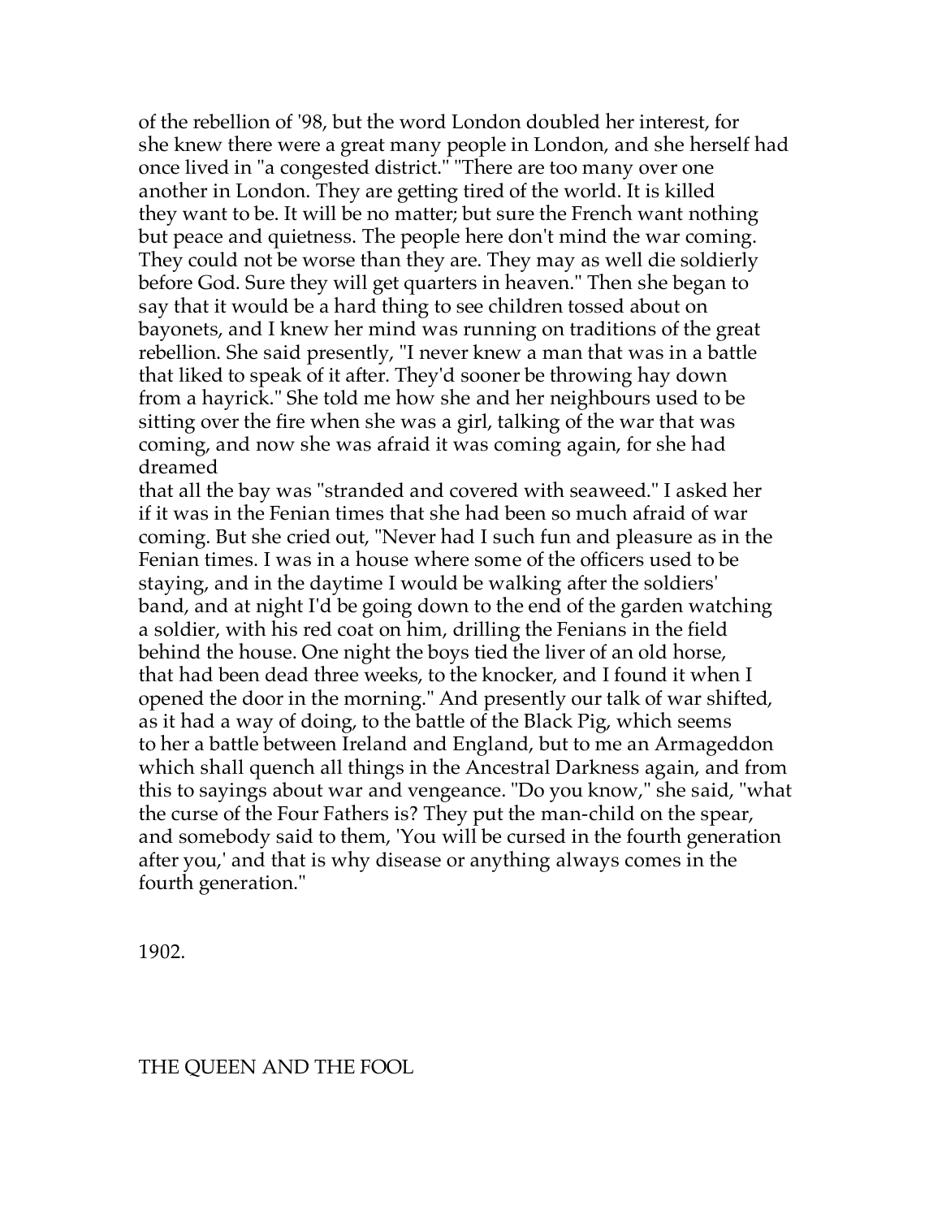of the rebellion of '98, but the word London doubled her interest, for she knew there were a great many people in London, and she herself had once lived in "a congested district." "There are too many over one another in London. They are getting tired of the world. It is killed they want to be. It will be no matter; but sure the French want nothing but peace and quietness. The people here don't mind the war coming. They could not be worse than they are. They may as well die soldierly before God. Sure they will get quarters in heaven." Then she began to say that it would be a hard thing to see children tossed about on bayonets, and I knew her mind was running on traditions of the great rebellion. She said presently, "I never knew a man that was in a battle that liked to speak of it after. They'd sooner be throwing hay down from a hayrick." She told me how she and her neighbours used to be sitting over the fire when she was a girl, talking of the war that was coming, and now she was afraid it was coming again, for she had dreamed that all the bay was "stranded and covered with seaweed." I asked her if it was in the Fenian times that she had been so much afraid of war coming. But she cried out, "Never had I such fun and pleasure as in the Fenian times. I was in a house where some of the officers used to be staying, and in the daytime I would be walking after the soldiers' band, and at night I'd be going down to the end of the garden watching a soldier, with his red coat on him, drilling the Fenians in the field behind the house. One night the boys tied the liver of an old horse, that had been dead three weeks, to the knocker, and I found it when I opened the door in the morning." And presently our talk of war shifted, as it had a way of doing, to the battle of the Black Pig, which seems to her a battle between Ireland and England, but to me an Armageddon which shall quench all things in the Ancestral Darkness again, and from this to sayings about war and vengeance. "Do you know," she said, "what the curse of the Four Fathers is? They put the man-child on the spear, and somebody said to them, 'You will be cursed in the fourth generation after you,' and that is why disease or anything always comes in the fourth generation."

1902.

## THE QUEEN AND THE FOOL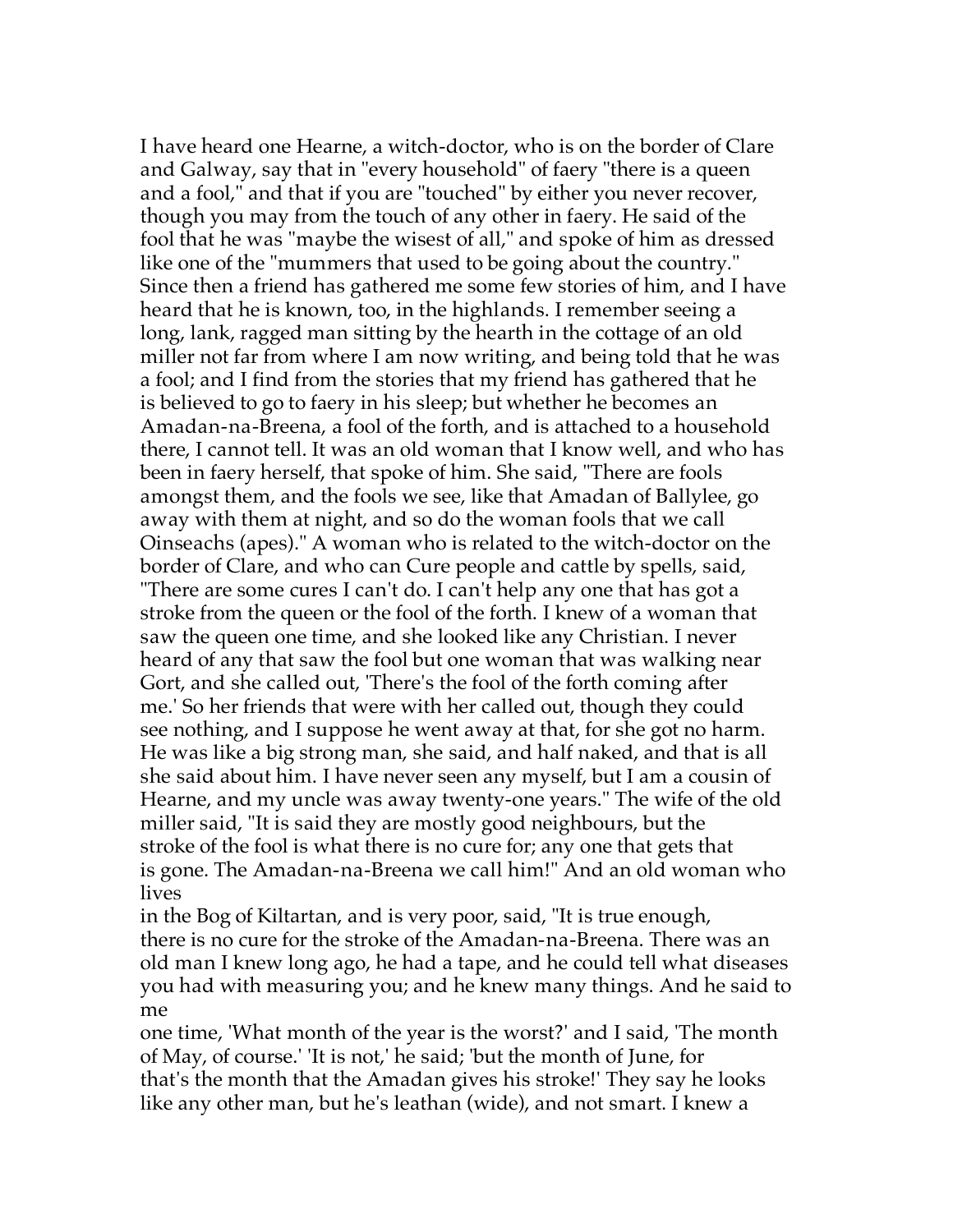I have heard one Hearne, a witch-doctor, who is on the border of Clare and Galway, say that in "every household" of faery "there is a queen and a fool," and that if you are "touched" by either you never recover, though you may from the touch of any other in faery. He said of the fool that he was "maybe the wisest of all," and spoke of him as dressed like one of the "mummers that used to be going about the country." Since then a friend has gathered me some few stories of him, and I have heard that he is known, too, in the highlands. I remember seeing a long, lank, ragged man sitting by the hearth in the cottage of an old miller not far from where I am now writing, and being told that he was a fool; and I find from the stories that my friend has gathered that he is believed to go to faery in his sleep; but whether he becomes an Amadan-na-Breena, a fool of the forth, and is attached to a household there, I cannot tell. It was an old woman that I know well, and who has been in faery herself, that spoke of him. She said, "There are fools amongst them, and the fools we see, like that Amadan of Ballylee, go away with them at night, and so do the woman fools that we call Oinseachs (apes)." A woman who is related to the witch-doctor on the border of Clare, and who can Cure people and cattle by spells, said, "There are some cures I can't do. I can't help any one that has got a stroke from the queen or the fool of the forth. I knew of a woman that saw the queen one time, and she looked like any Christian. I never heard of any that saw the fool but one woman that was walking near Gort, and she called out, 'There's the fool of the forth coming after me.' So her friends that were with her called out, though they could see nothing, and I suppose he went away at that, for she got no harm. He was like a big strong man, she said, and half naked, and that is all she said about him. I have never seen any myself, but I am a cousin of Hearne, and my uncle was away twenty-one years." The wife of the old miller said, "It is said they are mostly good neighbours, but the stroke of the fool is what there is no cure for; any one that gets that is gone. The Amadan-na-Breena we call him!" And an old woman who lives in the Bog of Kiltartan, and is very poor, said, "It is true enough, there is no cure for the stroke of the Amadan-na-Breena. There was an old man I knew long ago, he had a tape, and he could tell what diseases you had with measuring you; and he knew many things. And he said to me one time, 'What month of the year is the worst?' and I said, 'The month of May, of course.' 'It is not,' he said; 'but the month of June, for that's the month that the Amadan gives his stroke!' They say he looks like any other man, but he's leathan (wide), and not smart. I knew a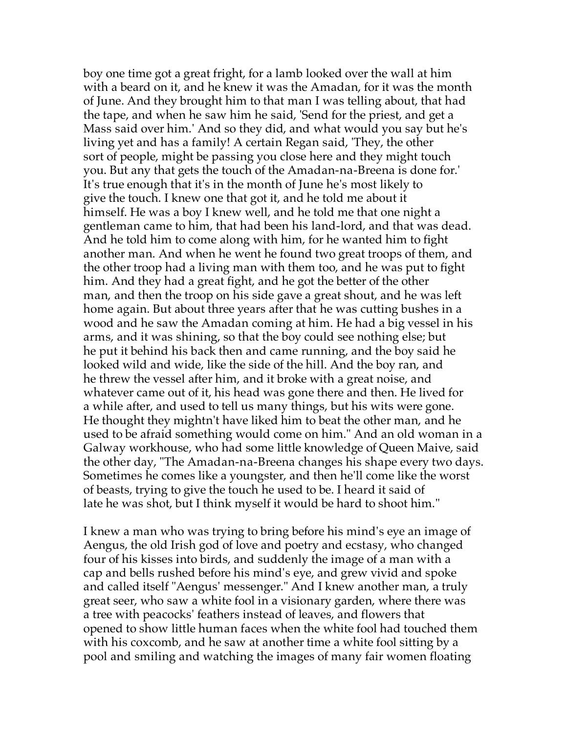boy one time got a great fright, for a lamb looked over the wall at him with a beard on it, and he knew it was the Amadan, for it was the month of June. And they brought him to that man I was telling about, that had the tape, and when he saw him he said, 'Send for the priest, and get a Mass said over him.' And so they did, and what would you say but he's living yet and has a family! A certain Regan said, 'They, the other sort of people, might be passing you close here and they might touch you. But any that gets the touch of the Amadan-na-Breena is done for.' It's true enough that it's in the month of June he's most likely to give the touch. I knew one that got it, and he told me about it himself. He was a boy I knew well, and he told me that one night a gentleman came to him, that had been his land-lord, and that was dead. And he told him to come along with him, for he wanted him to fight another man. And when he went he found two great troops of them, and the other troop had a living man with them too, and he was put to fight him. And they had a great fight, and he got the better of the other man, and then the troop on his side gave a great shout, and he was left home again. But about three years after that he was cutting bushes in a wood and he saw the Amadan coming at him. He had a big vessel in his arms, and it was shining, so that the boy could see nothing else; but he put it behind his back then and came running, and the boy said he looked wild and wide, like the side of the hill. And the boy ran, and he threw the vessel after him, and it broke with a great noise, and whatever came out of it, his head was gone there and then. He lived for a while after, and used to tell us many things, but his wits were gone. He thought they mightn't have liked him to beat the other man, and he used to be afraid something would come on him." And an old woman in a Galway workhouse, who had some little knowledge of Queen Maive, said the other day, "The Amadan-na-Breena changes his shape every two days. Sometimes he comes like a youngster, and then he'll come like the worst of beasts, trying to give the touch he used to be. I heard it said of late he was shot, but I think myself it would be hard to shoot him."

I knew a man who was trying to bring before his mind's eye an image of Aengus, the old Irish god of love and poetry and ecstasy, who changed four of his kisses into birds, and suddenly the image of a man with a cap and bells rushed before his mind's eye, and grew vivid and spoke and called itself "Aengus' messenger." And I knew another man, a truly great seer, who saw a white fool in a visionary garden, where there was a tree with peacocks' feathers instead of leaves, and flowers that opened to show little human faces when the white fool had touched them with his coxcomb, and he saw at another time a white fool sitting by a pool and smiling and watching the images of many fair women floating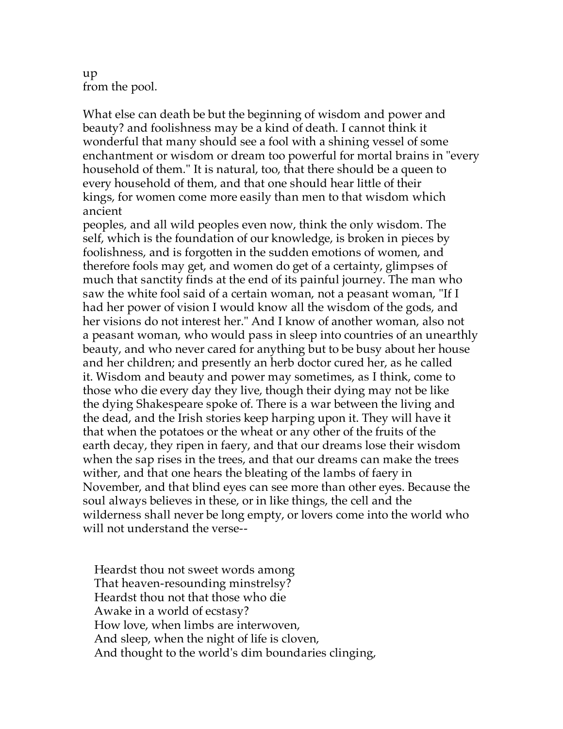up
from the pool.

What else can death be but the beginning of wisdom and power and beauty? and foolishness may be a kind of death. I cannot think it wonderful that many should see a fool with a shining vessel of some enchantment or wisdom or dream too powerful for mortal brains in "every household of them." It is natural, too, that there should be a queen to every household of them, and that one should hear little of their kings, for women come more easily than men to that wisdom which ancient
peoples, and all wild peoples even now, think the only wisdom. The self, which is the foundation of our knowledge, is broken in pieces by foolishness, and is forgotten in the sudden emotions of women, and therefore fools may get, and women do get of a certainty, glimpses of much that sanctity finds at the end of its painful journey. The man who saw the white fool said of a certain woman, not a peasant woman, "If I had her power of vision I would know all the wisdom of the gods, and her visions do not interest her." And I know of another woman, also not a peasant woman, who would pass in sleep into countries of an unearthly beauty, and who never cared for anything but to be busy about her house and her children; and presently an herb doctor cured her, as he called it. Wisdom and beauty and power may sometimes, as I think, come to those who die every day they live, though their dying may not be like the dying Shakespeare spoke of. There is a war between the living and the dead, and the Irish stories keep harping upon it. They will have it that when the potatoes or the wheat or any other of the fruits of the earth decay, they ripen in faery, and that our dreams lose their wisdom when the sap rises in the trees, and that our dreams can make the trees wither, and that one hears the bleating of the lambs of faery in November, and that blind eyes can see more than other eyes. Because the soul always believes in these, or in like things, the cell and the wilderness shall never be long empty, or lovers come into the world who will not understand the verse--

> Heardst thou not sweet words among
> That heaven-resounding minstrelsy?
> Heardst thou not that those who die
> Awake in a world of ecstasy?
> How love, when limbs are interwoven,
> And sleep, when the night of life is cloven,
> And thought to the world's dim boundaries clinging,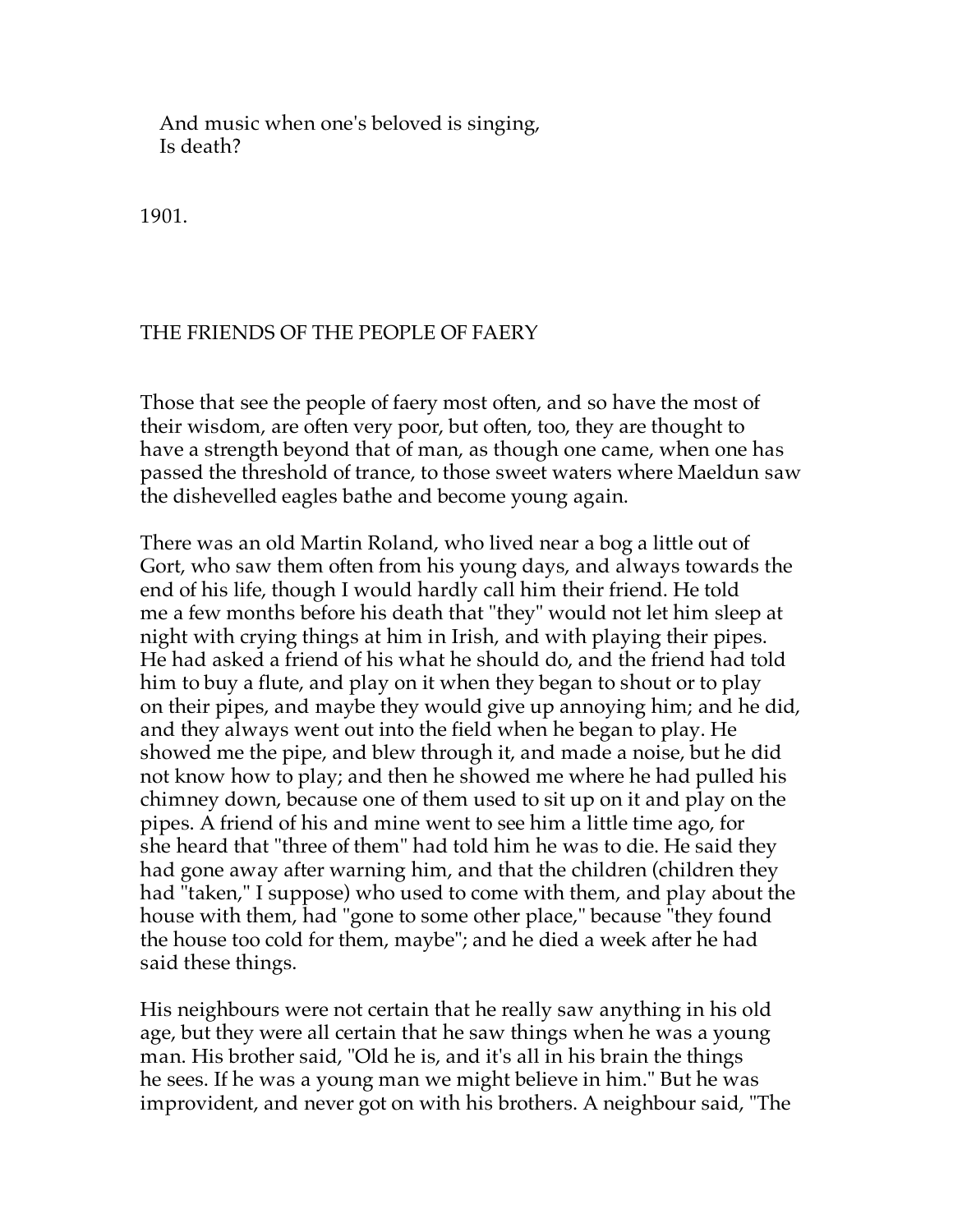And music when one's beloved is singing,  
Is death?

1901.

## THE FRIENDS OF THE PEOPLE OF FAERY

Those that see the people of faery most often, and so have the most of their wisdom, are often very poor, but often, too, they are thought to have a strength beyond that of man, as though one came, when one has passed the threshold of trance, to those sweet waters where Maeldun saw the dishevelled eagles bathe and become young again.

There was an old Martin Roland, who lived near a bog a little out of Gort, who saw them often from his young days, and always towards the end of his life, though I would hardly call him their friend. He told me a few months before his death that "they" would not let him sleep at night with crying things at him in Irish, and with playing their pipes. He had asked a friend of his what he should do, and the friend had told him to buy a flute, and play on it when they began to shout or to play on their pipes, and maybe they would give up annoying him; and he did, and they always went out into the field when he began to play. He showed me the pipe, and blew through it, and made a noise, but he did not know how to play; and then he showed me where he had pulled his chimney down, because one of them used to sit up on it and play on the pipes. A friend of his and mine went to see him a little time ago, for she heard that "three of them" had told him he was to die. He said they had gone away after warning him, and that the children (children they had "taken," I suppose) who used to come with them, and play about the house with them, had "gone to some other place," because "they found the house too cold for them, maybe"; and he died a week after he had said these things.

His neighbours were not certain that he really saw anything in his old age, but they were all certain that he saw things when he was a young man. His brother said, "Old he is, and it's all in his brain the things he sees. If he was a young man we might believe in him." But he was improvident, and never got on with his brothers. A neighbour said, "The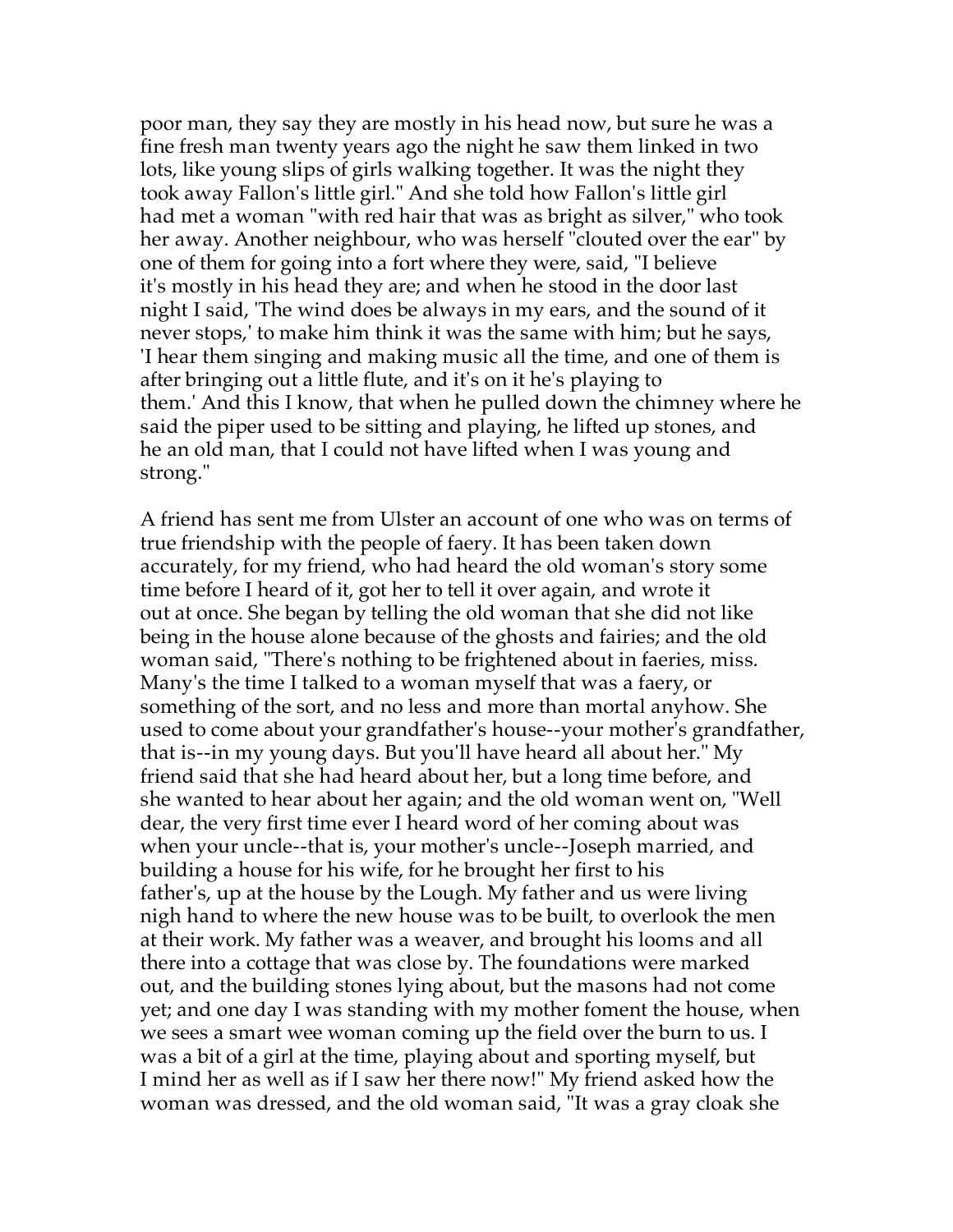poor man, they say they are mostly in his head now, but sure he was a fine fresh man twenty years ago the night he saw them linked in two lots, like young slips of girls walking together. It was the night they took away Fallon's little girl." And she told how Fallon's little girl had met a woman "with red hair that was as bright as silver," who took her away. Another neighbour, who was herself "clouted over the ear" by one of them for going into a fort where they were, said, "I believe it's mostly in his head they are; and when he stood in the door last night I said, 'The wind does be always in my ears, and the sound of it never stops,' to make him think it was the same with him; but he says, 'I hear them singing and making music all the time, and one of them is after bringing out a little flute, and it's on it he's playing to them.' And this I know, that when he pulled down the chimney where he said the piper used to be sitting and playing, he lifted up stones, and he an old man, that I could not have lifted when I was young and strong."

A friend has sent me from Ulster an account of one who was on terms of true friendship with the people of faery. It has been taken down accurately, for my friend, who had heard the old woman's story some time before I heard of it, got her to tell it over again, and wrote it out at once. She began by telling the old woman that she did not like being in the house alone because of the ghosts and fairies; and the old woman said, "There's nothing to be frightened about in faeries, miss. Many's the time I talked to a woman myself that was a faery, or something of the sort, and no less and more than mortal anyhow. She used to come about your grandfather's house--your mother's grandfather, that is--in my young days. But you'll have heard all about her." My friend said that she had heard about her, but a long time before, and she wanted to hear about her again; and the old woman went on, "Well dear, the very first time ever I heard word of her coming about was when your uncle--that is, your mother's uncle--Joseph married, and building a house for his wife, for he brought her first to his father's, up at the house by the Lough. My father and us were living nigh hand to where the new house was to be built, to overlook the men at their work. My father was a weaver, and brought his looms and all there into a cottage that was close by. The foundations were marked out, and the building stones lying about, but the masons had not come yet; and one day I was standing with my mother foment the house, when we sees a smart wee woman coming up the field over the burn to us. I was a bit of a girl at the time, playing about and sporting myself, but I mind her as well as if I saw her there now!" My friend asked how the woman was dressed, and the old woman said, "It was a gray cloak she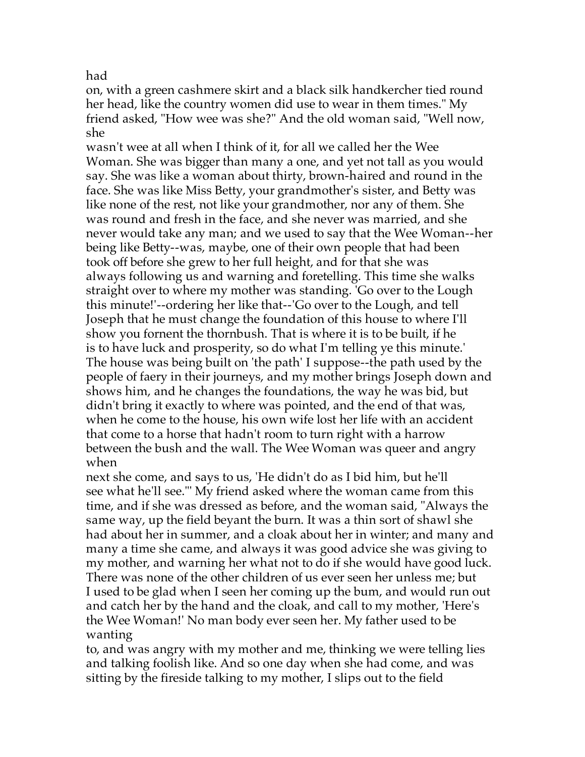had on, with a green cashmere skirt and a black silk handkercher tied round her head, like the country women did use to wear in them times." My friend asked, "How wee was she?" And the old woman said, "Well now, she wasn't wee at all when I think of it, for all we called her the Wee Woman. She was bigger than many a one, and yet not tall as you would say. She was like a woman about thirty, brown-haired and round in the face. She was like Miss Betty, your grandmother's sister, and Betty was like none of the rest, not like your grandmother, nor any of them. She was round and fresh in the face, and she never was married, and she never would take any man; and we used to say that the Wee Woman--her being like Betty--was, maybe, one of their own people that had been took off before she grew to her full height, and for that she was always following us and warning and foretelling. This time she walks straight over to where my mother was standing. 'Go over to the Lough this minute!'--ordering her like that--'Go over to the Lough, and tell Joseph that he must change the foundation of this house to where I'll show you fornent the thornbush. That is where it is to be built, if he is to have luck and prosperity, so do what I'm telling ye this minute.' The house was being built on 'the path' I suppose--the path used by the people of faery in their journeys, and my mother brings Joseph down and shows him, and he changes the foundations, the way he was bid, but didn't bring it exactly to where was pointed, and the end of that was, when he come to the house, his own wife lost her life with an accident that come to a horse that hadn't room to turn right with a harrow between the bush and the wall. The Wee Woman was queer and angry when next she come, and says to us, 'He didn't do as I bid him, but he'll see what he'll see.'" My friend asked where the woman came from this time, and if she was dressed as before, and the woman said, "Always the same way, up the field beyant the burn. It was a thin sort of shawl she had about her in summer, and a cloak about her in winter; and many and many a time she came, and always it was good advice she was giving to my mother, and warning her what not to do if she would have good luck. There was none of the other children of us ever seen her unless me; but I used to be glad when I seen her coming up the bum, and would run out and catch her by the hand and the cloak, and call to my mother, 'Here's the Wee Woman!' No man body ever seen her. My father used to be wanting to, and was angry with my mother and me, thinking we were telling lies and talking foolish like. And so one day when she had come, and was sitting by the fireside talking to my mother, I slips out to the field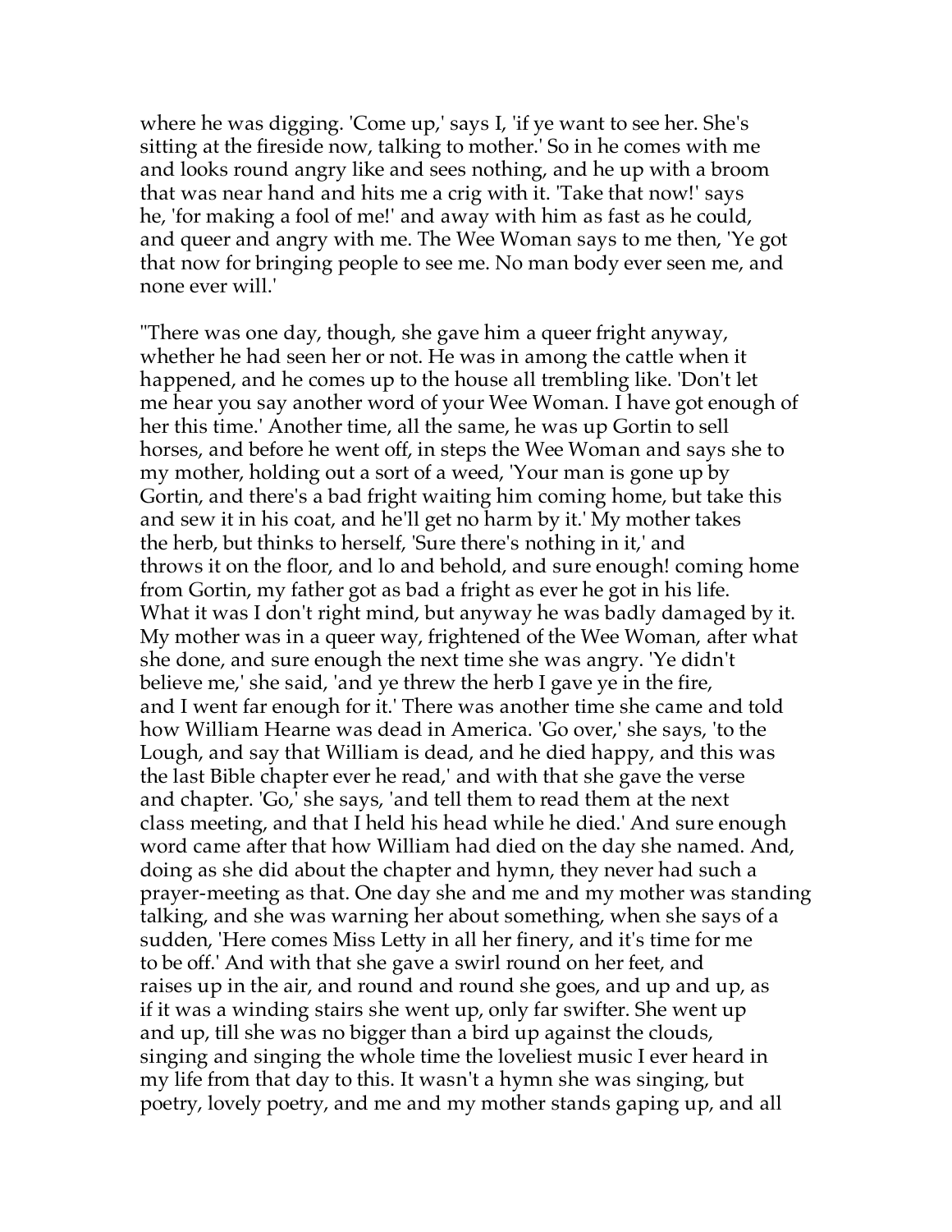where he was digging. 'Come up,' says I, 'if ye want to see her. She's sitting at the fireside now, talking to mother.' So in he comes with me and looks round angry like and sees nothing, and he up with a broom that was near hand and hits me a crig with it. 'Take that now!' says he, 'for making a fool of me!' and away with him as fast as he could, and queer and angry with me. The Wee Woman says to me then, 'Ye got that now for bringing people to see me. No man body ever seen me, and none ever will.'

"There was one day, though, she gave him a queer fright anyway, whether he had seen her or not. He was in among the cattle when it happened, and he comes up to the house all trembling like. 'Don't let me hear you say another word of your Wee Woman. I have got enough of her this time.' Another time, all the same, he was up Gortin to sell horses, and before he went off, in steps the Wee Woman and says she to my mother, holding out a sort of a weed, 'Your man is gone up by Gortin, and there's a bad fright waiting him coming home, but take this and sew it in his coat, and he'll get no harm by it.' My mother takes the herb, but thinks to herself, 'Sure there's nothing in it,' and throws it on the floor, and lo and behold, and sure enough! coming home from Gortin, my father got as bad a fright as ever he got in his life. What it was I don't right mind, but anyway he was badly damaged by it. My mother was in a queer way, frightened of the Wee Woman, after what she done, and sure enough the next time she was angry. 'Ye didn't believe me,' she said, 'and ye threw the herb I gave ye in the fire, and I went far enough for it.' There was another time she came and told how William Hearne was dead in America. 'Go over,' she says, 'to the Lough, and say that William is dead, and he died happy, and this was the last Bible chapter ever he read,' and with that she gave the verse and chapter. 'Go,' she says, 'and tell them to read them at the next class meeting, and that I held his head while he died.' And sure enough word came after that how William had died on the day she named. And, doing as she did about the chapter and hymn, they never had such a prayer-meeting as that. One day she and me and my mother was standing talking, and she was warning her about something, when she says of a sudden, 'Here comes Miss Letty in all her finery, and it's time for me to be off.' And with that she gave a swirl round on her feet, and raises up in the air, and round and round she goes, and up and up, as if it was a winding stairs she went up, only far swifter. She went up and up, till she was no bigger than a bird up against the clouds, singing and singing the whole time the loveliest music I ever heard in my life from that day to this. It wasn't a hymn she was singing, but poetry, lovely poetry, and me and my mother stands gaping up, and all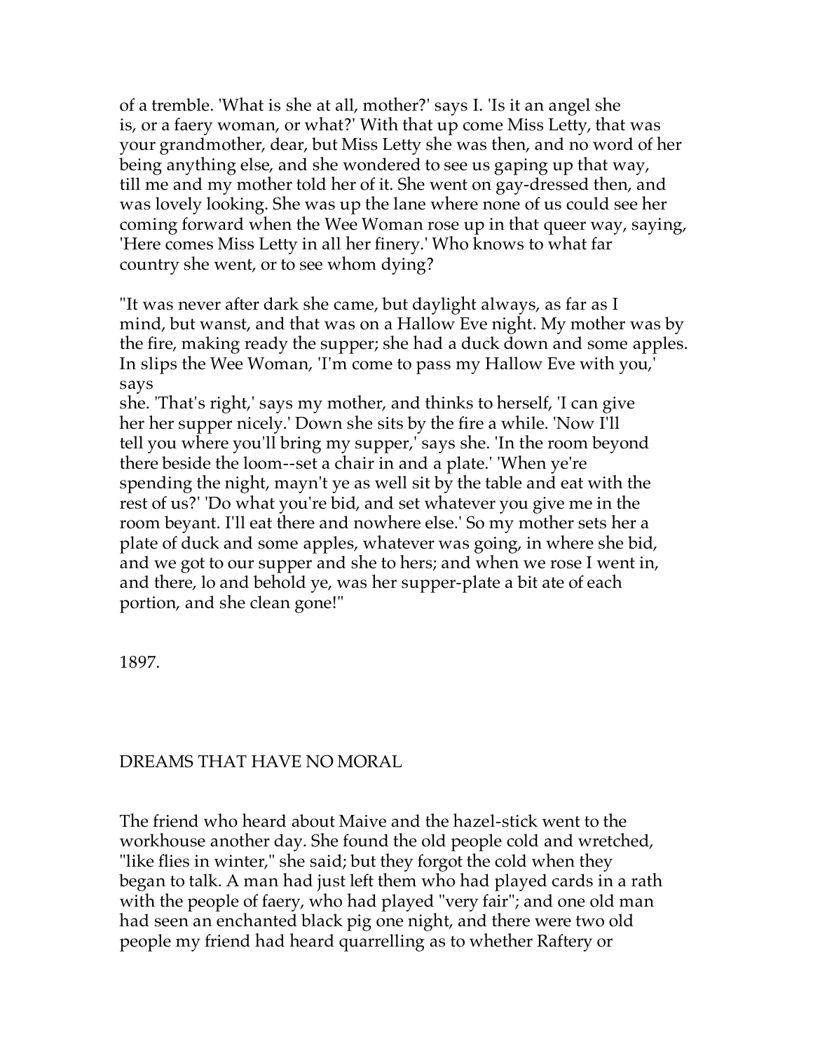of a tremble. 'What is she at all, mother?' says I. 'Is it an angel she is, or a faery woman, or what?' With that up come Miss Letty, that was your grandmother, dear, but Miss Letty she was then, and no word of her being anything else, and she wondered to see us gaping up that way, till me and my mother told her of it. She went on gay-dressed then, and was lovely looking. She was up the lane where none of us could see her coming forward when the Wee Woman rose up in that queer way, saying, 'Here comes Miss Letty in all her finery.' Who knows to what far country she went, or to see whom dying?

"It was never after dark she came, but daylight always, as far as I mind, but wanst, and that was on a Hallow Eve night. My mother was by the fire, making ready the supper; she had a duck down and some apples. In slips the Wee Woman, 'I'm come to pass my Hallow Eve with you,' says she. 'That's right,' says my mother, and thinks to herself, 'I can give her her supper nicely.' Down she sits by the fire a while. 'Now I'll tell you where you'll bring my supper,' says she. 'In the room beyond there beside the loom--set a chair in and a plate.' 'When ye're spending the night, mayn't ye as well sit by the table and eat with the rest of us?' 'Do what you're bid, and set whatever you give me in the room beyant. I'll eat there and nowhere else.' So my mother sets her a plate of duck and some apples, whatever was going, in where she bid, and we got to our supper and she to hers; and when we rose I went in, and there, lo and behold ye, was her supper-plate a bit ate of each portion, and she clean gone!"

1897.

## DREAMS THAT HAVE NO MORAL

The friend who heard about Maive and the hazel-stick went to the workhouse another day. She found the old people cold and wretched, "like flies in winter," she said; but they forgot the cold when they began to talk. A man had just left them who had played cards in a rath with the people of faery, who had played "very fair"; and one old man had seen an enchanted black pig one night, and there were two old people my friend had heard quarrelling as to whether Raftery or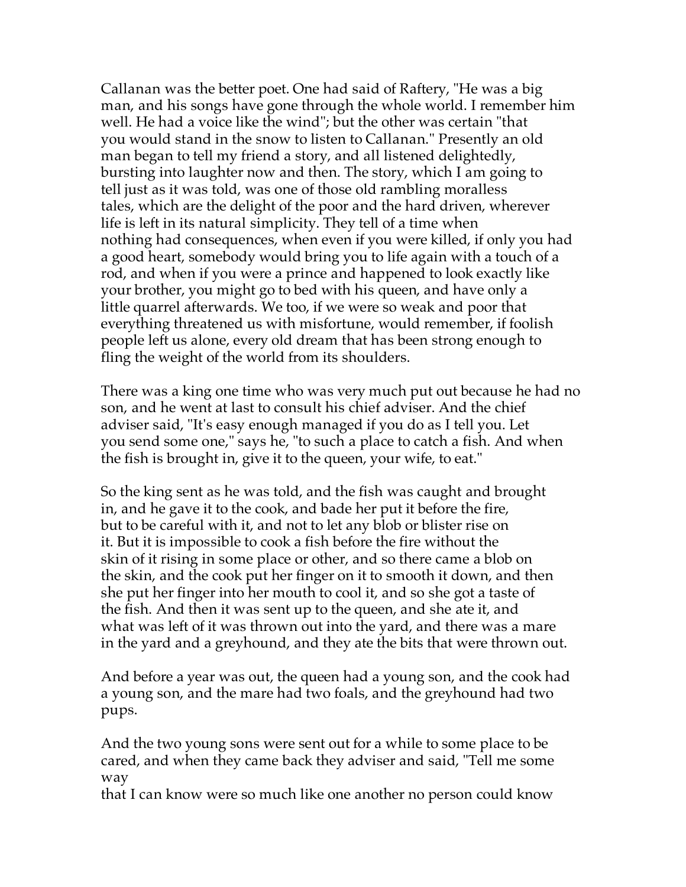Callanan was the better poet. One had said of Raftery, "He was a big man, and his songs have gone through the whole world. I remember him well. He had a voice like the wind"; but the other was certain "that you would stand in the snow to listen to Callanan." Presently an old man began to tell my friend a story, and all listened delightedly, bursting into laughter now and then. The story, which I am going to tell just as it was told, was one of those old rambling moralless tales, which are the delight of the poor and the hard driven, wherever life is left in its natural simplicity. They tell of a time when nothing had consequences, when even if you were killed, if only you had a good heart, somebody would bring you to life again with a touch of a rod, and when if you were a prince and happened to look exactly like your brother, you might go to bed with his queen, and have only a little quarrel afterwards. We too, if we were so weak and poor that everything threatened us with misfortune, would remember, if foolish people left us alone, every old dream that has been strong enough to fling the weight of the world from its shoulders.

There was a king one time who was very much put out because he had no son, and he went at last to consult his chief adviser. And the chief adviser said, "It's easy enough managed if you do as I tell you. Let you send some one," says he, "to such a place to catch a fish. And when the fish is brought in, give it to the queen, your wife, to eat."

So the king sent as he was told, and the fish was caught and brought in, and he gave it to the cook, and bade her put it before the fire, but to be careful with it, and not to let any blob or blister rise on it. But it is impossible to cook a fish before the fire without the skin of it rising in some place or other, and so there came a blob on the skin, and the cook put her finger on it to smooth it down, and then she put her finger into her mouth to cool it, and so she got a taste of the fish. And then it was sent up to the queen, and she ate it, and what was left of it was thrown out into the yard, and there was a mare in the yard and a greyhound, and they ate the bits that were thrown out.

And before a year was out, the queen had a young son, and the cook had a young son, and the mare had two foals, and the greyhound had two pups.

And the two young sons were sent out for a while to some place to be cared, and when they came back they adviser and said, "Tell me some way
that I can know were so much like one another no person could know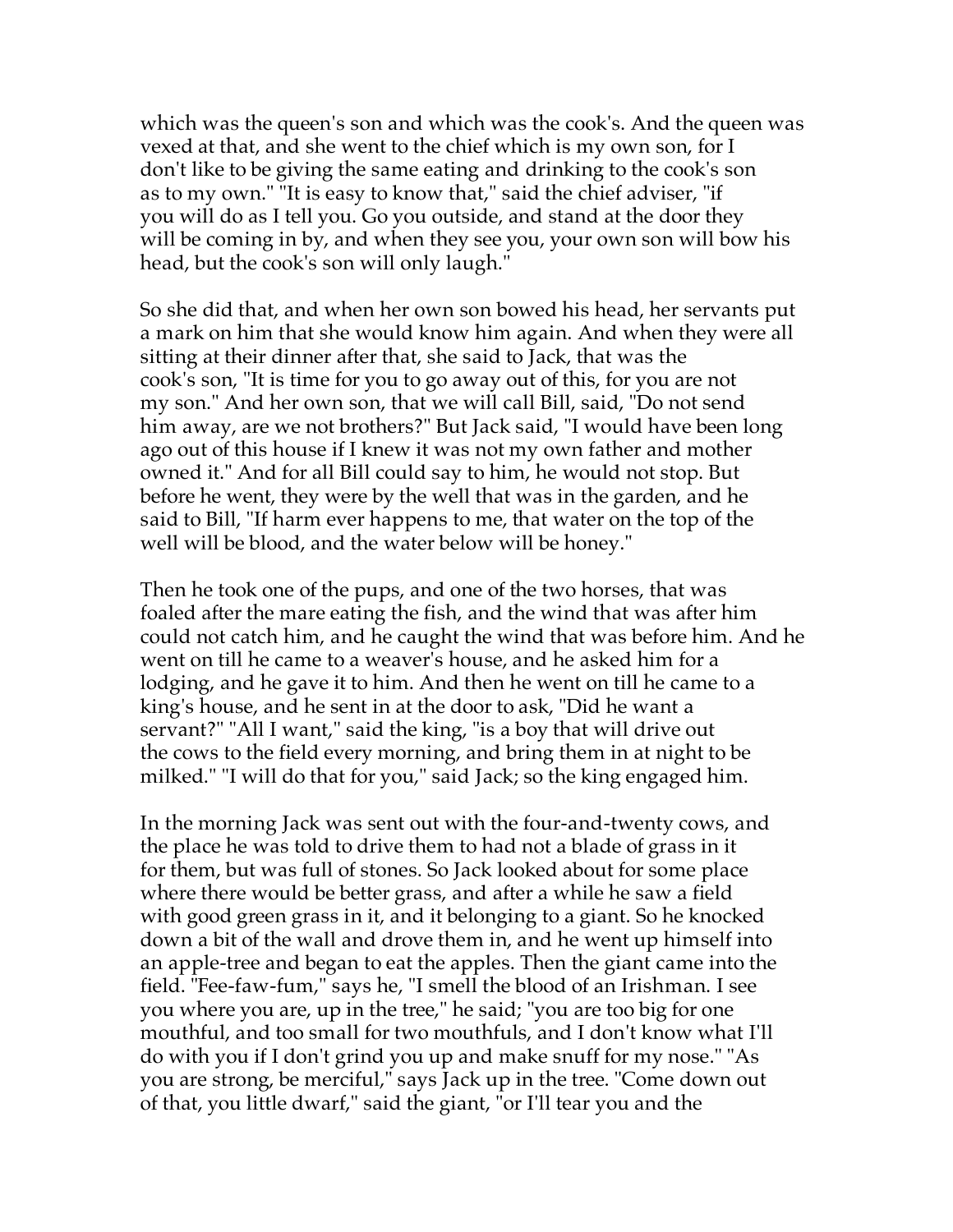which was the queen's son and which was the cook's. And the queen was vexed at that, and she went to the chief which is my own son, for I don't like to be giving the same eating and drinking to the cook's son as to my own." "It is easy to know that," said the chief adviser, "if you will do as I tell you. Go you outside, and stand at the door they will be coming in by, and when they see you, your own son will bow his head, but the cook's son will only laugh."

So she did that, and when her own son bowed his head, her servants put a mark on him that she would know him again. And when they were all sitting at their dinner after that, she said to Jack, that was the cook's son, "It is time for you to go away out of this, for you are not my son." And her own son, that we will call Bill, said, "Do not send him away, are we not brothers?" But Jack said, "I would have been long ago out of this house if I knew it was not my own father and mother owned it." And for all Bill could say to him, he would not stop. But before he went, they were by the well that was in the garden, and he said to Bill, "If harm ever happens to me, that water on the top of the well will be blood, and the water below will be honey."

Then he took one of the pups, and one of the two horses, that was foaled after the mare eating the fish, and the wind that was after him could not catch him, and he caught the wind that was before him. And he went on till he came to a weaver's house, and he asked him for a lodging, and he gave it to him. And then he went on till he came to a king's house, and he sent in at the door to ask, "Did he want a servant?" "All I want," said the king, "is a boy that will drive out the cows to the field every morning, and bring them in at night to be milked." "I will do that for you," said Jack; so the king engaged him.

In the morning Jack was sent out with the four-and-twenty cows, and the place he was told to drive them to had not a blade of grass in it for them, but was full of stones. So Jack looked about for some place where there would be better grass, and after a while he saw a field with good green grass in it, and it belonging to a giant. So he knocked down a bit of the wall and drove them in, and he went up himself into an apple-tree and began to eat the apples. Then the giant came into the field. "Fee-faw-fum," says he, "I smell the blood of an Irishman. I see you where you are, up in the tree," he said; "you are too big for one mouthful, and too small for two mouthfuls, and I don't know what I'll do with you if I don't grind you up and make snuff for my nose." "As you are strong, be merciful," says Jack up in the tree. "Come down out of that, you little dwarf," said the giant, "or I'll tear you and the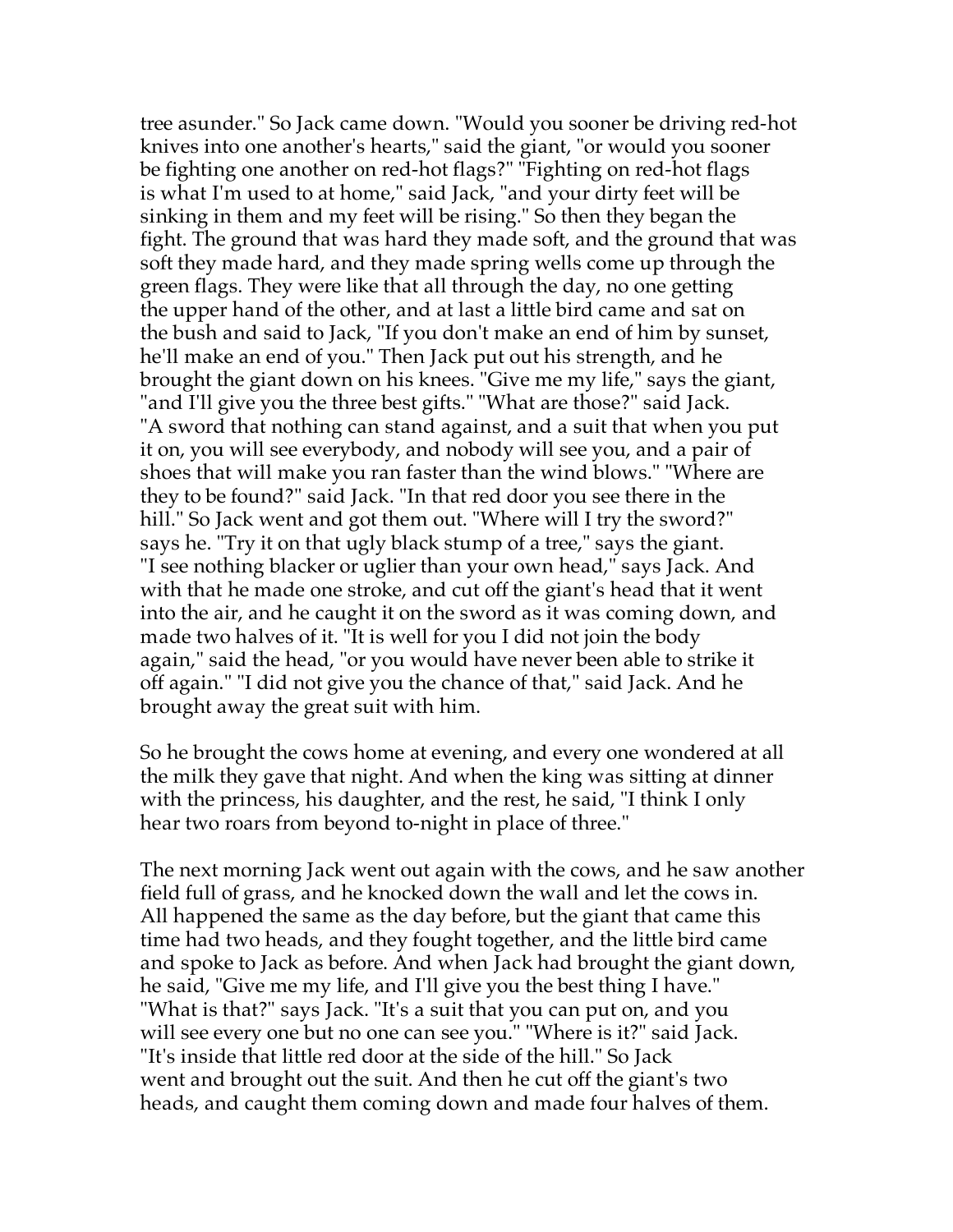tree asunder." So Jack came down. "Would you sooner be driving red-hot knives into one another's hearts," said the giant, "or would you sooner be fighting one another on red-hot flags?" "Fighting on red-hot flags is what I'm used to at home," said Jack, "and your dirty feet will be sinking in them and my feet will be rising." So then they began the fight. The ground that was hard they made soft, and the ground that was soft they made hard, and they made spring wells come up through the green flags. They were like that all through the day, no one getting the upper hand of the other, and at last a little bird came and sat on the bush and said to Jack, "If you don't make an end of him by sunset, he'll make an end of you." Then Jack put out his strength, and he brought the giant down on his knees. "Give me my life," says the giant, "and I'll give you the three best gifts." "What are those?" said Jack. "A sword that nothing can stand against, and a suit that when you put it on, you will see everybody, and nobody will see you, and a pair of shoes that will make you ran faster than the wind blows." "Where are they to be found?" said Jack. "In that red door you see there in the hill." So Jack went and got them out. "Where will I try the sword?" says he. "Try it on that ugly black stump of a tree," says the giant. "I see nothing blacker or uglier than your own head," says Jack. And with that he made one stroke, and cut off the giant's head that it went into the air, and he caught it on the sword as it was coming down, and made two halves of it. "It is well for you I did not join the body again," said the head, "or you would have never been able to strike it off again." "I did not give you the chance of that," said Jack. And he brought away the great suit with him.

So he brought the cows home at evening, and every one wondered at all the milk they gave that night. And when the king was sitting at dinner with the princess, his daughter, and the rest, he said, "I think I only hear two roars from beyond to-night in place of three."

The next morning Jack went out again with the cows, and he saw another field full of grass, and he knocked down the wall and let the cows in. All happened the same as the day before, but the giant that came this time had two heads, and they fought together, and the little bird came and spoke to Jack as before. And when Jack had brought the giant down, he said, "Give me my life, and I'll give you the best thing I have." "What is that?" says Jack. "It's a suit that you can put on, and you will see every one but no one can see you." "Where is it?" said Jack. "It's inside that little red door at the side of the hill." So Jack went and brought out the suit. And then he cut off the giant's two heads, and caught them coming down and made four halves of them.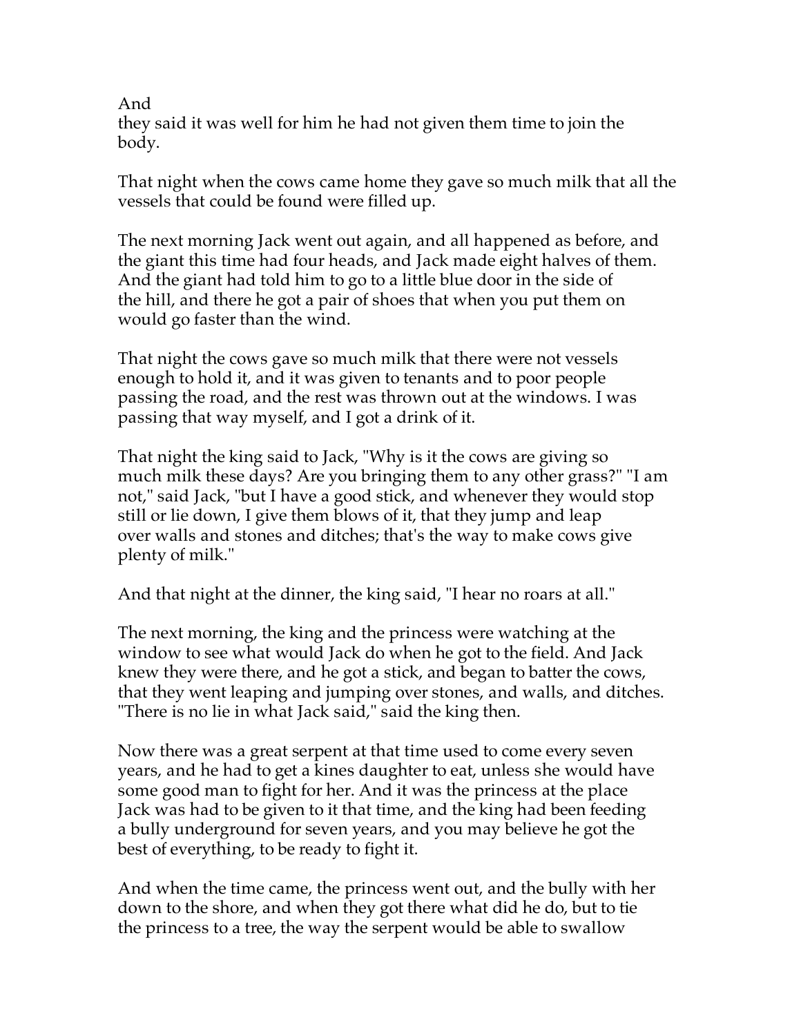And
they said it was well for him he had not given them time to join the body.

That night when the cows came home they gave so much milk that all the vessels that could be found were filled up.

The next morning Jack went out again, and all happened as before, and the giant this time had four heads, and Jack made eight halves of them. And the giant had told him to go to a little blue door in the side of the hill, and there he got a pair of shoes that when you put them on would go faster than the wind.

That night the cows gave so much milk that there were not vessels enough to hold it, and it was given to tenants and to poor people passing the road, and the rest was thrown out at the windows. I was passing that way myself, and I got a drink of it.

That night the king said to Jack, "Why is it the cows are giving so much milk these days? Are you bringing them to any other grass?" "I am not," said Jack, "but I have a good stick, and whenever they would stop still or lie down, I give them blows of it, that they jump and leap over walls and stones and ditches; that's the way to make cows give plenty of milk."

And that night at the dinner, the king said, "I hear no roars at all."

The next morning, the king and the princess were watching at the window to see what would Jack do when he got to the field. And Jack knew they were there, and he got a stick, and began to batter the cows, that they went leaping and jumping over stones, and walls, and ditches. "There is no lie in what Jack said," said the king then.

Now there was a great serpent at that time used to come every seven years, and he had to get a kines daughter to eat, unless she would have some good man to fight for her. And it was the princess at the place Jack was had to be given to it that time, and the king had been feeding a bully underground for seven years, and you may believe he got the best of everything, to be ready to fight it.

And when the time came, the princess went out, and the bully with her down to the shore, and when they got there what did he do, but to tie the princess to a tree, the way the serpent would be able to swallow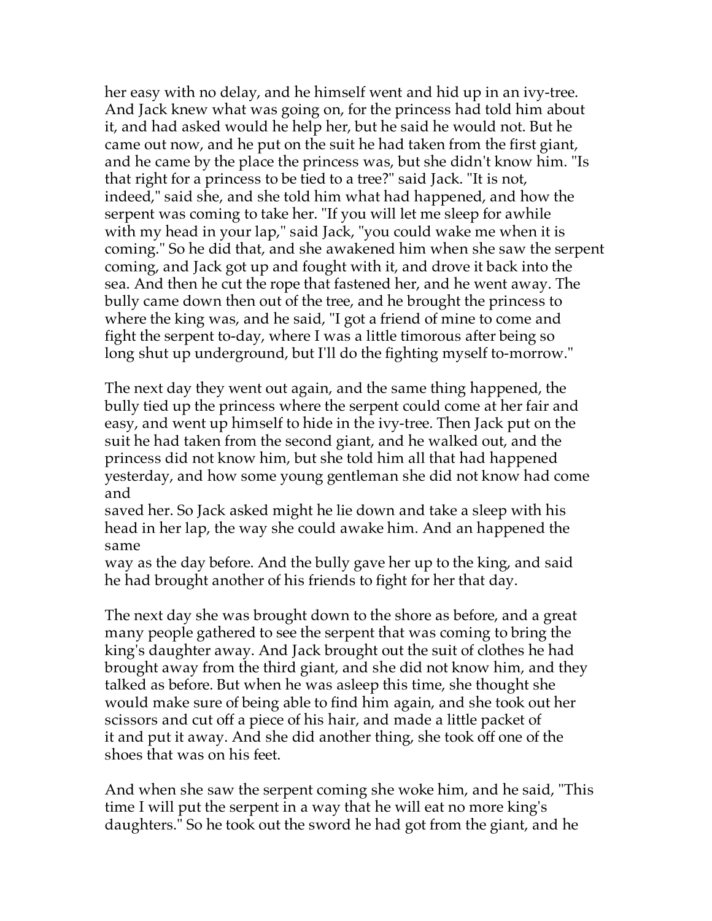her easy with no delay, and he himself went and hid up in an ivy-tree. And Jack knew what was going on, for the princess had told him about it, and had asked would he help her, but he said he would not. But he came out now, and he put on the suit he had taken from the first giant, and he came by the place the princess was, but she didn't know him. "Is that right for a princess to be tied to a tree?" said Jack. "It is not, indeed," said she, and she told him what had happened, and how the serpent was coming to take her. "If you will let me sleep for awhile with my head in your lap," said Jack, "you could wake me when it is coming." So he did that, and she awakened him when she saw the serpent coming, and Jack got up and fought with it, and drove it back into the sea. And then he cut the rope that fastened her, and he went away. The bully came down then out of the tree, and he brought the princess to where the king was, and he said, "I got a friend of mine to come and fight the serpent to-day, where I was a little timorous after being so long shut up underground, but I'll do the fighting myself to-morrow."

The next day they went out again, and the same thing happened, the bully tied up the princess where the serpent could come at her fair and easy, and went up himself to hide in the ivy-tree. Then Jack put on the suit he had taken from the second giant, and he walked out, and the princess did not know him, but she told him all that had happened yesterday, and how some young gentleman she did not know had come and saved her. So Jack asked might he lie down and take a sleep with his head in her lap, the way she could awake him. And an happened the same way as the day before. And the bully gave her up to the king, and said he had brought another of his friends to fight for her that day.

The next day she was brought down to the shore as before, and a great many people gathered to see the serpent that was coming to bring the king's daughter away. And Jack brought out the suit of clothes he had brought away from the third giant, and she did not know him, and they talked as before. But when he was asleep this time, she thought she would make sure of being able to find him again, and she took out her scissors and cut off a piece of his hair, and made a little packet of it and put it away. And she did another thing, she took off one of the shoes that was on his feet.

And when she saw the serpent coming she woke him, and he said, "This time I will put the serpent in a way that he will eat no more king's daughters." So he took out the sword he had got from the giant, and he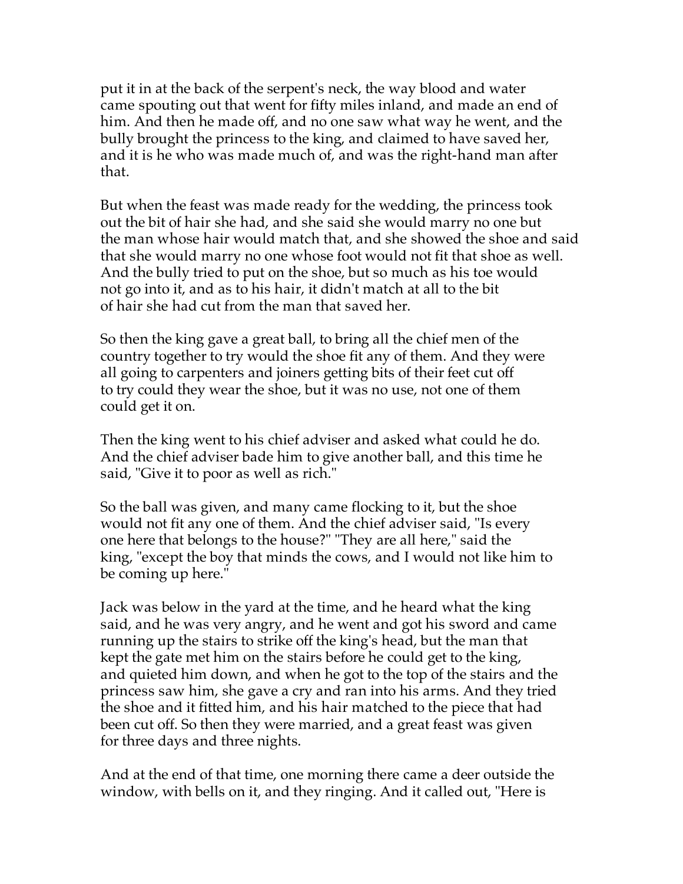put it in at the back of the serpent's neck, the way blood and water came spouting out that went for fifty miles inland, and made an end of him. And then he made off, and no one saw what way he went, and the bully brought the princess to the king, and claimed to have saved her, and it is he who was made much of, and was the right-hand man after that.

But when the feast was made ready for the wedding, the princess took out the bit of hair she had, and she said she would marry no one but the man whose hair would match that, and she showed the shoe and said that she would marry no one whose foot would not fit that shoe as well. And the bully tried to put on the shoe, but so much as his toe would not go into it, and as to his hair, it didn't match at all to the bit of hair she had cut from the man that saved her.

So then the king gave a great ball, to bring all the chief men of the country together to try would the shoe fit any of them. And they were all going to carpenters and joiners getting bits of their feet cut off to try could they wear the shoe, but it was no use, not one of them could get it on.

Then the king went to his chief adviser and asked what could he do. And the chief adviser bade him to give another ball, and this time he said, "Give it to poor as well as rich."

So the ball was given, and many came flocking to it, but the shoe would not fit any one of them. And the chief adviser said, "Is every one here that belongs to the house?" "They are all here," said the king, "except the boy that minds the cows, and I would not like him to be coming up here."

Jack was below in the yard at the time, and he heard what the king said, and he was very angry, and he went and got his sword and came running up the stairs to strike off the king's head, but the man that kept the gate met him on the stairs before he could get to the king, and quieted him down, and when he got to the top of the stairs and the princess saw him, she gave a cry and ran into his arms. And they tried the shoe and it fitted him, and his hair matched to the piece that had been cut off. So then they were married, and a great feast was given for three days and three nights.

And at the end of that time, one morning there came a deer outside the window, with bells on it, and they ringing. And it called out, "Here is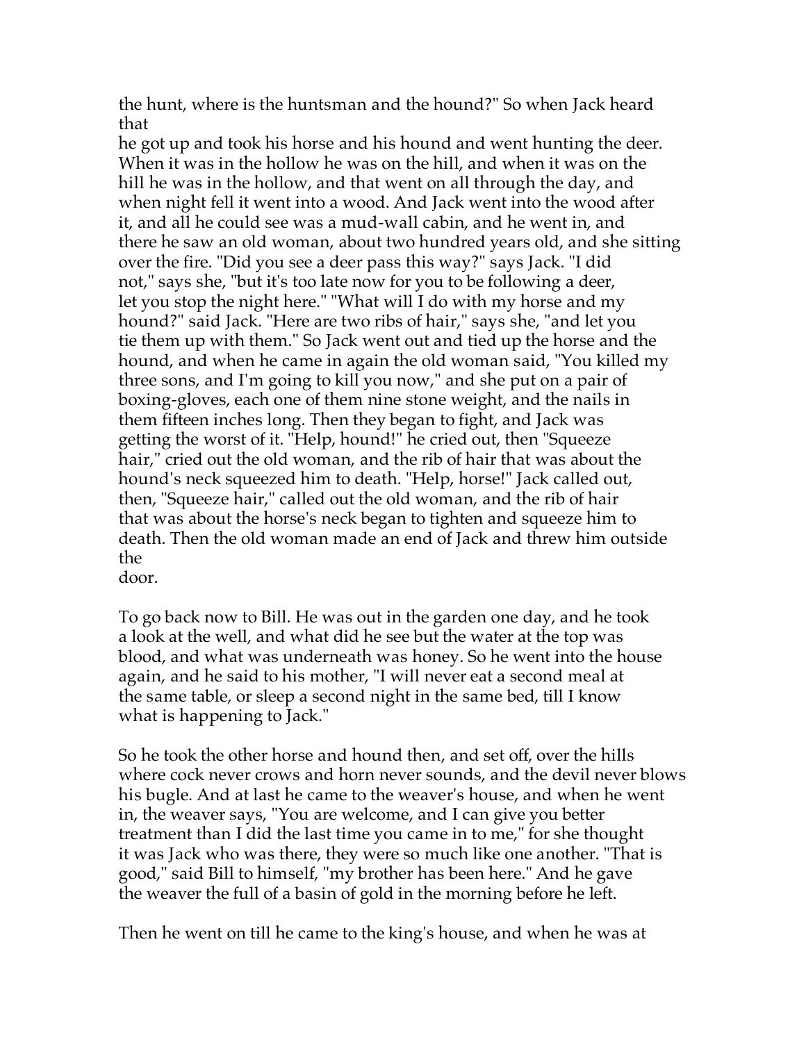the hunt, where is the huntsman and the hound?" So when Jack heard that
he got up and took his horse and his hound and went hunting the deer. When it was in the hollow he was on the hill, and when it was on the hill he was in the hollow, and that went on all through the day, and when night fell it went into a wood. And Jack went into the wood after it, and all he could see was a mud-wall cabin, and he went in, and there he saw an old woman, about two hundred years old, and she sitting over the fire. "Did you see a deer pass this way?" says Jack. "I did not," says she, "but it's too late now for you to be following a deer, let you stop the night here." "What will I do with my horse and my hound?" said Jack. "Here are two ribs of hair," says she, "and let you tie them up with them." So Jack went out and tied up the horse and the hound, and when he came in again the old woman said, "You killed my three sons, and I'm going to kill you now," and she put on a pair of boxing-gloves, each one of them nine stone weight, and the nails in them fifteen inches long. Then they began to fight, and Jack was getting the worst of it. "Help, hound!" he cried out, then "Squeeze hair," cried out the old woman, and the rib of hair that was about the hound's neck squeezed him to death. "Help, horse!" Jack called out, then, "Squeeze hair," called out the old woman, and the rib of hair that was about the horse's neck began to tighten and squeeze him to death. Then the old woman made an end of Jack and threw him outside the
door.

To go back now to Bill. He was out in the garden one day, and he took a look at the well, and what did he see but the water at the top was blood, and what was underneath was honey. So he went into the house again, and he said to his mother, "I will never eat a second meal at the same table, or sleep a second night in the same bed, till I know what is happening to Jack."

So he took the other horse and hound then, and set off, over the hills where cock never crows and horn never sounds, and the devil never blows his bugle. And at last he came to the weaver's house, and when he went in, the weaver says, "You are welcome, and I can give you better treatment than I did the last time you came in to me," for she thought it was Jack who was there, they were so much like one another. "That is good," said Bill to himself, "my brother has been here." And he gave the weaver the full of a basin of gold in the morning before he left.

Then he went on till he came to the king's house, and when he was at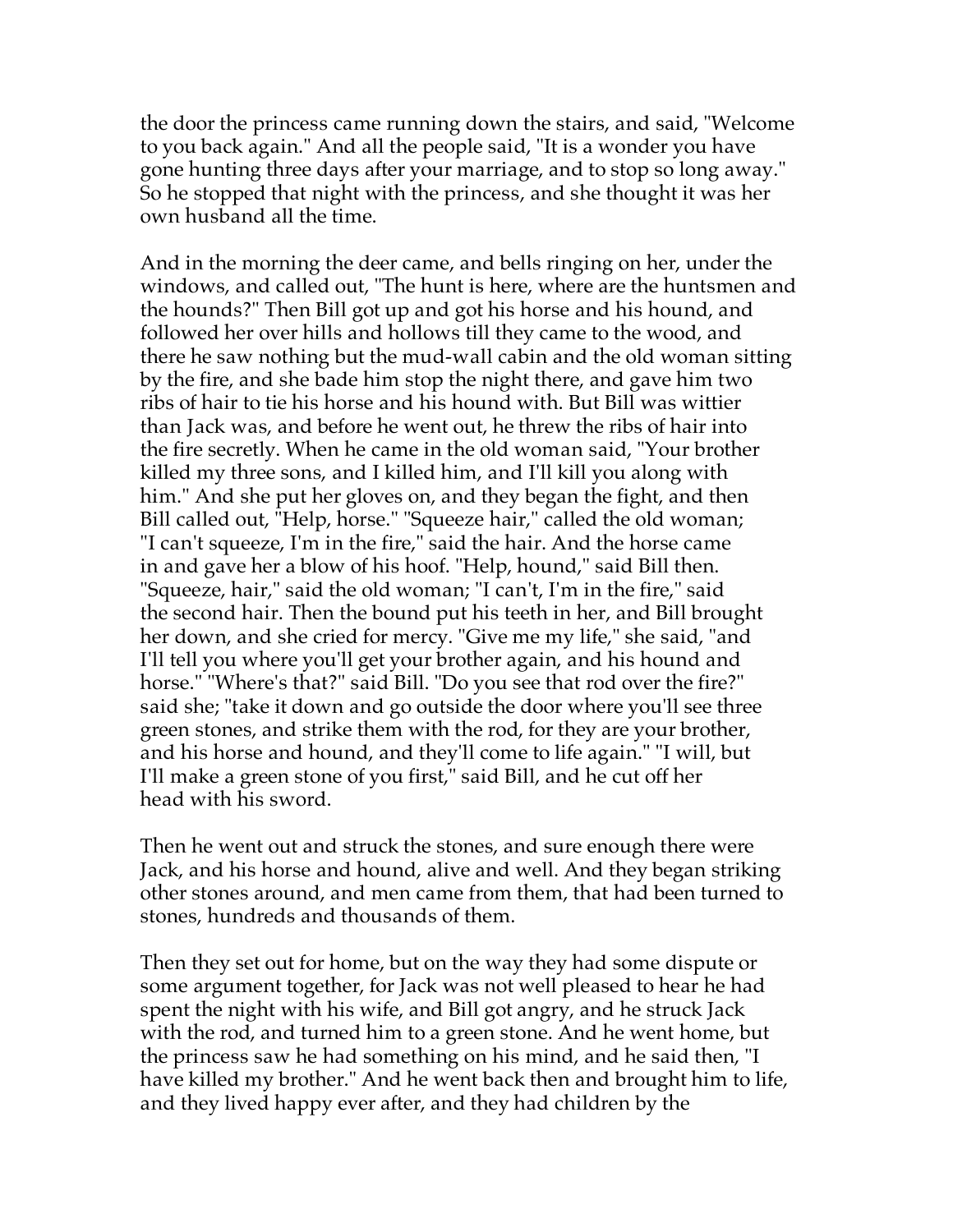the door the princess came running down the stairs, and said, "Welcome to you back again." And all the people said, "It is a wonder you have gone hunting three days after your marriage, and to stop so long away." So he stopped that night with the princess, and she thought it was her own husband all the time.

And in the morning the deer came, and bells ringing on her, under the windows, and called out, "The hunt is here, where are the huntsmen and the hounds?" Then Bill got up and got his horse and his hound, and followed her over hills and hollows till they came to the wood, and there he saw nothing but the mud-wall cabin and the old woman sitting by the fire, and she bade him stop the night there, and gave him two ribs of hair to tie his horse and his hound with. But Bill was wittier than Jack was, and before he went out, he threw the ribs of hair into the fire secretly. When he came in the old woman said, "Your brother killed my three sons, and I killed him, and I'll kill you along with him." And she put her gloves on, and they began the fight, and then Bill called out, "Help, horse." "Squeeze hair," called the old woman; "I can't squeeze, I'm in the fire," said the hair. And the horse came in and gave her a blow of his hoof. "Help, hound," said Bill then. "Squeeze, hair," said the old woman; "I can't, I'm in the fire," said the second hair. Then the bound put his teeth in her, and Bill brought her down, and she cried for mercy. "Give me my life," she said, "and I'll tell you where you'll get your brother again, and his hound and horse." "Where's that?" said Bill. "Do you see that rod over the fire?" said she; "take it down and go outside the door where you'll see three green stones, and strike them with the rod, for they are your brother, and his horse and hound, and they'll come to life again." "I will, but I'll make a green stone of you first," said Bill, and he cut off her head with his sword.

Then he went out and struck the stones, and sure enough there were Jack, and his horse and hound, alive and well. And they began striking other stones around, and men came from them, that had been turned to stones, hundreds and thousands of them.

Then they set out for home, but on the way they had some dispute or some argument together, for Jack was not well pleased to hear he had spent the night with his wife, and Bill got angry, and he struck Jack with the rod, and turned him to a green stone. And he went home, but the princess saw he had something on his mind, and he said then, "I have killed my brother." And he went back then and brought him to life, and they lived happy ever after, and they had children by the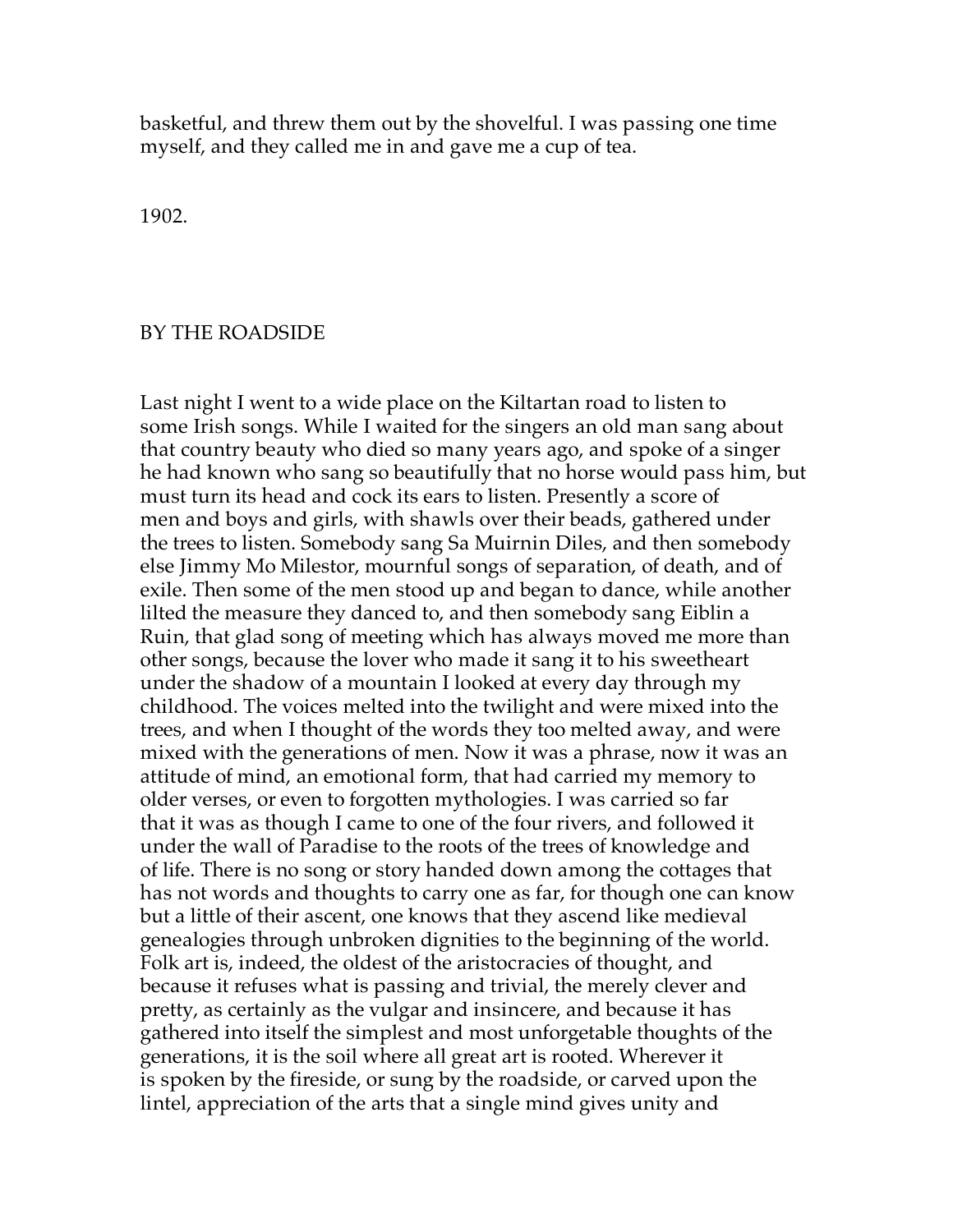basketful, and threw them out by the shovelful. I was passing one time myself, and they called me in and gave me a cup of tea.

1902.

## BY THE ROADSIDE

Last night I went to a wide place on the Kiltartan road to listen to some Irish songs. While I waited for the singers an old man sang about that country beauty who died so many years ago, and spoke of a singer he had known who sang so beautifully that no horse would pass him, but must turn its head and cock its ears to listen. Presently a score of men and boys and girls, with shawls over their beads, gathered under the trees to listen. Somebody sang Sa Muirnin Diles, and then somebody else Jimmy Mo Milestor, mournful songs of separation, of death, and of exile. Then some of the men stood up and began to dance, while another lilted the measure they danced to, and then somebody sang Eiblin a Ruin, that glad song of meeting which has always moved me more than other songs, because the lover who made it sang it to his sweetheart under the shadow of a mountain I looked at every day through my childhood. The voices melted into the twilight and were mixed into the trees, and when I thought of the words they too melted away, and were mixed with the generations of men. Now it was a phrase, now it was an attitude of mind, an emotional form, that had carried my memory to older verses, or even to forgotten mythologies. I was carried so far that it was as though I came to one of the four rivers, and followed it under the wall of Paradise to the roots of the trees of knowledge and of life. There is no song or story handed down among the cottages that has not words and thoughts to carry one as far, for though one can know but a little of their ascent, one knows that they ascend like medieval genealogies through unbroken dignities to the beginning of the world. Folk art is, indeed, the oldest of the aristocracies of thought, and because it refuses what is passing and trivial, the merely clever and pretty, as certainly as the vulgar and insincere, and because it has gathered into itself the simplest and most unforgetable thoughts of the generations, it is the soil where all great art is rooted. Wherever it is spoken by the fireside, or sung by the roadside, or carved upon the lintel, appreciation of the arts that a single mind gives unity and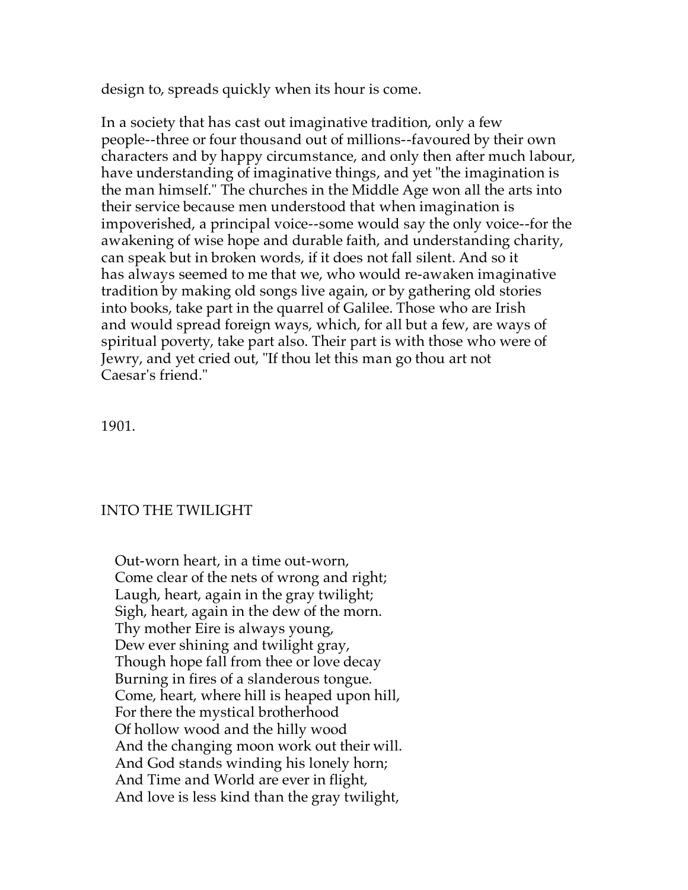design to, spreads quickly when its hour is come.

In a society that has cast out imaginative tradition, only a few people--three or four thousand out of millions--favoured by their own characters and by happy circumstance, and only then after much labour, have understanding of imaginative things, and yet "the imagination is the man himself." The churches in the Middle Age won all the arts into their service because men understood that when imagination is impoverished, a principal voice--some would say the only voice--for the awakening of wise hope and durable faith, and understanding charity, can speak but in broken words, if it does not fall silent. And so it has always seemed to me that we, who would re-awaken imaginative tradition by making old songs live again, or by gathering old stories into books, take part in the quarrel of Galilee. Those who are Irish and would spread foreign ways, which, for all but a few, are ways of spiritual poverty, take part also. Their part is with those who were of Jewry, and yet cried out, "If thou let this man go thou art not Caesar's friend."

1901.

## INTO THE TWILIGHT

Out-worn heart, in a time out-worn,  
Come clear of the nets of wrong and right;  
Laugh, heart, again in the gray twilight;  
Sigh, heart, again in the dew of the morn.  
Thy mother Eire is always young,  
Dew ever shining and twilight gray,  
Though hope fall from thee or love decay  
Burning in fires of a slanderous tongue.  
Come, heart, where hill is heaped upon hill,  
For there the mystical brotherhood  
Of hollow wood and the hilly wood  
And the changing moon work out their will.  
And God stands winding his lonely horn;  
And Time and World are ever in flight,  
And love is less kind than the gray twilight,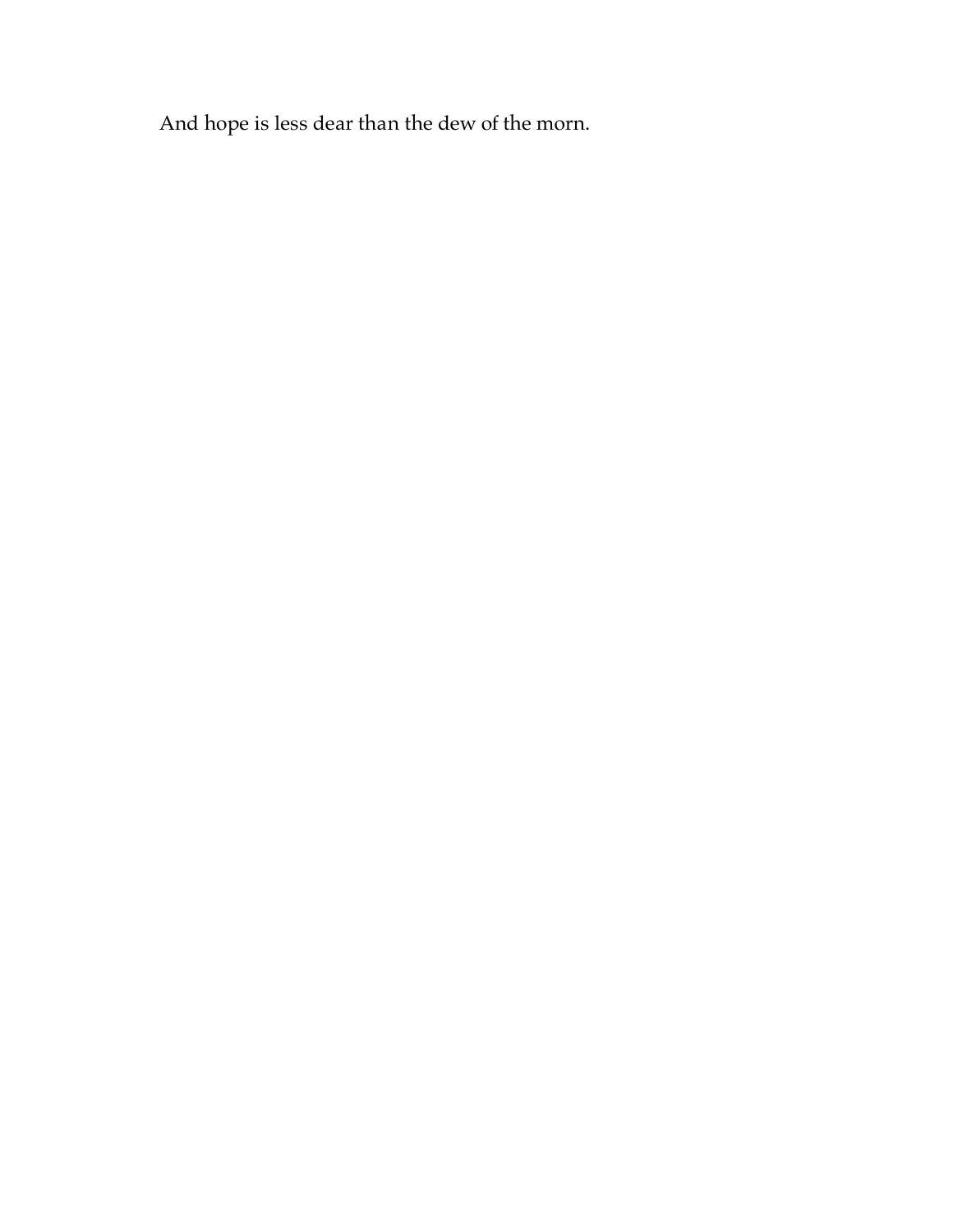And hope is less dear than the dew of the morn.